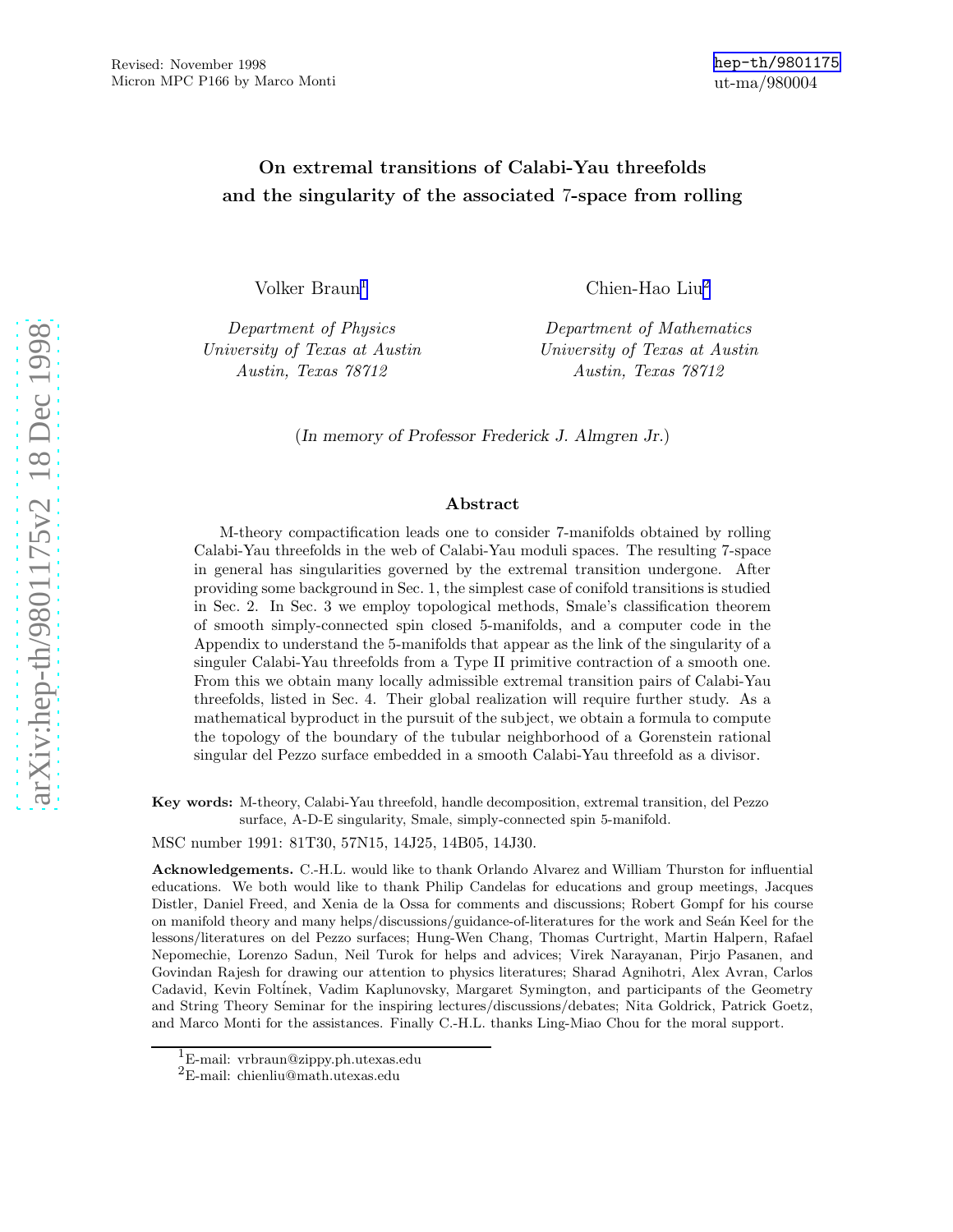Revised: November 1998
Micron MPC P166 by Marco Monti

hep-th/9801175
ut-ma/980004

# On extremal transitions of Calabi-Yau threefolds and the singularity of the associated 7-space from rolling

Volker Braun[1]
*Department of Physics*
*University of Texas at Austin*
*Austin, Texas 78712*

Chien-Hao Liu[2]
*Department of Mathematics*
*University of Texas at Austin*
*Austin, Texas 78712*

(*In memory of Professor Frederick J. Almgren Jr.*)

## Abstract

M-theory compactification leads one to consider 7-manifolds obtained by rolling Calabi-Yau threefolds in the web of Calabi-Yau moduli spaces. The resulting 7-space in general has singularities governed by the extremal transition undergone. After providing some background in Sec. 1, the simplest case of conifold transitions is studied in Sec. 2. In Sec. 3 we employ topological methods, Smale's classification theorem of smooth simply-connected spin closed 5-manifolds, and a computer code in the Appendix to understand the 5-manifolds that appear as the link of the singularity of a singuler Calabi-Yau threefolds from a Type II primitive contraction of a smooth one. From this we obtain many locally admissible extremal transition pairs of Calabi-Yau threefolds, listed in Sec. 4. Their global realization will require further study. As a mathematical byproduct in the pursuit of the subject, we obtain a formula to compute the topology of the boundary of the tubular neighborhood of a Gorenstein rational singular del Pezzo surface embedded in a smooth Calabi-Yau threefold as a divisor.

**Key words:** M-theory, Calabi-Yau threefold, handle decomposition, extremal transition, del Pezzo surface, A-D-E singularity, Smale, simply-connected spin 5-manifold.

MSC number 1991: 81T30, 57N15, 14J25, 14B05, 14J30.

**Acknowledgements.** C.-H.L. would like to thank Orlando Alvarez and William Thurston for influential educations. We both would like to thank Philip Candelas for educations and group meetings, Jacques Distler, Daniel Freed, and Xenia de la Ossa for comments and discussions; Robert Gompf for his course on manifold theory and many helps/discussions/guidance-of-literatures for the work and Seán Keel for the lessons/literatures on del Pezzo surfaces; Hung-Wen Chang, Thomas Curtright, Martin Halpern, Rafael Nepomechie, Lorenzo Sadun, Neil Turok for helps and advices; Virek Narayanan, Pirjo Pasanen, and Govindan Rajesh for drawing our attention to physics literatures; Sharad Agnihotri, Alex Avran, Carlos Cadavid, Kevin Foltínek, Vadim Kaplunovsky, Margaret Symington, and participants of the Geometry and String Theory Seminar for the inspiring lectures/discussions/debates; Nita Goldrick, Patrick Goetz, and Marco Monti for the assistances. Finally C.-H.L. thanks Ling-Miao Chou for the moral support.

---

[1] E-mail: vrbraun@zippy.ph.utexas.edu
[2] E-mail: chienliu@math.utexas.edu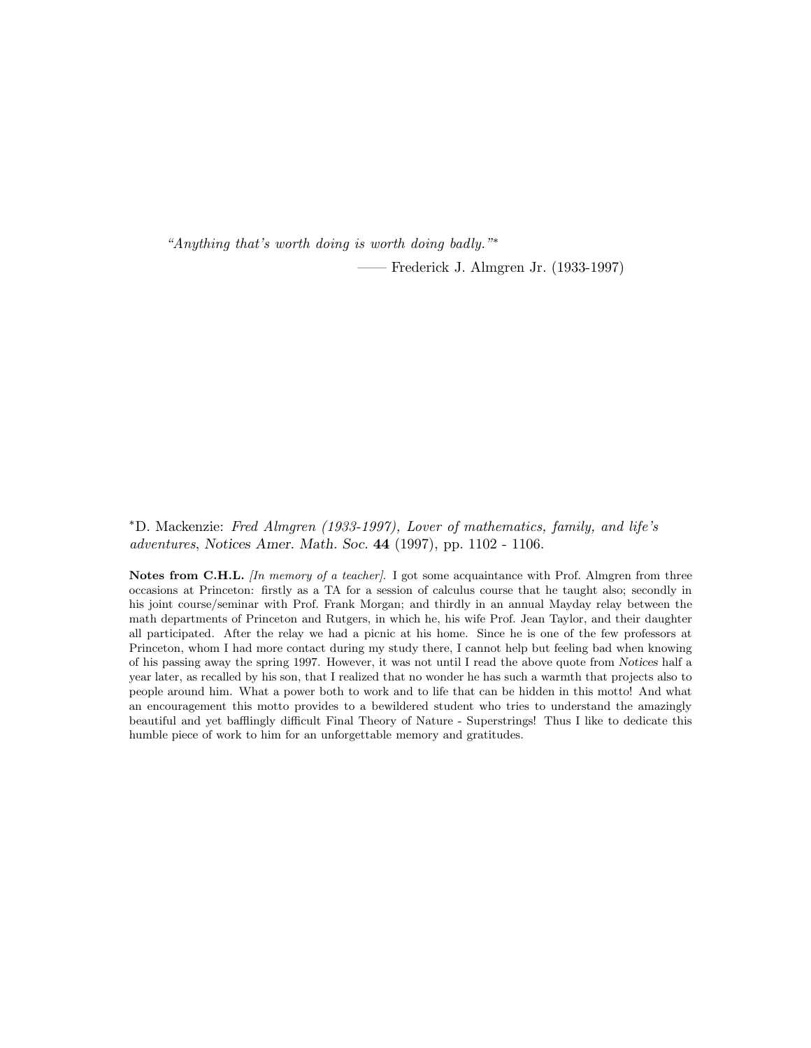*"Anything that's worth doing is worth doing badly."**

—— Frederick J. Almgren Jr. (1933-1997)

*D. Mackenzie: *Fred Almgren (1933-1997), Lover of mathematics, family, and life's adventures*, *Notices Amer. Math. Soc.* **44** (1997), pp. 1102 - 1106.

**Notes from C.H.L.** *[In memory of a teacher].* I got some acquaintance with Prof. Almgren from three occasions at Princeton: firstly as a TA for a session of calculus course that he taught also; secondly in his joint course/seminar with Prof. Frank Morgan; and thirdly in an annual Mayday relay between the math departments of Princeton and Rutgers, in which he, his wife Prof. Jean Taylor, and their daughter all participated. After the relay we had a picnic at his home. Since he is one of the few professors at Princeton, whom I had more contact during my study there, I cannot help but feeling bad when knowing of his passing away the spring 1997. However, it was not until I read the above quote from *Notices* half a year later, as recalled by his son, that I realized that no wonder he has such a warmth that projects also to people around him. What a power both to work and to life that can be hidden in this motto! And what an encouragement this motto provides to a bewildered student who tries to understand the amazingly beautiful and yet bafflingly difficult Final Theory of Nature - Superstrings! Thus I like to dedicate this humble piece of work to him for an unforgettable memory and gratitudes.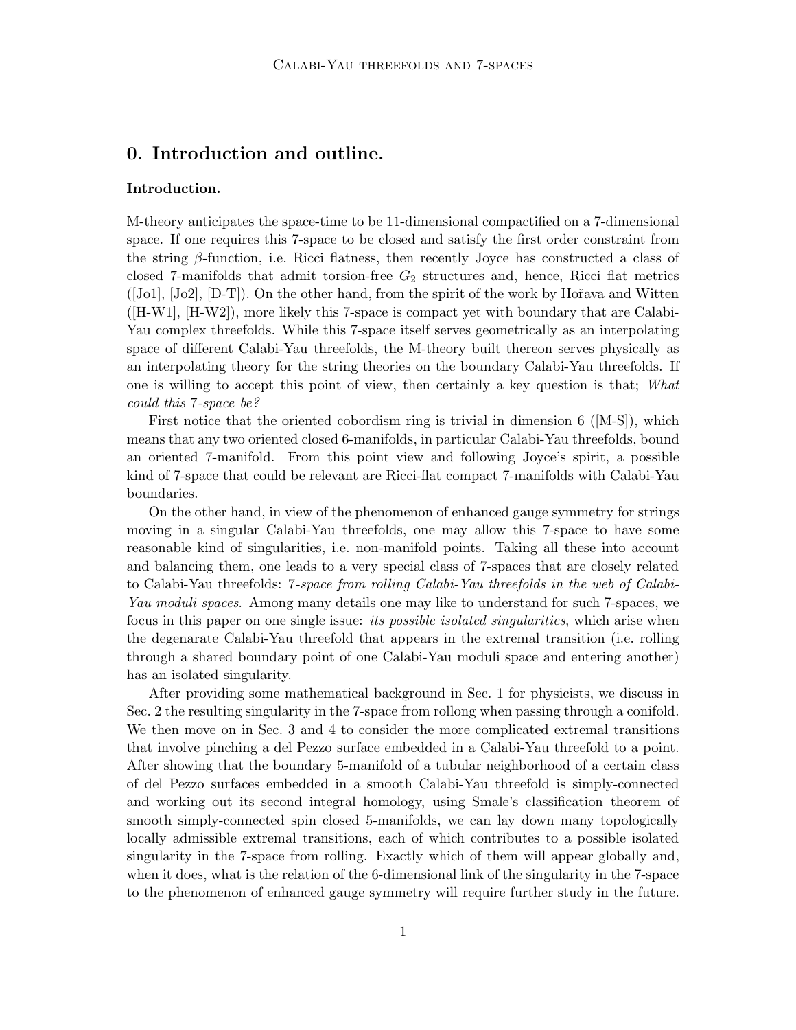## 0. Introduction and outline.

### Introduction.

M-theory anticipates the space-time to be 11-dimensional compactified on a 7-dimensional space. If one requires this 7-space to be closed and satisfy the first order constraint from the string $\beta$-function, i.e. Ricci flatness, then recently Joyce has constructed a class of closed 7-manifolds that admit torsion-free $G_2$ structures and, hence, Ricci flat metrics ([Jo1], [Jo2], [D-T]). On the other hand, from the spirit of the work by Hořava and Witten ([H-W1], [H-W2]), more likely this 7-space is compact yet with boundary that are Calabi-Yau complex threefolds. While this 7-space itself serves geometrically as an interpolating space of different Calabi-Yau threefolds, the M-theory built thereon serves physically as an interpolating theory for the string theories on the boundary Calabi-Yau threefolds. If one is willing to accept this point of view, then certainly a key question is that; *What could this 7-space be?*

First notice that the oriented cobordism ring is trivial in dimension 6 ([M-S]), which means that any two oriented closed 6-manifolds, in particular Calabi-Yau threefolds, bound an oriented 7-manifold. From this point view and following Joyce's spirit, a possible kind of 7-space that could be relevant are Ricci-flat compact 7-manifolds with Calabi-Yau boundaries.

On the other hand, in view of the phenomenon of enhanced gauge symmetry for strings moving in a singular Calabi-Yau threefolds, one may allow this 7-space to have some reasonable kind of singularities, i.e. non-manifold points. Taking all these into account and balancing them, one leads to a very special class of 7-spaces that are closely related to Calabi-Yau threefolds: *7-space from rolling Calabi-Yau threefolds in the web of Calabi-Yau moduli spaces*. Among many details one may like to understand for such 7-spaces, we focus in this paper on one single issue: *its possible isolated singularities*, which arise when the degenarate Calabi-Yau threefold that appears in the extremal transition (i.e. rolling through a shared boundary point of one Calabi-Yau moduli space and entering another) has an isolated singularity.

After providing some mathematical background in Sec. 1 for physicists, we discuss in Sec. 2 the resulting singularity in the 7-space from rollong when passing through a conifold. We then move on in Sec. 3 and 4 to consider the more complicated extremal transitions that involve pinching a del Pezzo surface embedded in a Calabi-Yau threefold to a point. After showing that the boundary 5-manifold of a tubular neighborhood of a certain class of del Pezzo surfaces embedded in a smooth Calabi-Yau threefold is simply-connected and working out its second integral homology, using Smale's classification theorem of smooth simply-connected spin closed 5-manifolds, we can lay down many topologically locally admissible extremal transitions, each of which contributes to a possible isolated singularity in the 7-space from rolling. Exactly which of them will appear globally and, when it does, what is the relation of the 6-dimensional link of the singularity in the 7-space to the phenomenon of enhanced gauge symmetry will require further study in the future.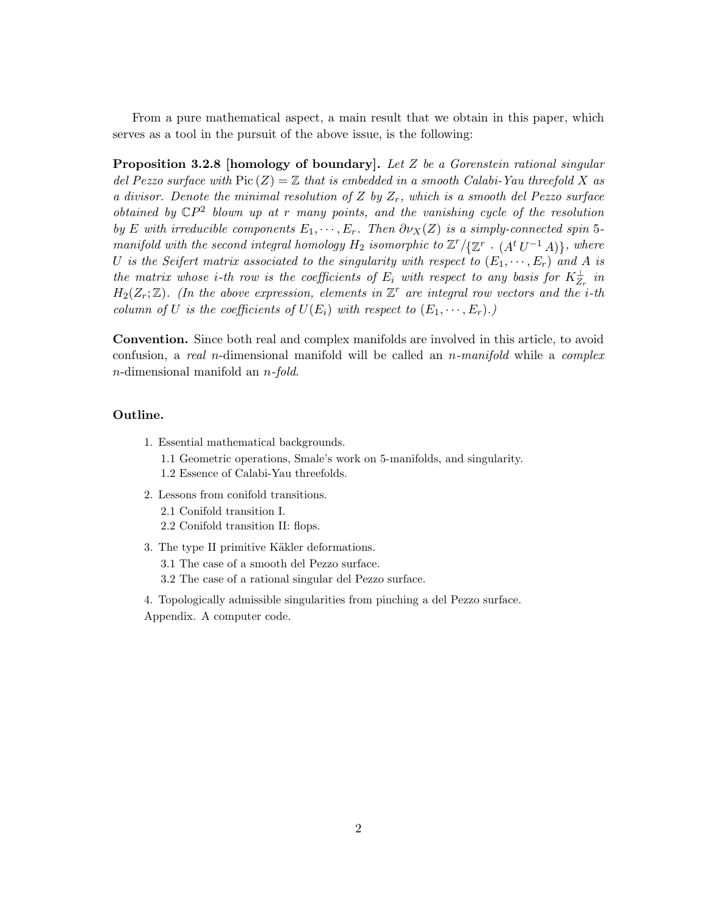From a pure mathematical aspect, a main result that we obtain in this paper, which serves as a tool in the pursuit of the above issue, is the following:

**Proposition 3.2.8 [homology of boundary].** *Let $Z$ be a Gorenstein rational singular del Pezzo surface with $\mathrm{Pic}\,(Z) = \mathbb{Z}$ that is embedded in a smooth Calabi-Yau threefold $X$ as a divisor. Denote the minimal resolution of $Z$ by $Z_r$, which is a smooth del Pezzo surface obtained by $\mathbb{C}P^2$ blown up at $r$ many points, and the vanishing cycle of the resolution by $E$ with irreducible components $E_1, \cdots, E_r$. Then $\partial\nu_X(Z)$ is a simply-connected spin 5-manifold with the second integral homology $H_2$ isomorphic to $\mathbb{Z}^r/\{\mathbb{Z}^r \cdot (A^t\, U^{-1}\, A)\}$, where $U$ is the Seifert matrix associated to the singularity with respect to $(E_1, \cdots, E_r)$ and $A$ is the matrix whose $i$-th row is the coefficients of $E_i$ with respect to any basis for $K_{Z_r}^{\perp}$ in $H_2(Z_r; \mathbb{Z})$. (In the above expression, elements in $\mathbb{Z}^r$ are integral row vectors and the $i$-th column of $U$ is the coefficients of $U(E_i)$ with respect to $(E_1, \cdots, E_r)$.)*

**Convention.** Since both real and complex manifolds are involved in this article, to avoid confusion, a *real* $n$-dimensional manifold will be called an *$n$-manifold* while a *complex* $n$-dimensional manifold an *$n$-fold*.

**Outline.**

1. Essential mathematical backgrounds.
   - 1.1 Geometric operations, Smale's work on 5-manifolds, and singularity.
   - 1.2 Essence of Calabi-Yau threefolds.
2. Lessons from conifold transitions.
   - 2.1 Conifold transition I.
   - 2.2 Conifold transition II: flops.
3. The type II primitive Käkler deformations.
   - 3.1 The case of a smooth del Pezzo surface.
   - 3.2 The case of a rational singular del Pezzo surface.
4. Topologically admissible singularities from pinching a del Pezzo surface.

Appendix. A computer code.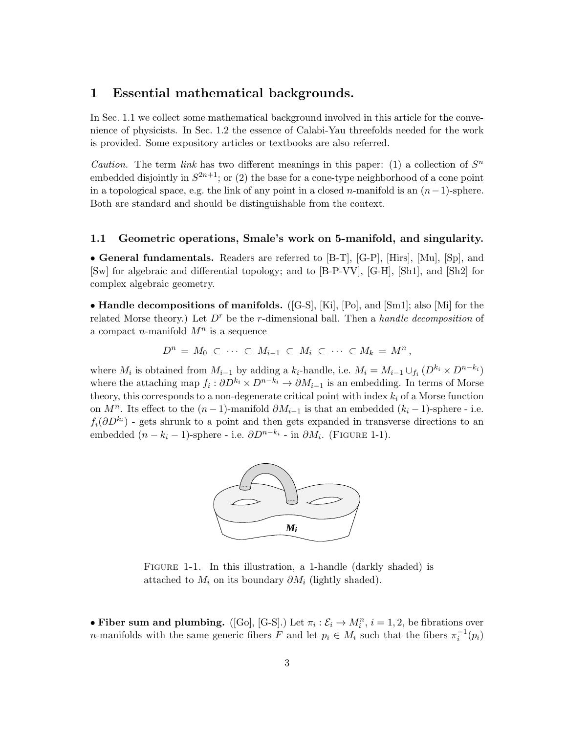# 1 Essential mathematical backgrounds.

In Sec. 1.1 we collect some mathematical background involved in this article for the convenience of physicists. In Sec. 1.2 the essence of Calabi-Yau threefolds needed for the work is provided. Some expository articles or textbooks are also referred.

*Caution.* The term *link* has two different meanings in this paper: (1) a collection of $S^n$ embedded disjointly in $S^{2n+1}$; or (2) the base for a cone-type neighborhood of a cone point in a topological space, e.g. the link of any point in a closed $n$-manifold is an $(n-1)$-sphere. Both are standard and should be distinguishable from the context.

## 1.1 Geometric operations, Smale's work on 5-manifold, and singularity.

• **General fundamentals.** Readers are referred to [B-T], [G-P], [Hirs], [Mu], [Sp], and [Sw] for algebraic and differential topology; and to [B-P-VV], [G-H], [Sh1], and [Sh2] for complex algebraic geometry.

• **Handle decompositions of manifolds.** ([G-S], [Ki], [Po], and [Sm1]; also [Mi] for the related Morse theory.) Let $D^r$ be the $r$-dimensional ball. Then a *handle decomposition* of a compact $n$-manifold $M^n$ is a sequence

$$D^n = M_0 \subset \cdots \subset M_{i-1} \subset M_i \subset \cdots \subset M_k = M^n ,$$

where $M_i$ is obtained from $M_{i-1}$ by adding a $k_i$-handle, i.e. $M_i = M_{i-1} \cup_{f_i} (D^{k_i} \times D^{n-k_i})$ where the attaching map $f_i : \partial D^{k_i} \times D^{n-k_i} \rightarrow \partial M_{i-1}$ is an embedding. In terms of Morse theory, this corresponds to a non-degenerate critical point with index $k_i$ of a Morse function on $M^n$. Its effect to the $(n-1)$-manifold $\partial M_{i-1}$ is that an embedded $(k_i - 1)$-sphere - i.e. $f_i(\partial D^{k_i})$ - gets shrunk to a point and then gets expanded in transverse directions to an embedded $(n - k_i - 1)$-sphere - i.e. $\partial D^{n-k_i}$ - in $\partial M_i$. (Figure 1-1).

Figure 1-1. In this illustration, a 1-handle (darkly shaded) is attached to $M_i$ on its boundary $\partial M_i$ (lightly shaded).

• **Fiber sum and plumbing.** ([Go], [G-S].) Let $\pi_i : \mathcal{E}_i \rightarrow M_i^n$, $i = 1, 2$, be fibrations over $n$-manifolds with the same generic fibers $F$ and let $p_i \in M_i$ such that the fibers $\pi_i^{-1}(p_i)$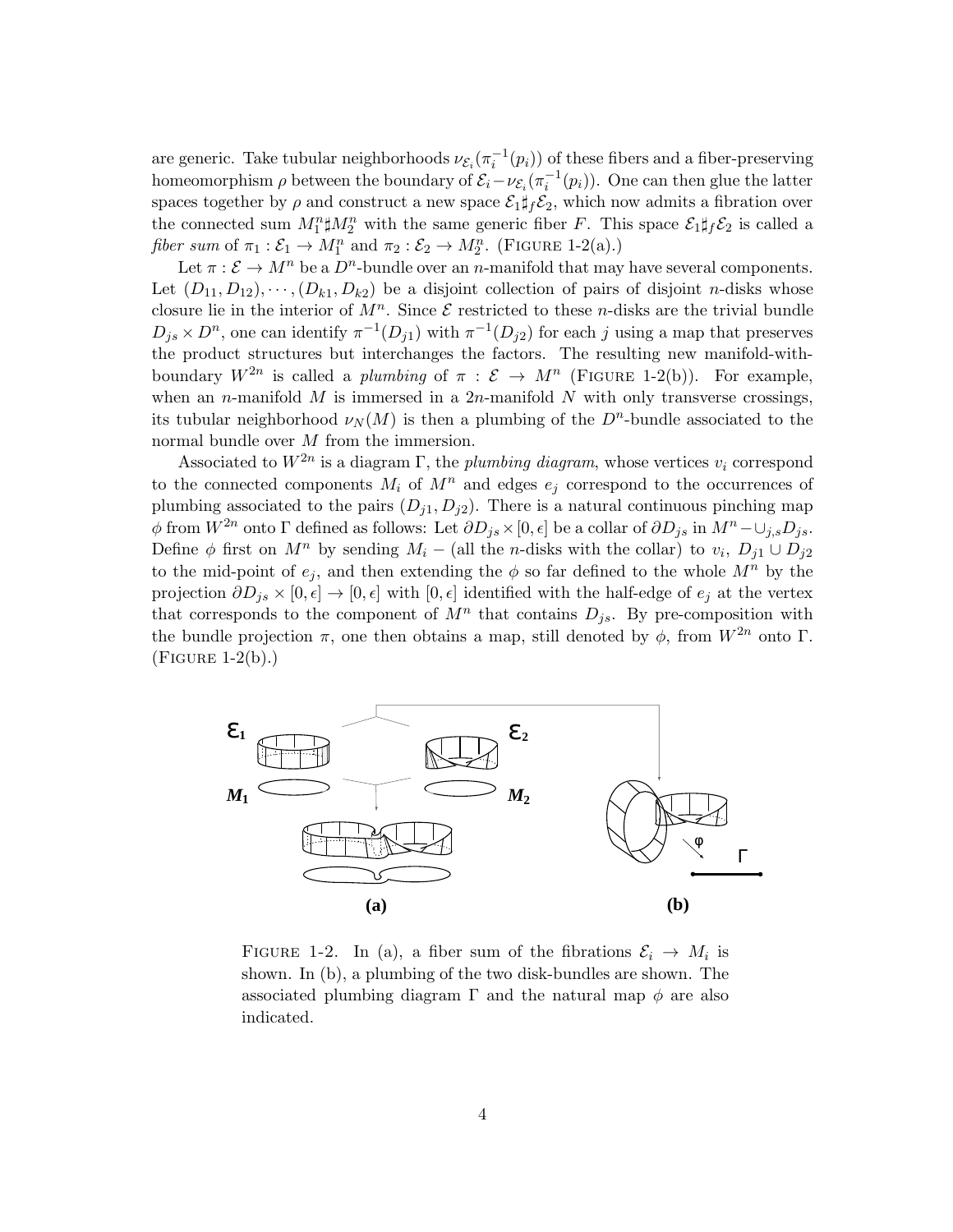are generic. Take tubular neighborhoods $\nu_{\mathcal{E}_i}(\pi_i^{-1}(p_i))$ of these fibers and a fiber-preserving homeomorphism $\rho$ between the boundary of $\mathcal{E}_i - \nu_{\mathcal{E}_i}(\pi_i^{-1}(p_i))$. One can then glue the latter spaces together by $\rho$ and construct a new space $\mathcal{E}_1 \sharp_f \mathcal{E}_2$, which now admits a fibration over the connected sum $M_1^n \sharp M_2^n$ with the same generic fiber $F$. This space $\mathcal{E}_1 \sharp_f \mathcal{E}_2$ is called a *fiber sum* of $\pi_1 : \mathcal{E}_1 \to M_1^n$ and $\pi_2 : \mathcal{E}_2 \to M_2^n$. (FIGURE 1-2(a).)

Let $\pi : \mathcal{E} \to M^n$ be a $D^n$-bundle over an $n$-manifold that may have several components. Let $(D_{11}, D_{12}), \cdots, (D_{k1}, D_{k2})$ be a disjoint collection of pairs of disjoint $n$-disks whose closure lie in the interior of $M^n$. Since $\mathcal{E}$ restricted to these $n$-disks are the trivial bundle $D_{js} \times D^n$, one can identify $\pi^{-1}(D_{j1})$ with $\pi^{-1}(D_{j2})$ for each $j$ using a map that preserves the product structures but interchanges the factors. The resulting new manifold-with-boundary $W^{2n}$ is called a *plumbing* of $\pi : \mathcal{E} \to M^n$ (FIGURE 1-2(b)). For example, when an $n$-manifold $M$ is immersed in a $2n$-manifold $N$ with only transverse crossings, its tubular neighborhood $\nu_N(M)$ is then a plumbing of the $D^n$-bundle associated to the normal bundle over $M$ from the immersion.

Associated to $W^{2n}$ is a diagram $\Gamma$, the *plumbing diagram*, whose vertices $v_i$ correspond to the connected components $M_i$ of $M^n$ and edges $e_j$ correspond to the occurrences of plumbing associated to the pairs $(D_{j1}, D_{j2})$. There is a natural continuous pinching map $\phi$ from $W^{2n}$ onto $\Gamma$ defined as follows: Let $\partial D_{js} \times [0, \epsilon]$ be a collar of $\partial D_{js}$ in $M^n - \cup_{j,s} D_{js}$. Define $\phi$ first on $M^n$ by sending $M_i -$ (all the $n$-disks with the collar) to $v_i$, $D_{j1} \cup D_{j2}$ to the mid-point of $e_j$, and then extending the $\phi$ so far defined to the whole $M^n$ by the projection $\partial D_{js} \times [0, \epsilon] \to [0, \epsilon]$ with $[0, \epsilon]$ identified with the half-edge of $e_j$ at the vertex that corresponds to the component of $M^n$ that contains $D_{js}$. By pre-composition with the bundle projection $\pi$, one then obtains a map, still denoted by $\phi$, from $W^{2n}$ onto $\Gamma$. (FIGURE 1-2(b).)

FIGURE 1-2. In (a), a fiber sum of the fibrations $\mathcal{E}_i \to M_i$ is shown. In (b), a plumbing of the two disk-bundles are shown. The associated plumbing diagram $\Gamma$ and the natural map $\phi$ are also indicated.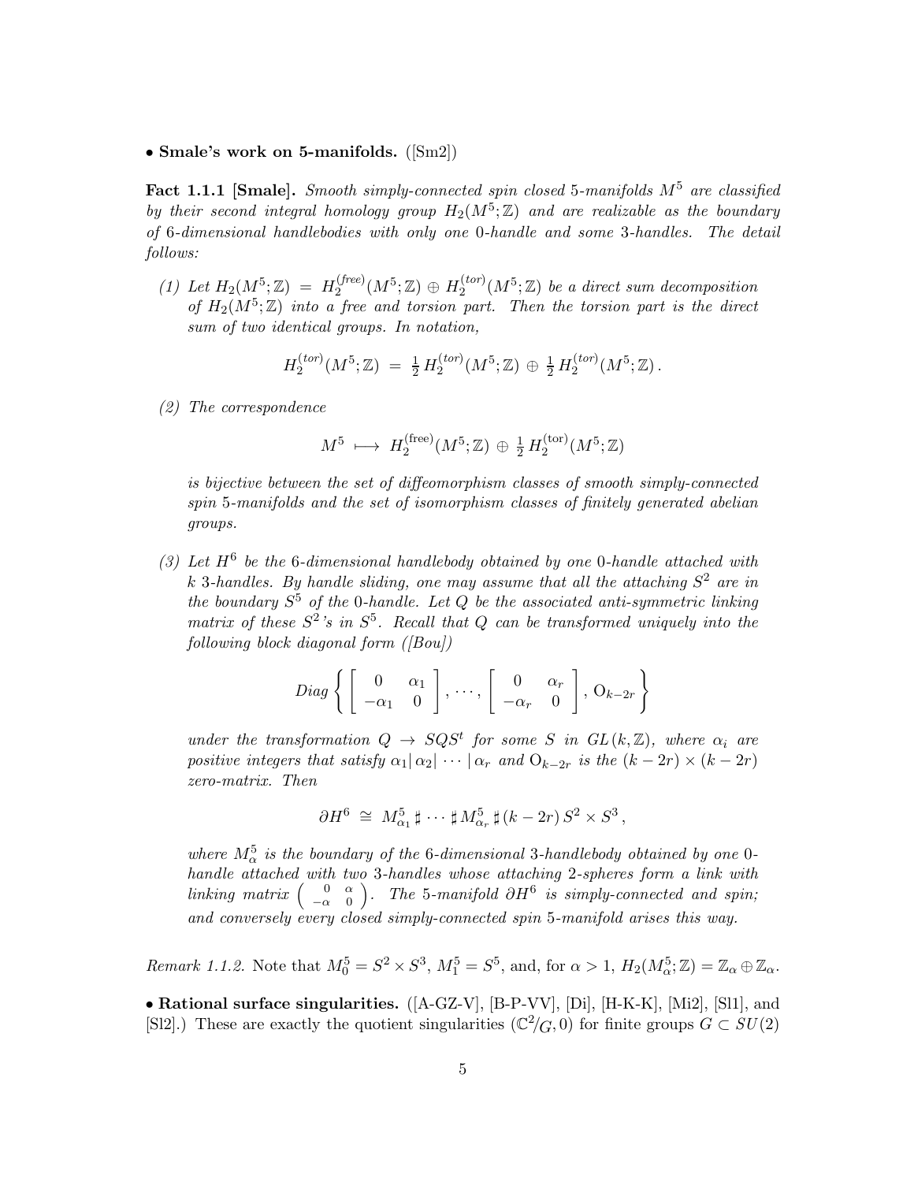• **Smale's work on 5-manifolds.** ([Sm2])

**Fact 1.1.1 [Smale].** *Smooth simply-connected spin closed 5-manifolds $M^5$ are classified by their second integral homology group $H_2(M^5;\mathbb{Z})$ and are realizable as the boundary of 6-dimensional handlebodies with only one 0-handle and some 3-handles. The detail follows:*

*(1) Let $H_2(M^5;\mathbb{Z}) = H_2^{(free)}(M^5;\mathbb{Z}) \oplus H_2^{(tor)}(M^5;\mathbb{Z})$ be a direct sum decomposition of $H_2(M^5;\mathbb{Z})$ into a free and torsion part. Then the torsion part is the direct sum of two identical groups. In notation,*

$$H_2^{(tor)}(M^5;\mathbb{Z}) \;=\; \tfrac{1}{2}\,H_2^{(tor)}(M^5;\mathbb{Z}) \,\oplus\, \tfrac{1}{2}\,H_2^{(tor)}(M^5;\mathbb{Z})\,.$$

*(2) The correspondence*

$$M^5 \;\longmapsto\; H_2^{(\mathrm{free})}(M^5;\mathbb{Z}) \,\oplus\, \tfrac{1}{2}\,H_2^{(\mathrm{tor})}(M^5;\mathbb{Z})$$

*is bijective between the set of diffeomorphism classes of smooth simply-connected spin 5-manifolds and the set of isomorphism classes of finitely generated abelian groups.*

*(3) Let $H^6$ be the 6-dimensional handlebody obtained by one 0-handle attached with $k$ 3-handles. By handle sliding, one may assume that all the attaching $S^2$ are in the boundary $S^5$ of the 0-handle. Let $Q$ be the associated anti-symmetric linking matrix of these $S^2$'s in $S^5$. Recall that $Q$ can be transformed uniquely into the following block diagonal form ([Bou])*

$$Diag\left\{ \left[\begin{array}{cc} 0 & \alpha_1 \\ -\alpha_1 & 0 \end{array}\right], \cdots, \left[\begin{array}{cc} 0 & \alpha_r \\ -\alpha_r & 0 \end{array}\right], \, \mathrm{O}_{k-2r} \right\}$$

*under the transformation $Q \to SQS^t$ for some $S$ in $GL(k,\mathbb{Z})$, where $\alpha_i$ are positive integers that satisfy $\alpha_1 | \alpha_2 | \cdots | \alpha_r$ and $\mathrm{O}_{k-2r}$ is the $(k-2r)\times(k-2r)$ zero-matrix. Then*

$$\partial H^6 \;\cong\; M^5_{\alpha_1} \,\sharp\, \cdots \,\sharp\, M^5_{\alpha_r} \,\sharp\, (k-2r)\, S^2\times S^3\,,$$

*where $M^5_\alpha$ is the boundary of the 6-dimensional 3-handlebody obtained by one 0-handle attached with two 3-handles whose attaching 2-spheres form a link with linking matrix $\left(\begin{smallmatrix} 0 & \alpha \\ -\alpha & 0 \end{smallmatrix}\right)$. The 5-manifold $\partial H^6$ is simply-connected and spin; and conversely every closed simply-connected spin 5-manifold arises this way.*

*Remark 1.1.2.* Note that $M_0^5 = S^2\times S^3$, $M_1^5 = S^5$, and, for $\alpha > 1$, $H_2(M^5_\alpha;\mathbb{Z}) = \mathbb{Z}_\alpha \oplus \mathbb{Z}_\alpha$.

• **Rational surface singularities.** ([A-GZ-V], [B-P-VV], [Di], [H-K-K], [Mi2], [Sl1], and [Sl2].) These are exactly the quotient singularities $(\mathbb{C}^2/G, 0)$ for finite groups $G \subset SU(2)$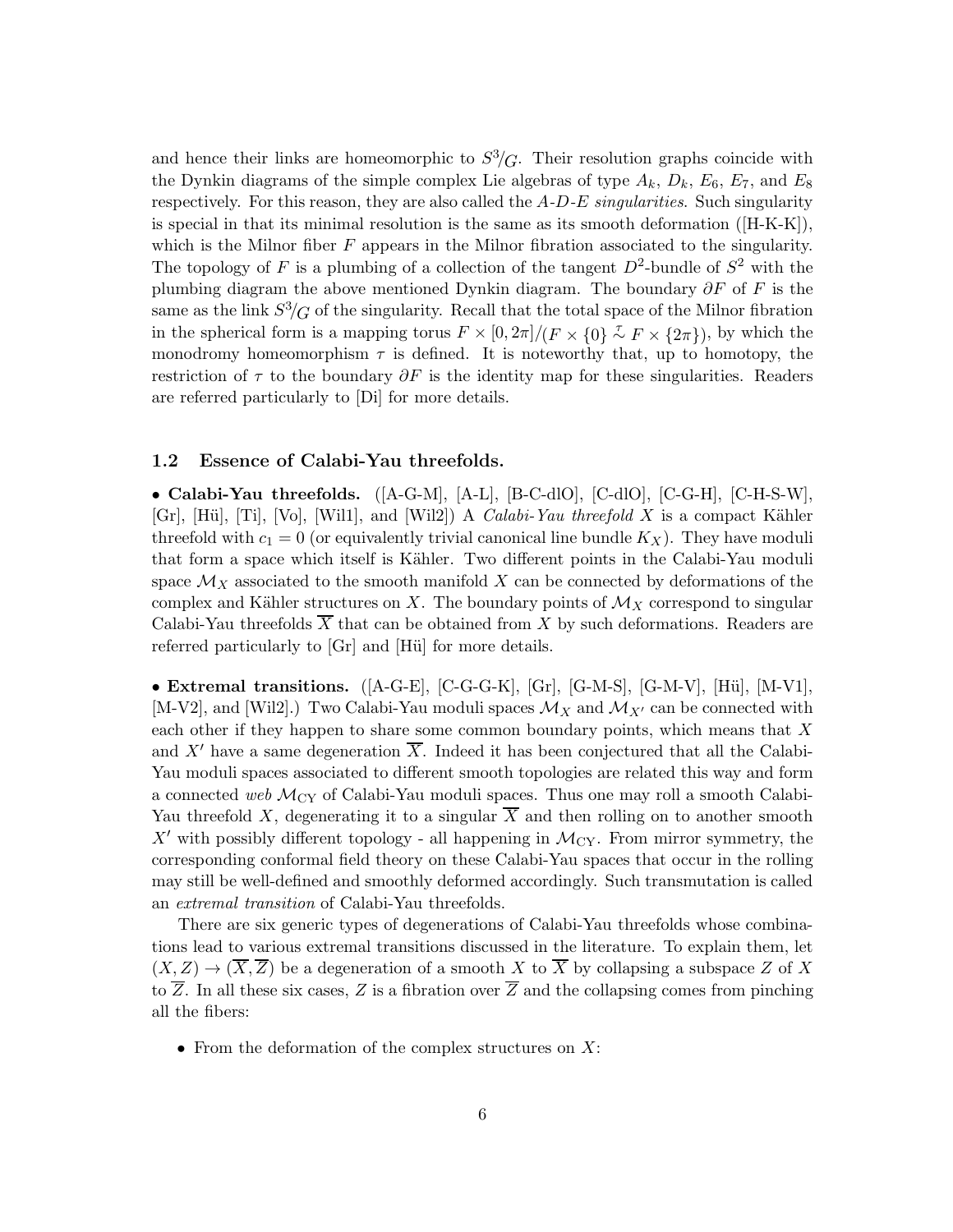and hence their links are homeomorphic to $S^3/G$. Their resolution graphs coincide with the Dynkin diagrams of the simple complex Lie algebras of type $A_k$, $D_k$, $E_6$, $E_7$, and $E_8$ respectively. For this reason, they are also called the *A-D-E singularities*. Such singularity is special in that its minimal resolution is the same as its smooth deformation ([H-K-K]), which is the Milnor fiber $F$ appears in the Milnor fibration associated to the singularity. The topology of $F$ is a plumbing of a collection of the tangent $D^2$-bundle of $S^2$ with the plumbing diagram the above mentioned Dynkin diagram. The boundary $\partial F$ of $F$ is the same as the link $S^3/G$ of the singularity. Recall that the total space of the Milnor fibration in the spherical form is a mapping torus $F \times [0, 2\pi]/(F \times \{0\} \overset{\tau}{\sim} F \times \{2\pi\})$, by which the monodromy homeomorphism $\tau$ is defined. It is noteworthy that, up to homotopy, the restriction of $\tau$ to the boundary $\partial F$ is the identity map for these singularities. Readers are referred particularly to [Di] for more details.

### 1.2 Essence of Calabi-Yau threefolds.

• **Calabi-Yau threefolds.** ([A-G-M], [A-L], [B-C-dlO], [C-dlO], [C-G-H], [C-H-S-W], [Gr], [Hü], [Ti], [Vo], [Wil1], and [Wil2]) A *Calabi-Yau threefold* $X$ is a compact Kähler threefold with $c_1 = 0$ (or equivalently trivial canonical line bundle $K_X$). They have moduli that form a space which itself is Kähler. Two different points in the Calabi-Yau moduli space $\mathcal{M}_X$ associated to the smooth manifold $X$ can be connected by deformations of the complex and Kähler structures on $X$. The boundary points of $\mathcal{M}_X$ correspond to singular Calabi-Yau threefolds $\overline{X}$ that can be obtained from $X$ by such deformations. Readers are referred particularly to [Gr] and [Hü] for more details.

• **Extremal transitions.** ([A-G-E], [C-G-G-K], [Gr], [G-M-S], [G-M-V], [Hü], [M-V1], [M-V2], and [Wil2].) Two Calabi-Yau moduli spaces $\mathcal{M}_X$ and $\mathcal{M}_{X'}$ can be connected with each other if they happen to share some common boundary points, which means that $X$ and $X'$ have a same degeneration $\overline{X}$. Indeed it has been conjectured that all the Calabi-Yau moduli spaces associated to different smooth topologies are related this way and form a connected *web* $\mathcal{M}_{\mathrm{CY}}$ of Calabi-Yau moduli spaces. Thus one may roll a smooth Calabi-Yau threefold $X$, degenerating it to a singular $\overline{X}$ and then rolling on to another smooth $X'$ with possibly different topology - all happening in $\mathcal{M}_{\mathrm{CY}}$. From mirror symmetry, the corresponding conformal field theory on these Calabi-Yau spaces that occur in the rolling may still be well-defined and smoothly deformed accordingly. Such transmutation is called an *extremal transition* of Calabi-Yau threefolds.

There are six generic types of degenerations of Calabi-Yau threefolds whose combinations lead to various extremal transitions discussed in the literature. To explain them, let $(X, Z) \to (\overline{X}, \overline{Z})$ be a degeneration of a smooth $X$ to $\overline{X}$ by collapsing a subspace $Z$ of $X$ to $\overline{Z}$. In all these six cases, $Z$ is a fibration over $\overline{Z}$ and the collapsing comes from pinching all the fibers:

- From the deformation of the complex structures on $X$: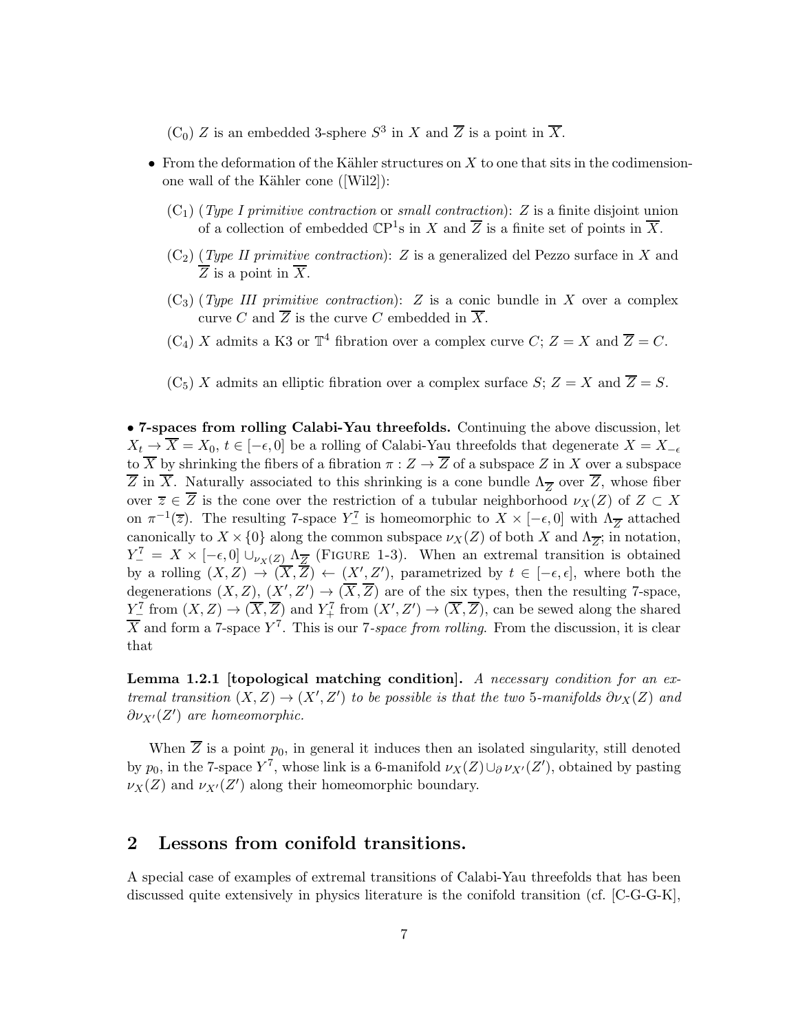(C$_0$) $Z$ is an embedded 3-sphere $S^3$ in $X$ and $\overline{Z}$ is a point in $\overline{X}$.

- From the deformation of the Kähler structures on $X$ to one that sits in the codimension-one wall of the Kähler cone ([Wil2]):

  (C$_1$) (*Type I primitive contraction* or *small contraction*): $Z$ is a finite disjoint union of a collection of embedded $\mathbb{C}\mathrm{P}^1$s in $X$ and $\overline{Z}$ is a finite set of points in $\overline{X}$.

  (C$_2$) (*Type II primitive contraction*): $Z$ is a generalized del Pezzo surface in $X$ and $\overline{Z}$ is a point in $\overline{X}$.

  (C$_3$) (*Type III primitive contraction*): $Z$ is a conic bundle in $X$ over a complex curve $C$ and $\overline{Z}$ is the curve $C$ embedded in $\overline{X}$.

  (C$_4$) $X$ admits a K3 or $\mathbb{T}^4$ fibration over a complex curve $C$; $Z = X$ and $\overline{Z} = C$.

  (C$_5$) $X$ admits an elliptic fibration over a complex surface $S$; $Z = X$ and $\overline{Z} = S$.

**• 7-spaces from rolling Calabi-Yau threefolds.** Continuing the above discussion, let $X_t \to \overline{X} = X_0$, $t \in [-\epsilon, 0]$ be a rolling of Calabi-Yau threefolds that degenerate $X = X_{-\epsilon}$ to $\overline{X}$ by shrinking the fibers of a fibration $\pi : Z \to \overline{Z}$ of a subspace $Z$ in $X$ over a subspace $\overline{Z}$ in $\overline{X}$. Naturally associated to this shrinking is a cone bundle $\Lambda_{\overline{Z}}$ over $\overline{Z}$, whose fiber over $\overline{z} \in \overline{Z}$ is the cone over the restriction of a tubular neighborhood $\nu_X(Z)$ of $Z \subset X$ on $\pi^{-1}(\overline{z})$. The resulting 7-space $Y^7_-$ is homeomorphic to $X \times [-\epsilon, 0]$ with $\Lambda_{\overline{Z}}$ attached canonically to $X \times \{0\}$ along the common subspace $\nu_X(Z)$ of both $X$ and $\Lambda_{\overline{Z}}$; in notation, $Y^7_- = X \times [-\epsilon, 0] \cup_{\nu_X(Z)} \Lambda_{\overline{Z}}$ (FIGURE 1-3). When an extremal transition is obtained by a rolling $(X, Z) \to (\overline{X}, \overline{Z}) \leftarrow (X', Z')$, parametrized by $t \in [-\epsilon, \epsilon]$, where both the degenerations $(X, Z)$, $(X', Z') \to (\overline{X}, \overline{Z})$ are of the six types, then the resulting 7-space, $Y^7_-$ from $(X, Z) \to (\overline{X}, \overline{Z})$ and $Y^7_+$ from $(X', Z') \to (\overline{X}, \overline{Z})$, can be sewed along the shared $\overline{X}$ and form a 7-space $Y^7$. This is our *7-space from rolling*. From the discussion, it is clear that

**Lemma 1.2.1 [topological matching condition].** *A necessary condition for an extremal transition $(X, Z) \to (X', Z')$ to be possible is that the two 5-manifolds $\partial\nu_X(Z)$ and $\partial\nu_{X'}(Z')$ are homeomorphic.*

When $\overline{Z}$ is a point $p_0$, in general it induces then an isolated singularity, still denoted by $p_0$, in the 7-space $Y^7$, whose link is a 6-manifold $\nu_X(Z) \cup_\partial \nu_{X'}(Z')$, obtained by pasting $\nu_X(Z)$ and $\nu_{X'}(Z')$ along their homeomorphic boundary.

## 2 Lessons from conifold transitions.

A special case of examples of extremal transitions of Calabi-Yau threefolds that has been discussed quite extensively in physics literature is the conifold transition (cf. [C-G-G-K],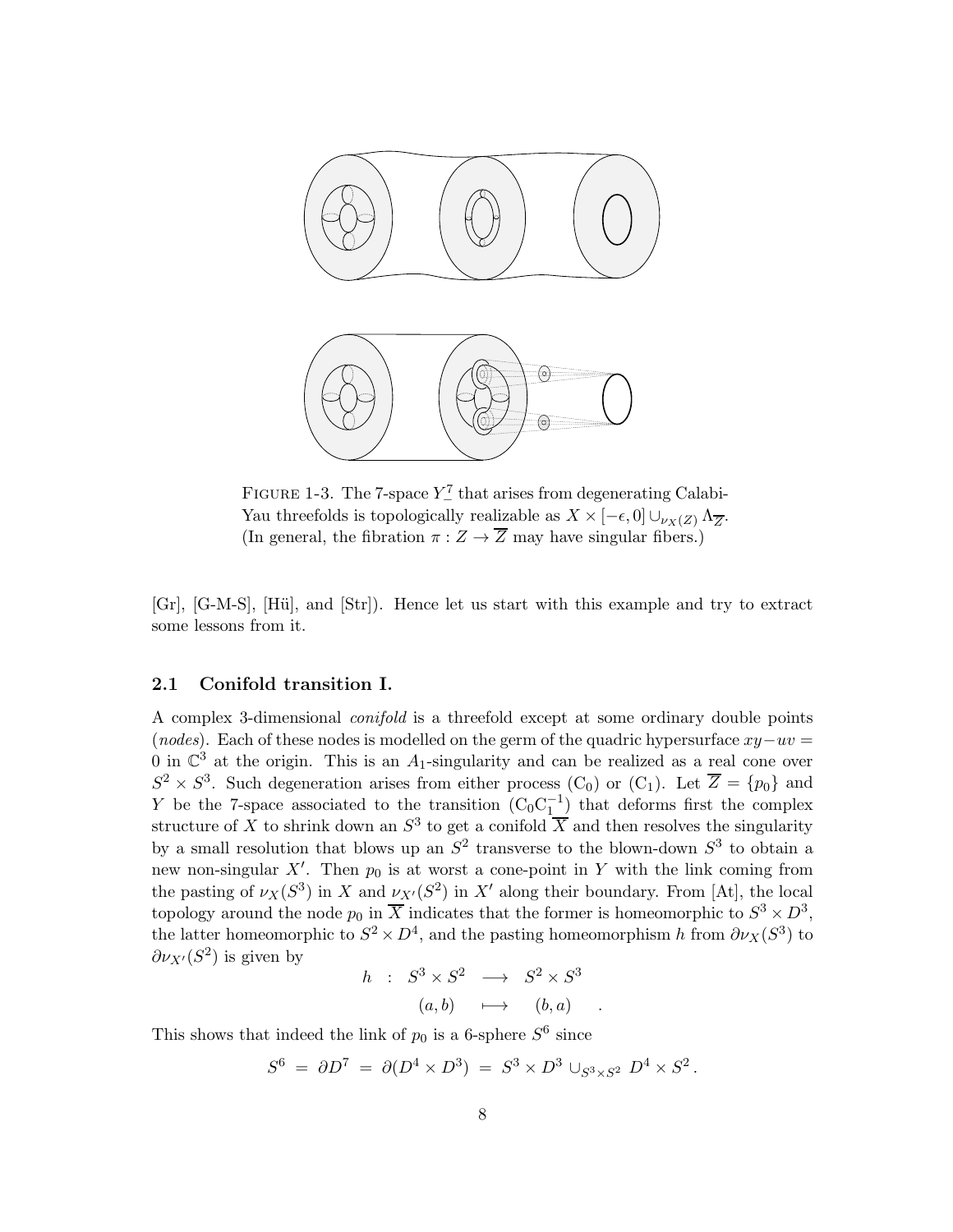FIGURE 1-3. The 7-space $\underline{Y}^7$ that arises from degenerating Calabi-Yau threefolds is topologically realizable as $X \times [-\epsilon, 0] \cup_{\nu_X(Z)} \Lambda_{\overline{Z}}$. (In general, the fibration $\pi : Z \to \overline{Z}$ may have singular fibers.)

[Gr], [G-M-S], [Hü], and [Str]). Hence let us start with this example and try to extract some lessons from it.

### 2.1 Conifold transition I.

A complex 3-dimensional *conifold* is a threefold except at some ordinary double points (*nodes*). Each of these nodes is modelled on the germ of the quadric hypersurface $xy - uv = 0$ in $\mathbb{C}^3$ at the origin. This is an $A_1$-singularity and can be realized as a real cone over $S^2 \times S^3$. Such degeneration arises from either process ($\mathrm{C}_0$) or ($\mathrm{C}_1$). Let $\overline{Z} = \{p_0\}$ and $Y$ be the 7-space associated to the transition ($\mathrm{C}_0\mathrm{C}_1^{-1}$) that deforms first the complex structure of $X$ to shrink down an $S^3$ to get a conifold $\overline{X}$ and then resolves the singularity by a small resolution that blows up an $S^2$ transverse to the blown-down $S^3$ to obtain a new non-singular $X'$. Then $p_0$ is at worst a cone-point in $Y$ with the link coming from the pasting of $\nu_X(S^3)$ in $X$ and $\nu_{X'}(S^2)$ in $X'$ along their boundary. From [At], the local topology around the node $p_0$ in $\overline{X}$ indicates that the former is homeomorphic to $S^3 \times D^3$, the latter homeomorphic to $S^2 \times D^4$, and the pasting homeomorphism $h$ from $\partial\nu_X(S^3)$ to $\partial\nu_{X'}(S^2)$ is given by

$$
\begin{array}{rccc}
h & : & S^3 \times S^2 & \longrightarrow & S^2 \times S^3 \\
 & & (a, b) & \longmapsto & (b, a)
\end{array} .
$$

This shows that indeed the link of $p_0$ is a 6-sphere $S^6$ since

$$
S^6 \;=\; \partial D^7 \;=\; \partial(D^4 \times D^3) \;=\; S^3 \times D^3 \cup_{S^3 \times S^2} D^4 \times S^2 \,.
$$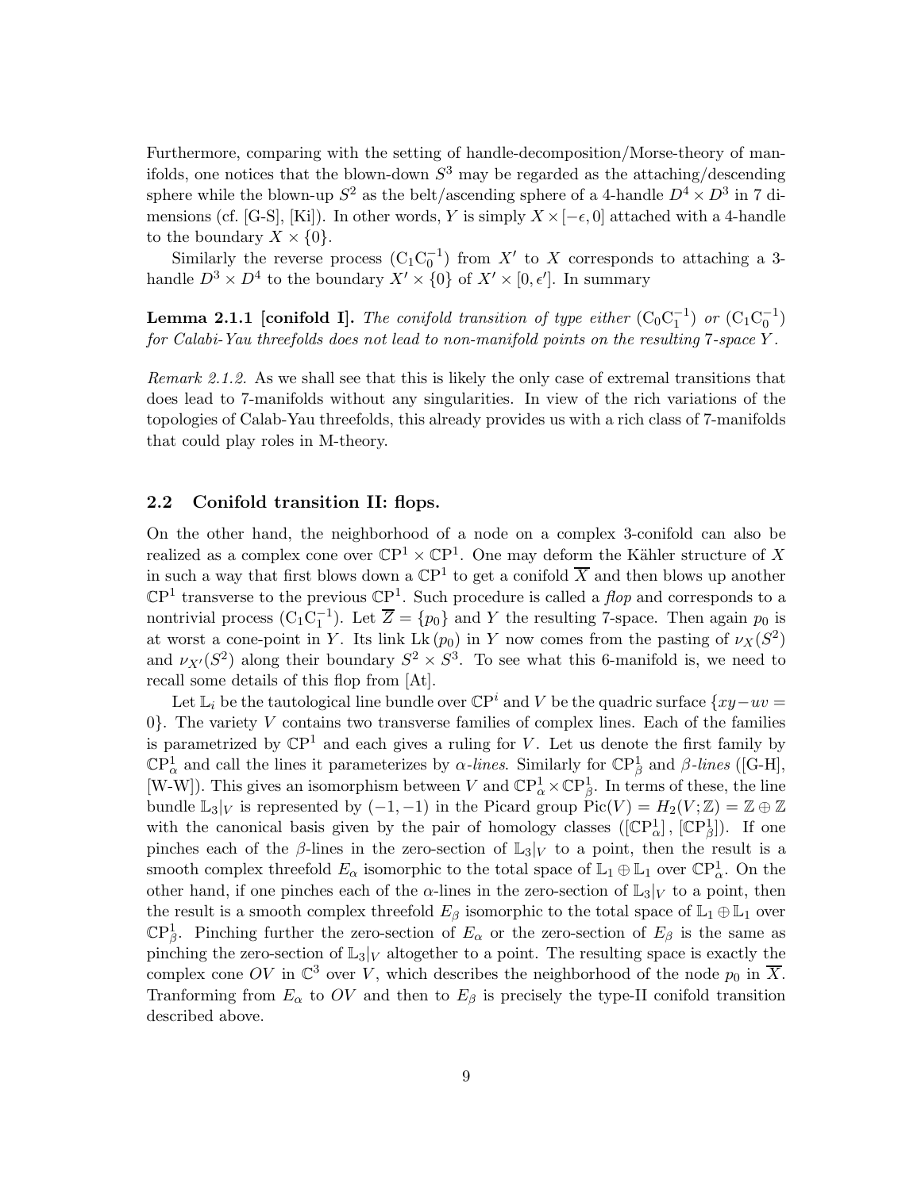Furthermore, comparing with the setting of handle-decomposition/Morse-theory of manifolds, one notices that the blown-down $S^3$ may be regarded as the attaching/descending sphere while the blown-up $S^2$ as the belt/ascending sphere of a 4-handle $D^4 \times D^3$ in 7 dimensions (cf. [G-S], [Ki]). In other words, $Y$ is simply $X \times [-\epsilon, 0]$ attached with a 4-handle to the boundary $X \times \{0\}$.

Similarly the reverse process $(\mathrm{C}_1\mathrm{C}_0^{-1})$ from $X'$ to $X$ corresponds to attaching a 3-handle $D^3 \times D^4$ to the boundary $X' \times \{0\}$ of $X' \times [0, \epsilon']$. In summary

**Lemma 2.1.1 [conifold I].** *The conifold transition of type either $(\mathrm{C}_0\mathrm{C}_1^{-1})$ or $(\mathrm{C}_1\mathrm{C}_0^{-1})$ for Calabi-Yau threefolds does not lead to non-manifold points on the resulting 7-space $Y$.*

*Remark 2.1.2.* As we shall see that this is likely the only case of extremal transitions that does lead to 7-manifolds without any singularities. In view of the rich variations of the topologies of Calab-Yau threefolds, this already provides us with a rich class of 7-manifolds that could play roles in M-theory.

## 2.2 Conifold transition II: flops.

On the other hand, the neighborhood of a node on a complex 3-conifold can also be realized as a complex cone over $\mathbb{CP}^1 \times \mathbb{CP}^1$. One may deform the Kähler structure of $X$ in such a way that first blows down a $\mathbb{CP}^1$ to get a conifold $\overline{X}$ and then blows up another $\mathbb{CP}^1$ transverse to the previous $\mathbb{CP}^1$. Such procedure is called a *flop* and corresponds to a nontrivial process $(\mathrm{C}_1\mathrm{C}_1^{-1})$. Let $\overline{Z} = \{p_0\}$ and $Y$ the resulting 7-space. Then again $p_0$ is at worst a cone-point in $Y$. Its link $\mathrm{Lk}\,(p_0)$ in $Y$ now comes from the pasting of $\nu_X(S^2)$ and $\nu_{X'}(S^2)$ along their boundary $S^2 \times S^3$. To see what this 6-manifold is, we need to recall some details of this flop from [At].

Let $\mathbb{L}_i$ be the tautological line bundle over $\mathbb{CP}^i$ and $V$ be the quadric surface $\{xy - uv = 0\}$. The variety $V$ contains two transverse families of complex lines. Each of the families is parametrized by $\mathbb{CP}^1$ and each gives a ruling for $V$. Let us denote the first family by $\mathbb{CP}^1_\alpha$ and call the lines it parameterizes by *$\alpha$-lines*. Similarly for $\mathbb{CP}^1_\beta$ and *$\beta$-lines* ([G-H], [W-W]). This gives an isomorphism between $V$ and $\mathbb{CP}^1_\alpha \times \mathbb{CP}^1_\beta$. In terms of these, the line bundle $\mathbb{L}_3|_V$ is represented by $(-1,-1)$ in the Picard group $\mathrm{Pic}(V) = H_2(V;\mathbb{Z}) = \mathbb{Z} \oplus \mathbb{Z}$ with the canonical basis given by the pair of homology classes $([\mathbb{CP}^1_\alpha], [\mathbb{CP}^1_\beta])$. If one pinches each of the $\beta$-lines in the zero-section of $\mathbb{L}_3|_V$ to a point, then the result is a smooth complex threefold $E_\alpha$ isomorphic to the total space of $\mathbb{L}_1 \oplus \mathbb{L}_1$ over $\mathbb{CP}^1_\alpha$. On the other hand, if one pinches each of the $\alpha$-lines in the zero-section of $\mathbb{L}_3|_V$ to a point, then the result is a smooth complex threefold $E_\beta$ isomorphic to the total space of $\mathbb{L}_1 \oplus \mathbb{L}_1$ over $\mathbb{CP}^1_\beta$. Pinching further the zero-section of $E_\alpha$ or the zero-section of $E_\beta$ is the same as pinching the zero-section of $\mathbb{L}_3|_V$ altogether to a point. The resulting space is exactly the complex cone $OV$ in $\mathbb{C}^3$ over $V$, which describes the neighborhood of the node $p_0$ in $\overline{X}$. Tranforming from $E_\alpha$ to $OV$ and then to $E_\beta$ is precisely the type-II conifold transition described above.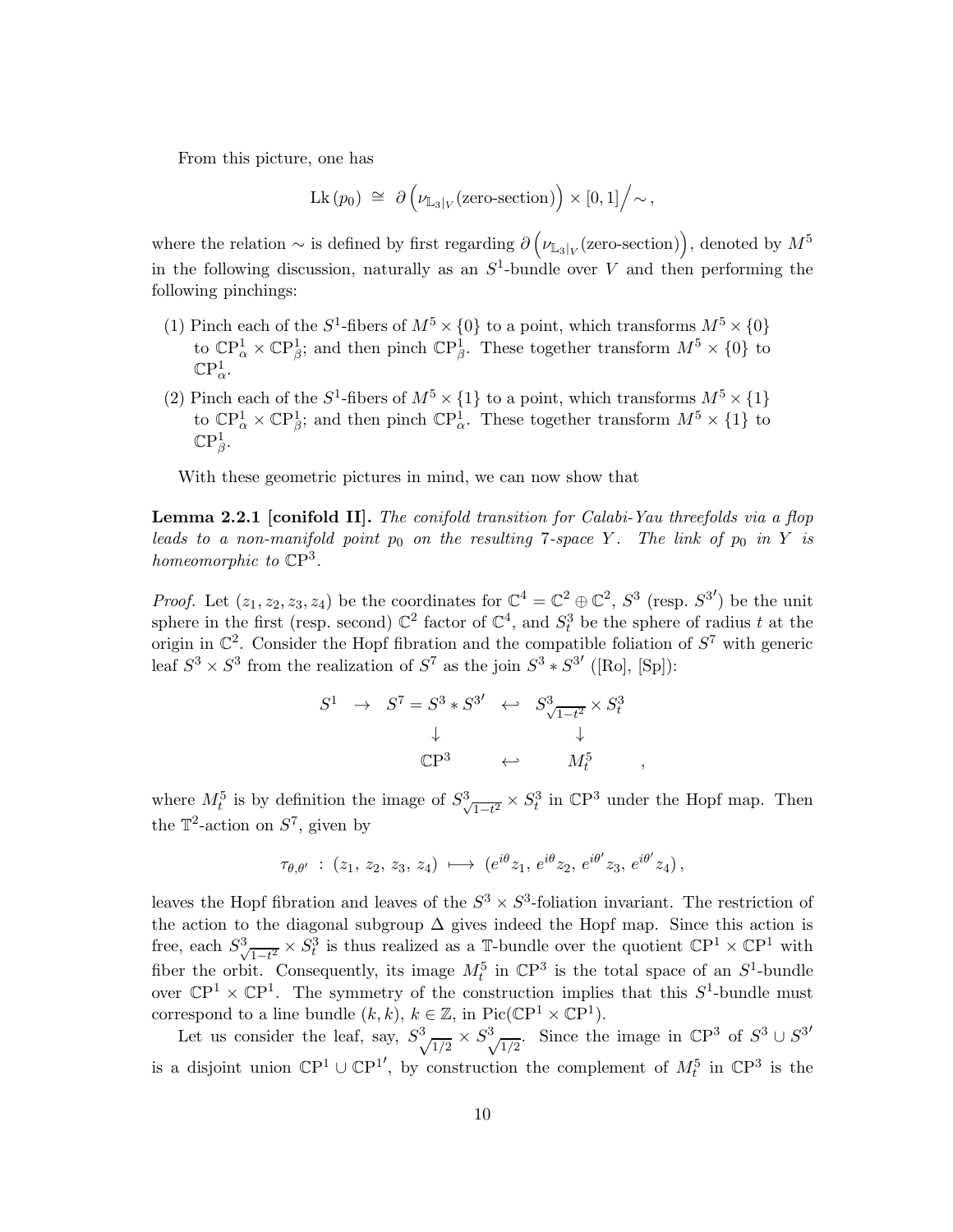From this picture, one has

$$\mathrm{Lk}\,(p_0)\ \cong\ \partial\left(\nu_{\mathbb{L}_3|_V}(\text{zero-section})\right)\times[0,1]\Big/\sim\,,$$

where the relation $\sim$ is defined by first regarding $\partial\left(\nu_{\mathbb{L}_3|_V}(\text{zero-section})\right)$, denoted by $M^5$ in the following discussion, naturally as an $S^1$-bundle over $V$ and then performing the following pinchings:

(1) Pinch each of the $S^1$-fibers of $M^5\times\{0\}$ to a point, which transforms $M^5\times\{0\}$ to $\mathbb{CP}^1_\alpha\times\mathbb{CP}^1_\beta$; and then pinch $\mathbb{CP}^1_\beta$. These together transform $M^5\times\{0\}$ to $\mathbb{CP}^1_\alpha$.

(2) Pinch each of the $S^1$-fibers of $M^5\times\{1\}$ to a point, which transforms $M^5\times\{1\}$ to $\mathbb{CP}^1_\alpha\times\mathbb{CP}^1_\beta$; and then pinch $\mathbb{CP}^1_\alpha$. These together transform $M^5\times\{1\}$ to $\mathbb{CP}^1_\beta$.

With these geometric pictures in mind, we can now show that

**Lemma 2.2.1 [conifold II].** *The conifold transition for Calabi-Yau threefolds via a flop leads to a non-manifold point $p_0$ on the resulting 7-space $Y$. The link of $p_0$ in $Y$ is homeomorphic to $\mathbb{CP}^3$.*

*Proof.* Let $(z_1,z_2,z_3,z_4)$ be the coordinates for $\mathbb{C}^4=\mathbb{C}^2\oplus\mathbb{C}^2$, $S^3$ (resp. $S^{3\prime}$) be the unit sphere in the first (resp. second) $\mathbb{C}^2$ factor of $\mathbb{C}^4$, and $S^3_t$ be the sphere of radius $t$ at the origin in $\mathbb{C}^2$. Consider the Hopf fibration and the compatible foliation of $S^7$ with generic leaf $S^3\times S^3$ from the realization of $S^7$ as the join $S^3 * S^{3\prime}$ ([Ro], [Sp]):

$$\begin{array}{ccccc} S^1 & \rightarrow & S^7 = S^3 * S^{3\prime} & \hookleftarrow & S^3_{\sqrt{1-t^2}}\times S^3_t \\ & & \downarrow & & \downarrow \\ & & \mathbb{CP}^3 & \hookleftarrow & M^5_t \end{array}\quad,$$

where $M^5_t$ is by definition the image of $S^3_{\sqrt{1-t^2}}\times S^3_t$ in $\mathbb{CP}^3$ under the Hopf map. Then the $\mathbb{T}^2$-action on $S^7$, given by

$$\tau_{\theta,\theta'}\ :\ (z_1,\,z_2,\,z_3,\,z_4)\ \longmapsto\ (e^{i\theta}z_1,\,e^{i\theta}z_2,\,e^{i\theta'}z_3,\,e^{i\theta'}z_4)\,,$$

leaves the Hopf fibration and leaves of the $S^3\times S^3$-foliation invariant. The restriction of the action to the diagonal subgroup $\Delta$ gives indeed the Hopf map. Since this action is free, each $S^3_{\sqrt{1-t^2}}\times S^3_t$ is thus realized as a $\mathbb{T}$-bundle over the quotient $\mathbb{CP}^1\times\mathbb{CP}^1$ with fiber the orbit. Consequently, its image $M^5_t$ in $\mathbb{CP}^3$ is the total space of an $S^1$-bundle over $\mathbb{CP}^1\times\mathbb{CP}^1$. The symmetry of the construction implies that this $S^1$-bundle must correspond to a line bundle $(k,k)$, $k\in\mathbb{Z}$, in $\mathrm{Pic}(\mathbb{CP}^1\times\mathbb{CP}^1)$.

Let us consider the leaf, say, $S^3_{\sqrt{1/2}}\times S^3_{\sqrt{1/2}}$. Since the image in $\mathbb{CP}^3$ of $S^3\cup S^{3\prime}$ is a disjoint union $\mathbb{CP}^1\cup\mathbb{CP}^{1\prime}$, by construction the complement of $M^5_t$ in $\mathbb{CP}^3$ is the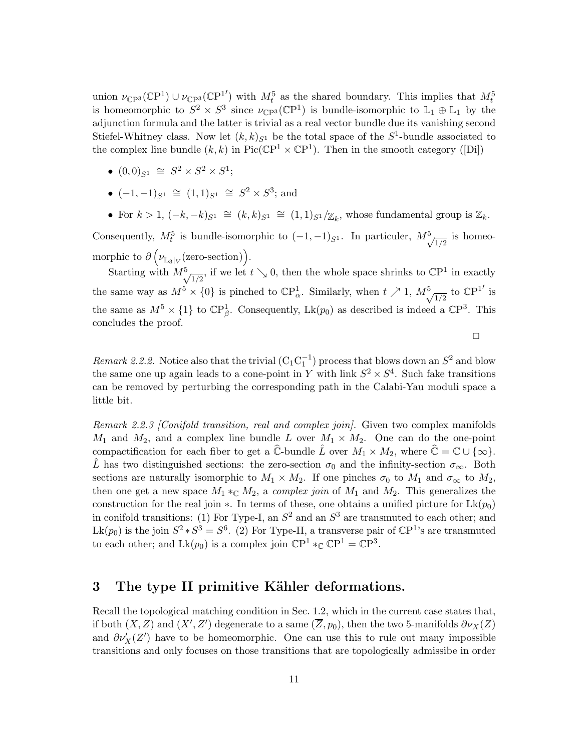union $\nu_{\mathbb{CP}^3}(\mathbb{CP}^1) \cup \nu_{\mathbb{CP}^3}(\mathbb{CP}^{1\prime})$ with $M_t^5$ as the shared boundary. This implies that $M_t^5$ is homeomorphic to $S^2 \times S^3$ since $\nu_{\mathbb{CP}^3}(\mathbb{CP}^1)$ is bundle-isomorphic to $\mathbb{L}_1 \oplus \mathbb{L}_1$ by the adjunction formula and the latter is trivial as a real vector bundle due its vanishing second Stiefel-Whitney class. Now let $(k,k)_{S^1}$ be the total space of the $S^1$-bundle associated to the complex line bundle $(k,k)$ in $\mathrm{Pic}(\mathbb{CP}^1 \times \mathbb{CP}^1)$. Then in the smooth category ([Di])

- $(0,0)_{S^1} \;\cong\; S^2 \times S^2 \times S^1$;
- $(-1,-1)_{S^1} \;\cong\; (1,1)_{S^1} \;\cong\; S^2 \times S^3$; and
- For $k > 1$, $(-k,-k)_{S^1} \;\cong\; (k,k)_{S^1} \;\cong\; (1,1)_{S^1}/\mathbb{Z}_k$, whose fundamental group is $\mathbb{Z}_k$.

Consequently, $M_t^5$ is bundle-isomorphic to $(-1,-1)_{S^1}$. In particuler, $M^5_{\sqrt{1/2}}$ is homeomorphic to $\partial\left(\nu_{\mathbb{L}_3|_V}(\text{zero-section})\right)$.

Starting with $M^5_{\sqrt{1/2}}$, if we let $t \searrow 0$, then the whole space shrinks to $\mathbb{CP}^1$ in exactly the same way as $M^5 \times \{0\}$ is pinched to $\mathbb{CP}^1_\alpha$. Similarly, when $t \nearrow 1$, $M^5_{\sqrt{1/2}}$ to $\mathbb{CP}^{1\prime}$ is the same as $M^5 \times \{1\}$ to $\mathbb{CP}^1_\beta$. Consequently, $\mathrm{Lk}(p_0)$ as described is indeed a $\mathbb{CP}^3$. This concludes the proof.

$\square$

*Remark 2.2.2.* Notice also that the trivial $(\mathrm{C}_1\mathrm{C}_1^{-1})$ process that blows down an $S^2$ and blow the same one up again leads to a cone-point in $Y$ with link $S^2 \times S^4$. Such fake transitions can be removed by perturbing the corresponding path in the Calabi-Yau moduli space a little bit.

*Remark 2.2.3 [Conifold transition, real and complex join].* Given two complex manifolds $M_1$ and $M_2$, and a complex line bundle $L$ over $M_1 \times M_2$. One can do the one-point compactification for each fiber to get a $\widehat{\mathbb{C}}$-bundle $\hat{L}$ over $M_1 \times M_2$, where $\widehat{\mathbb{C}} = \mathbb{C} \cup \{\infty\}$. $\hat{L}$ has two distinguished sections: the zero-section $\sigma_0$ and the infinity-section $\sigma_\infty$. Both sections are naturally isomorphic to $M_1 \times M_2$. If one pinches $\sigma_0$ to $M_1$ and $\sigma_\infty$ to $M_2$, then one get a new space $M_1 *_{\mathbb{C}} M_2$, a *complex join* of $M_1$ and $M_2$. This generalizes the construction for the real join $*$. In terms of these, one obtains a unified picture for $\mathrm{Lk}(p_0)$ in conifold transitions: (1) For Type-I, an $S^2$ and an $S^3$ are transmuted to each other; and $\mathrm{Lk}(p_0)$ is the join $S^2 * S^3 = S^6$. (2) For Type-II, a transverse pair of $\mathbb{CP}^1$'s are transmuted to each other; and $\mathrm{Lk}(p_0)$ is a complex join $\mathbb{CP}^1 *_{\mathbb{C}} \mathbb{CP}^1 = \mathbb{CP}^3$.

# 3 The type II primitive Kähler deformations.

Recall the topological matching condition in Sec. 1.2, which in the current case states that, if both $(X,Z)$ and $(X',Z')$ degenerate to a same $(\overline{Z}, p_0)$, then the two 5-manifolds $\partial\nu_X(Z)$ and $\partial\nu'_X(Z')$ have to be homeomorphic. One can use this to rule out many impossible transitions and only focuses on those transitions that are topologically admissibe in order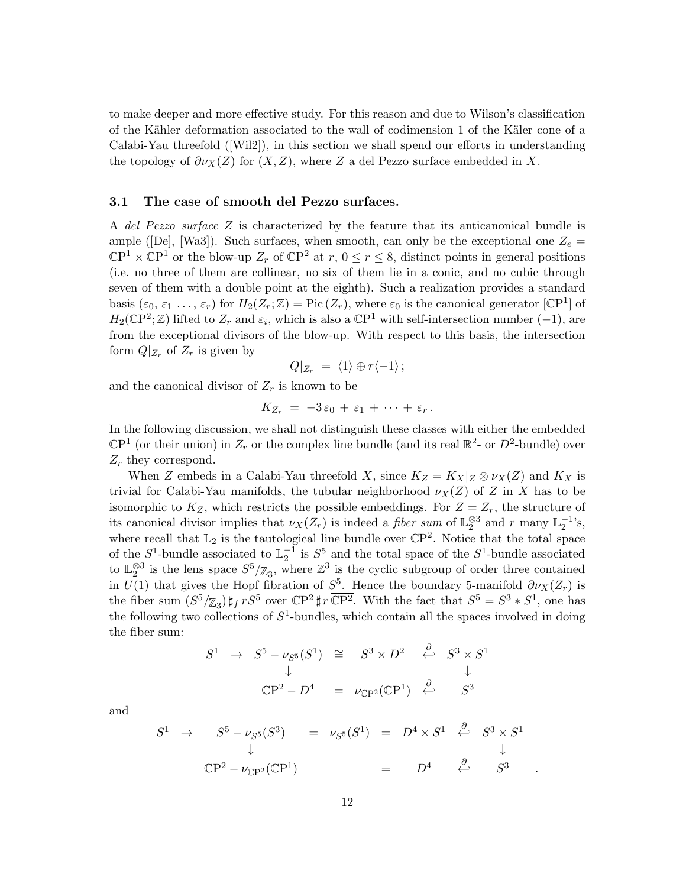to make deeper and more effective study. For this reason and due to Wilson's classification of the Kähler deformation associated to the wall of codimension 1 of the Käler cone of a Calabi-Yau threefold ([Wil2]), in this section we shall spend our efforts in understanding the topology of $\partial\nu_X(Z)$ for $(X, Z)$, where $Z$ a del Pezzo surface embedded in $X$.

### 3.1 The case of smooth del Pezzo surfaces.

A *del Pezzo surface* $Z$ is characterized by the feature that its anticanonical bundle is ample ([De], [Wa3]). Such surfaces, when smooth, can only be the exceptional one $Z_e = \mathbb{CP}^1 \times \mathbb{CP}^1$ or the blow-up $Z_r$ of $\mathbb{CP}^2$ at $r$, $0 \le r \le 8$, distinct points in general positions (i.e. no three of them are collinear, no six of them lie in a conic, and no cubic through seven of them with a double point at the eighth). Such a realization provides a standard basis $(\varepsilon_0, \varepsilon_1 \ldots, \varepsilon_r)$ for $H_2(Z_r;\mathbb{Z}) = \mathrm{Pic}\,(Z_r)$, where $\varepsilon_0$ is the canonical generator $[\mathbb{CP}^1]$ of $H_2(\mathbb{CP}^2;\mathbb{Z})$ lifted to $Z_r$ and $\varepsilon_i$, which is also a $\mathbb{CP}^1$ with self-intersection number $(-1)$, are from the exceptional divisors of the blow-up. With respect to this basis, the intersection form $Q|_{Z_r}$ of $Z_r$ is given by

$$Q|_{Z_r} \;=\; \langle 1\rangle \oplus r\langle -1\rangle\,;$$

and the canonical divisor of $Z_r$ is known to be

$$K_{Z_r} \;=\; -3\,\varepsilon_0 + \varepsilon_1 + \cdots + \varepsilon_r\,.$$

In the following discussion, we shall not distinguish these classes with either the embedded $\mathbb{CP}^1$ (or their union) in $Z_r$ or the complex line bundle (and its real $\mathbb{R}^2$- or $D^2$-bundle) over $Z_r$ they correspond.

When $Z$ embeds in a Calabi-Yau threefold $X$, since $K_Z = K_X|_Z \otimes \nu_X(Z)$ and $K_X$ is trivial for Calabi-Yau manifolds, the tubular neighborhood $\nu_X(Z)$ of $Z$ in $X$ has to be isomorphic to $K_Z$, which restricts the possible embeddings. For $Z = Z_r$, the structure of its canonical divisor implies that $\nu_X(Z_r)$ is indeed a *fiber sum* of $\mathbb{L}_2^{\otimes 3}$ and $r$ many $\mathbb{L}_2^{-1}$'s, where recall that $\mathbb{L}_2$ is the tautological line bundle over $\mathbb{CP}^2$. Notice that the total space of the $S^1$-bundle associated to $\mathbb{L}_2^{-1}$ is $S^5$ and the total space of the $S^1$-bundle associated to $\mathbb{L}_2^{\otimes 3}$ is the lens space $S^5/\mathbb{Z}_3$, where $\mathbb{Z}^3$ is the cyclic subgroup of order three contained in $U(1)$ that gives the Hopf fibration of $S^5$. Hence the boundary 5-manifold $\partial\nu_X(Z_r)$ is the fiber sum $(S^5/\mathbb{Z}_3)\,\sharp_f\, rS^5$ over $\mathbb{CP}^2\,\sharp\, r\,\overline{\mathbb{CP}^2}$. With the fact that $S^5 = S^3 * S^1$, one has the following two collections of $S^1$-bundles, which contain all the spaces involved in doing the fiber sum:

$$\begin{array}{ccccccc}
S^1 & \rightarrow & S^5 - \nu_{S^5}(S^1) & \cong & S^3 \times D^2 & \stackrel{\partial}{\hookleftarrow} & S^3 \times S^1 \\
 & & \downarrow & & & & \downarrow \\
 & & \mathbb{CP}^2 - D^4 & = & \nu_{\mathbb{CP}^2}(\mathbb{CP}^1) & \stackrel{\partial}{\hookleftarrow} & S^3
\end{array}$$

and

$$\begin{array}{ccccccccc}
S^1 & \rightarrow & S^5 - \nu_{S^5}(S^3) & = & \nu_{S^5}(S^1) & = & D^4 \times S^1 & \stackrel{\partial}{\hookleftarrow} & S^3 \times S^1 \\
 & & \downarrow & & & & & & \downarrow \\
 & & \mathbb{CP}^2 - \nu_{\mathbb{CP}^2}(\mathbb{CP}^1) & & & = & D^4 & \stackrel{\partial}{\hookleftarrow} & S^3
\end{array}\;.$$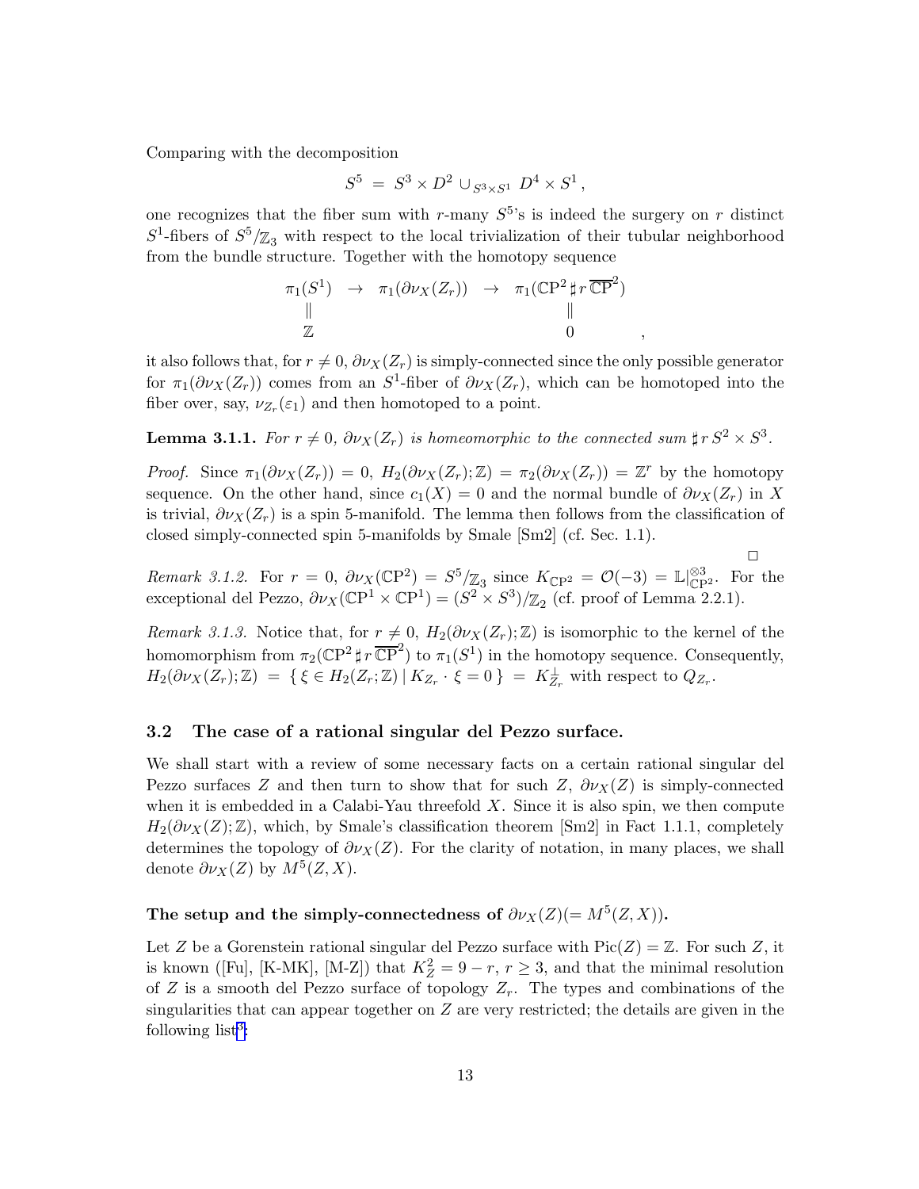Comparing with the decomposition

$$S^5 \;=\; S^3 \times D^2 \cup_{S^3 \times S^1} D^4 \times S^1\,,$$

one recognizes that the fiber sum with $r$-many $S^5$'s is indeed the surgery on $r$ distinct $S^1$-fibers of $S^5/\mathbb{Z}_3$ with respect to the local trivialization of their tubular neighborhood from the bundle structure. Together with the homotopy sequence

$$\begin{array}{ccccc}
\pi_1(S^1) & \rightarrow & \pi_1(\partial\nu_X(Z_r)) & \rightarrow & \pi_1(\mathbb{CP}^2 \,\sharp\, r\,\overline{\mathbb{CP}}^2) \\
\| & & & & \| \\
\mathbb{Z} & & & & 0
\end{array}\,,$$

it also follows that, for $r \neq 0$, $\partial\nu_X(Z_r)$ is simply-connected since the only possible generator for $\pi_1(\partial\nu_X(Z_r))$ comes from an $S^1$-fiber of $\partial\nu_X(Z_r)$, which can be homotoped into the fiber over, say, $\nu_{Z_r}(\varepsilon_1)$ and then homotoped to a point.

**Lemma 3.1.1.** *For $r \neq 0$, $\partial\nu_X(Z_r)$ is homeomorphic to the connected sum $\sharp\, r\, S^2 \times S^3$.*

*Proof.* Since $\pi_1(\partial\nu_X(Z_r)) = 0$, $H_2(\partial\nu_X(Z_r);\mathbb{Z}) = \pi_2(\partial\nu_X(Z_r)) = \mathbb{Z}^r$ by the homotopy sequence. On the other hand, since $c_1(X) = 0$ and the normal bundle of $\partial\nu_X(Z_r)$ in $X$ is trivial, $\partial\nu_X(Z_r)$ is a spin 5-manifold. The lemma then follows from the classification of closed simply-connected spin 5-manifolds by Smale [Sm2] (cf. Sec. 1.1).

□

*Remark 3.1.2.* For $r = 0$, $\partial\nu_X(\mathbb{CP}^2) = S^5/\mathbb{Z}_3$ since $K_{\mathbb{CP}^2} = \mathcal{O}(-3) = \mathbb{L}|_{\mathbb{CP}^2}^{\otimes 3}$. For the exceptional del Pezzo, $\partial\nu_X(\mathbb{CP}^1 \times \mathbb{CP}^1) = (S^2 \times S^3)/\mathbb{Z}_2$ (cf. proof of Lemma 2.2.1).

*Remark 3.1.3.* Notice that, for $r \neq 0$, $H_2(\partial\nu_X(Z_r);\mathbb{Z})$ is isomorphic to the kernel of the homomorphism from $\pi_2(\mathbb{CP}^2 \,\sharp\, r\,\overline{\mathbb{CP}}^2)$ to $\pi_1(S^1)$ in the homotopy sequence. Consequently, $H_2(\partial\nu_X(Z_r);\mathbb{Z}) \;=\; \{\, \xi \in H_2(Z_r;\mathbb{Z}) \,|\, K_{Z_r} \cdot \xi = 0 \,\} \;=\; K_{Z_r}^{\perp}$ with respect to $Q_{Z_r}$.

### 3.2 The case of a rational singular del Pezzo surface.

We shall start with a review of some necessary facts on a certain rational singular del Pezzo surfaces $Z$ and then turn to show that for such $Z$, $\partial\nu_X(Z)$ is simply-connected when it is embedded in a Calabi-Yau threefold $X$. Since it is also spin, we then compute $H_2(\partial\nu_X(Z);\mathbb{Z})$, which, by Smale's classification theorem [Sm2] in Fact 1.1.1, completely determines the topology of $\partial\nu_X(Z)$. For the clarity of notation, in many places, we shall denote $\partial\nu_X(Z)$ by $M^5(Z,X)$.

**The setup and the simply-connectedness of $\partial\nu_X(Z)(= M^5(Z,X))$.**

Let $Z$ be a Gorenstein rational singular del Pezzo surface with $\mathrm{Pic}(Z) = \mathbb{Z}$. For such $Z$, it is known ([Fu], [K-MK], [M-Z]) that $K_Z^2 = 9 - r$, $r \geq 3$, and that the minimal resolution of $Z$ is a smooth del Pezzo surface of topology $Z_r$. The types and combinations of the singularities that can appear together on $Z$ are very restricted; the details are given in the following list[3]: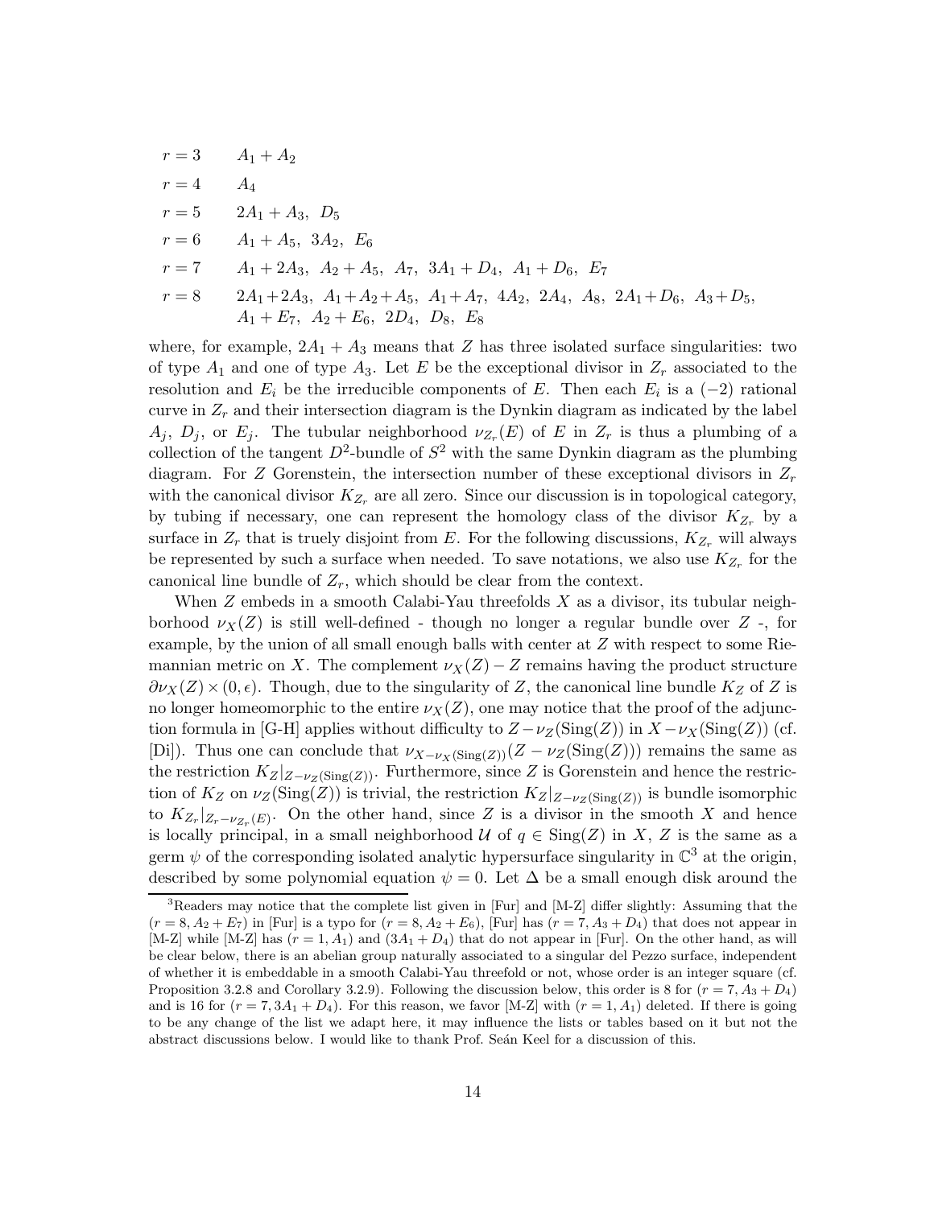$r = 3 \qquad A_1 + A_2$

$r = 4 \qquad A_4$

$r = 5 \qquad 2A_1 + A_3,\ D_5$

$r = 6 \qquad A_1 + A_5,\ 3A_2,\ E_6$

$r = 7 \qquad A_1 + 2A_3,\ A_2 + A_5,\ A_7,\ 3A_1 + D_4,\ A_1 + D_6,\ E_7$

$r = 8 \qquad 2A_1 + 2A_3,\ A_1 + A_2 + A_5,\ A_1 + A_7,\ 4A_2,\ 2A_4,\ A_8,\ 2A_1 + D_6,\ A_3 + D_5,$
$\qquad\qquad A_1 + E_7,\ A_2 + E_6,\ 2D_4,\ D_8,\ E_8$

where, for example, $2A_1 + A_3$ means that $Z$ has three isolated surface singularities: two of type $A_1$ and one of type $A_3$. Let $E$ be the exceptional divisor in $Z_r$ associated to the resolution and $E_i$ be the irreducible components of $E$. Then each $E_i$ is a $(-2)$ rational curve in $Z_r$ and their intersection diagram is the Dynkin diagram as indicated by the label $A_j$, $D_j$, or $E_j$. The tubular neighborhood $\nu_{Z_r}(E)$ of $E$ in $Z_r$ is thus a plumbing of a collection of the tangent $D^2$-bundle of $S^2$ with the same Dynkin diagram as the plumbing diagram. For $Z$ Gorenstein, the intersection number of these exceptional divisors in $Z_r$ with the canonical divisor $K_{Z_r}$ are all zero. Since our discussion is in topological category, by tubing if necessary, one can represent the homology class of the divisor $K_{Z_r}$ by a surface in $Z_r$ that is truely disjoint from $E$. For the following discussions, $K_{Z_r}$ will always be represented by such a surface when needed. To save notations, we also use $K_{Z_r}$ for the canonical line bundle of $Z_r$, which should be clear from the context.

When $Z$ embeds in a smooth Calabi-Yau threefolds $X$ as a divisor, its tubular neighborhood $\nu_X(Z)$ is still well-defined - though no longer a regular bundle over $Z$ -, for example, by the union of all small enough balls with center at $Z$ with respect to some Riemannian metric on $X$. The complement $\nu_X(Z) - Z$ remains having the product structure $\partial\nu_X(Z) \times (0, \epsilon)$. Though, due to the singularity of $Z$, the canonical line bundle $K_Z$ of $Z$ is no longer homeomorphic to the entire $\nu_X(Z)$, one may notice that the proof of the adjunction formula in [G-H] applies without difficulty to $Z - \nu_Z(\mathrm{Sing}(Z))$ in $X - \nu_X(\mathrm{Sing}(Z))$ (cf. [Di]). Thus one can conclude that $\nu_{X-\nu_X(\mathrm{Sing}(Z))}(Z - \nu_Z(\mathrm{Sing}(Z)))$ remains the same as the restriction $K_Z|_{Z-\nu_Z(\mathrm{Sing}(Z))}$. Furthermore, since $Z$ is Gorenstein and hence the restriction of $K_Z$ on $\nu_Z(\mathrm{Sing}(Z))$ is trivial, the restriction $K_Z|_{Z-\nu_Z(\mathrm{Sing}(Z))}$ is bundle isomorphic to $K_{Z_r}|_{Z_r-\nu_{Z_r}(E)}$. On the other hand, since $Z$ is a divisor in the smooth $X$ and hence is locally principal, in a small neighborhood $\mathcal{U}$ of $q \in \mathrm{Sing}(Z)$ in $X$, $Z$ is the same as a germ $\psi$ of the corresponding isolated analytic hypersurface singularity in $\mathbb{C}^3$ at the origin, described by some polynomial equation $\psi = 0$. Let $\Delta$ be a small enough disk around the

[3] Readers may notice that the complete list given in [Fur] and [M-Z] differ slightly: Assuming that the $(r = 8, A_2 + E_7)$ in [Fur] is a typo for $(r = 8, A_2 + E_6)$, [Fur] has $(r = 7, A_3 + D_4)$ that does not appear in [M-Z] while [M-Z] has $(r = 1, A_1)$ and $(3A_1 + D_4)$ that do not appear in [Fur]. On the other hand, as will be clear below, there is an abelian group naturally associated to a singular del Pezzo surface, independent of whether it is embeddable in a smooth Calabi-Yau threefold or not, whose order is an integer square (cf. Proposition 3.2.8 and Corollary 3.2.9). Following the discussion below, this order is 8 for $(r = 7, A_3 + D_4)$ and is 16 for $(r = 7, 3A_1 + D_4)$. For this reason, we favor [M-Z] with $(r = 1, A_1)$ deleted. If there is going to be any change of the list we adapt here, it may influence the lists or tables based on it but not the abstract discussions below. I would like to thank Prof. Seán Keel for a discussion of this.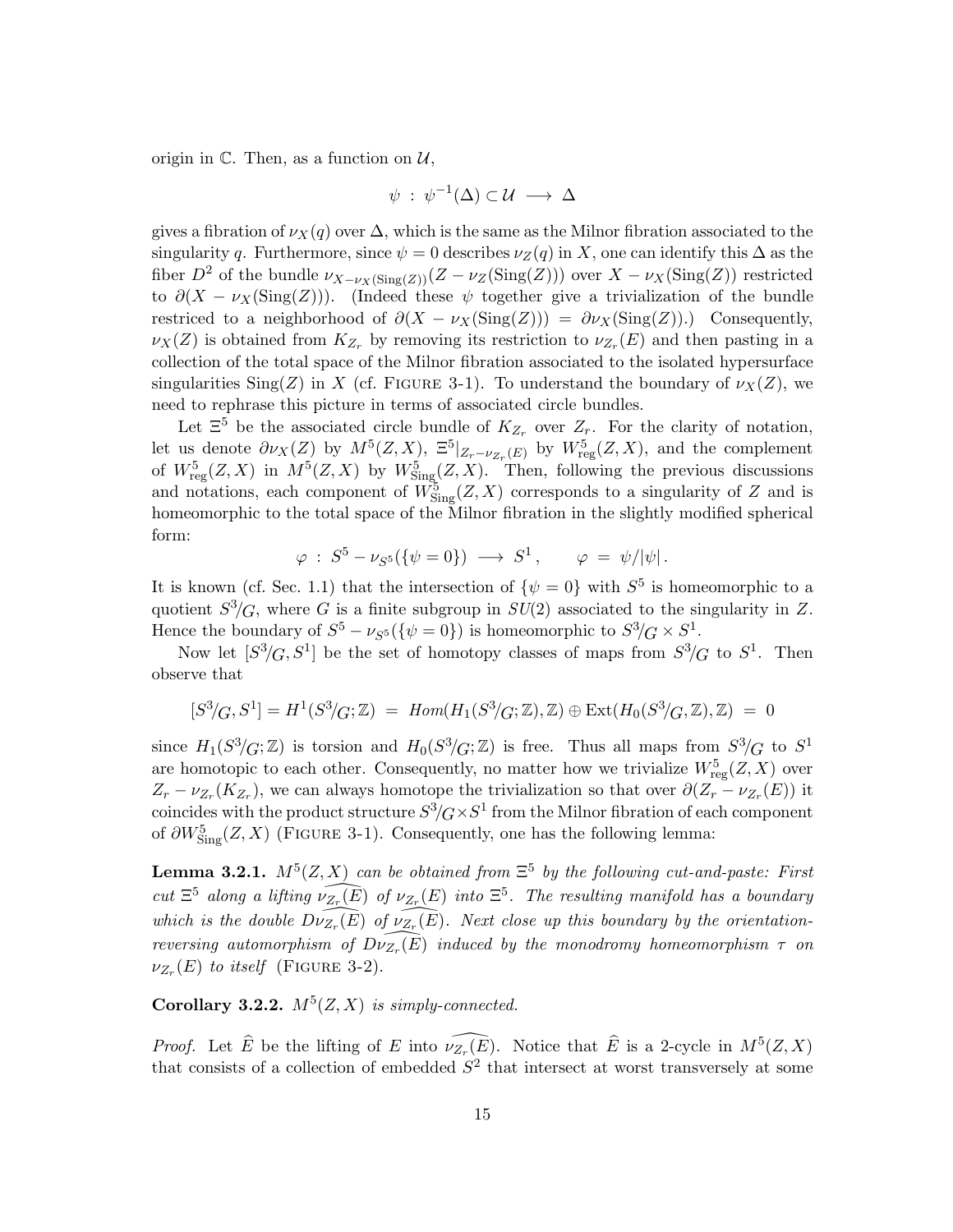origin in $\mathbb{C}$. Then, as a function on $\mathcal{U}$,

$$\psi \;:\; \psi^{-1}(\Delta) \subset \mathcal{U} \;\longrightarrow\; \Delta$$

gives a fibration of $\nu_X(q)$ over $\Delta$, which is the same as the Milnor fibration associated to the singularity $q$. Furthermore, since $\psi = 0$ describes $\nu_Z(q)$ in $X$, one can identify this $\Delta$ as the fiber $D^2$ of the bundle $\nu_{X-\nu_X(\mathrm{Sing}(Z))}(Z - \nu_Z(\mathrm{Sing}(Z)))$ over $X - \nu_X(\mathrm{Sing}(Z))$ restricted to $\partial(X - \nu_X(\mathrm{Sing}(Z)))$. (Indeed these $\psi$ together give a trivialization of the bundle restriced to a neighborhood of $\partial(X - \nu_X(\mathrm{Sing}(Z))) = \partial\nu_X(\mathrm{Sing}(Z))$.) Consequently, $\nu_X(Z)$ is obtained from $K_{Z_r}$ by removing its restriction to $\nu_{Z_r}(E)$ and then pasting in a collection of the total space of the Milnor fibration associated to the isolated hypersurface singularities $\mathrm{Sing}(Z)$ in $X$ (cf. FIGURE 3-1). To understand the boundary of $\nu_X(Z)$, we need to rephrase this picture in terms of associated circle bundles.

Let $\Xi^5$ be the associated circle bundle of $K_{Z_r}$ over $Z_r$. For the clarity of notation, let us denote $\partial\nu_X(Z)$ by $M^5(Z,X)$, $\Xi^5|_{Z_r-\nu_{Z_r}(E)}$ by $W^5_{\mathrm{reg}}(Z,X)$, and the complement of $W^5_{\mathrm{reg}}(Z,X)$ in $M^5(Z,X)$ by $W^5_{\mathrm{Sing}}(Z,X)$. Then, following the previous discussions and notations, each component of $W^5_{\mathrm{Sing}}(Z,X)$ corresponds to a singularity of $Z$ and is homeomorphic to the total space of the Milnor fibration in the slightly modified spherical form:

$$\varphi \;:\; S^5 - \nu_{S^5}(\{\psi = 0\}) \;\longrightarrow\; S^1\,, \qquad \varphi \;=\; \psi/|\psi|\,.$$

It is known (cf. Sec. 1.1) that the intersection of $\{\psi = 0\}$ with $S^5$ is homeomorphic to a quotient $S^3/G$, where $G$ is a finite subgroup in $SU(2)$ associated to the singularity in $Z$. Hence the boundary of $S^5 - \nu_{S^5}(\{\psi = 0\})$ is homeomorphic to $S^3/G \times S^1$.

Now let $[S^3/G, S^1]$ be the set of homotopy classes of maps from $S^3/G$ to $S^1$. Then observe that

$$[S^3/G, S^1] = H^1(S^3/G;\mathbb{Z}) \;=\; Hom(H_1(S^3/G;\mathbb{Z}),\mathbb{Z}) \oplus \mathrm{Ext}(H_0(S^3/G,\mathbb{Z}),\mathbb{Z}) \;=\; 0$$

since $H_1(S^3/G;\mathbb{Z})$ is torsion and $H_0(S^3/G;\mathbb{Z})$ is free. Thus all maps from $S^3/G$ to $S^1$ are homotopic to each other. Consequently, no matter how we trivialize $W^5_{\mathrm{reg}}(Z,X)$ over $Z_r - \nu_{Z_r}(K_{Z_r})$, we can always homotope the trivialization so that over $\partial(Z_r - \nu_{Z_r}(E))$ it coincides with the product structure $S^3/G \times S^1$ from the Milnor fibration of each component of $\partial W^5_{\mathrm{Sing}}(Z,X)$ (FIGURE 3-1). Consequently, one has the following lemma:

**Lemma 3.2.1.** *$M^5(Z,X)$ can be obtained from $\Xi^5$ by the following cut-and-paste: First cut $\Xi^5$ along a lifting $\widehat{\nu_{Z_r}(E)}$ of $\nu_{Z_r}(E)$ into $\Xi^5$. The resulting manifold has a boundary which is the double $D\widehat{\nu_{Z_r}(E)}$ of $\widehat{\nu_{Z_r}(E)}$. Next close up this boundary by the orientation-reversing automorphism of $D\widehat{\nu_{Z_r}(E)}$ induced by the monodromy homeomorphism $\tau$ on $\nu_{Z_r}(E)$ to itself* (FIGURE 3-2).

**Corollary 3.2.2.** *$M^5(Z,X)$ is simply-connected.*

*Proof.* Let $\widehat{E}$ be the lifting of $E$ into $\widehat{\nu_{Z_r}(E)}$. Notice that $\widehat{E}$ is a 2-cycle in $M^5(Z,X)$ that consists of a collection of embedded $S^2$ that intersect at worst transversely at some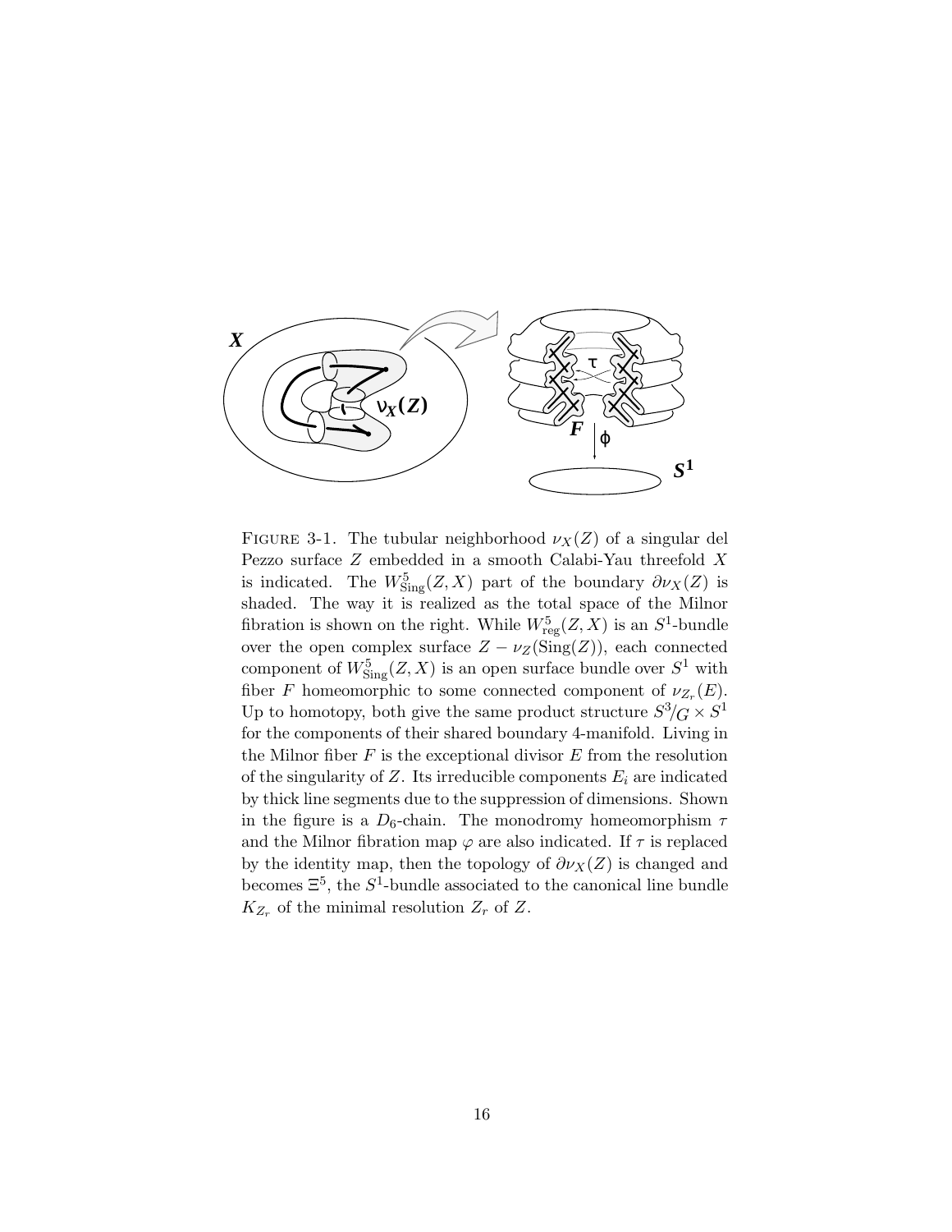Figure 3-1. The tubular neighborhood $\nu_X(Z)$ of a singular del Pezzo surface $Z$ embedded in a smooth Calabi-Yau threefold $X$ is indicated. The $W^5_{\rm Sing}(Z,X)$ part of the boundary $\partial\nu_X(Z)$ is shaded. The way it is realized as the total space of the Milnor fibration is shown on the right. While $W^5_{\rm reg}(Z,X)$ is an $S^1$-bundle over the open complex surface $Z - \nu_Z(\mathrm{Sing}(Z))$, each connected component of $W^5_{\rm Sing}(Z,X)$ is an open surface bundle over $S^1$ with fiber $F$ homeomorphic to some connected component of $\nu_{Z_r}(E)$. Up to homotopy, both give the same product structure $S^3/G \times S^1$ for the components of their shared boundary 4-manifold. Living in the Milnor fiber $F$ is the exceptional divisor $E$ from the resolution of the singularity of $Z$. Its irreducible components $E_i$ are indicated by thick line segments due to the suppression of dimensions. Shown in the figure is a $D_6$-chain. The monodromy homeomorphism $\tau$ and the Milnor fibration map $\varphi$ are also indicated. If $\tau$ is replaced by the identity map, then the topology of $\partial\nu_X(Z)$ is changed and becomes $\Xi^5$, the $S^1$-bundle associated to the canonical line bundle $K_{Z_r}$ of the minimal resolution $Z_r$ of $Z$.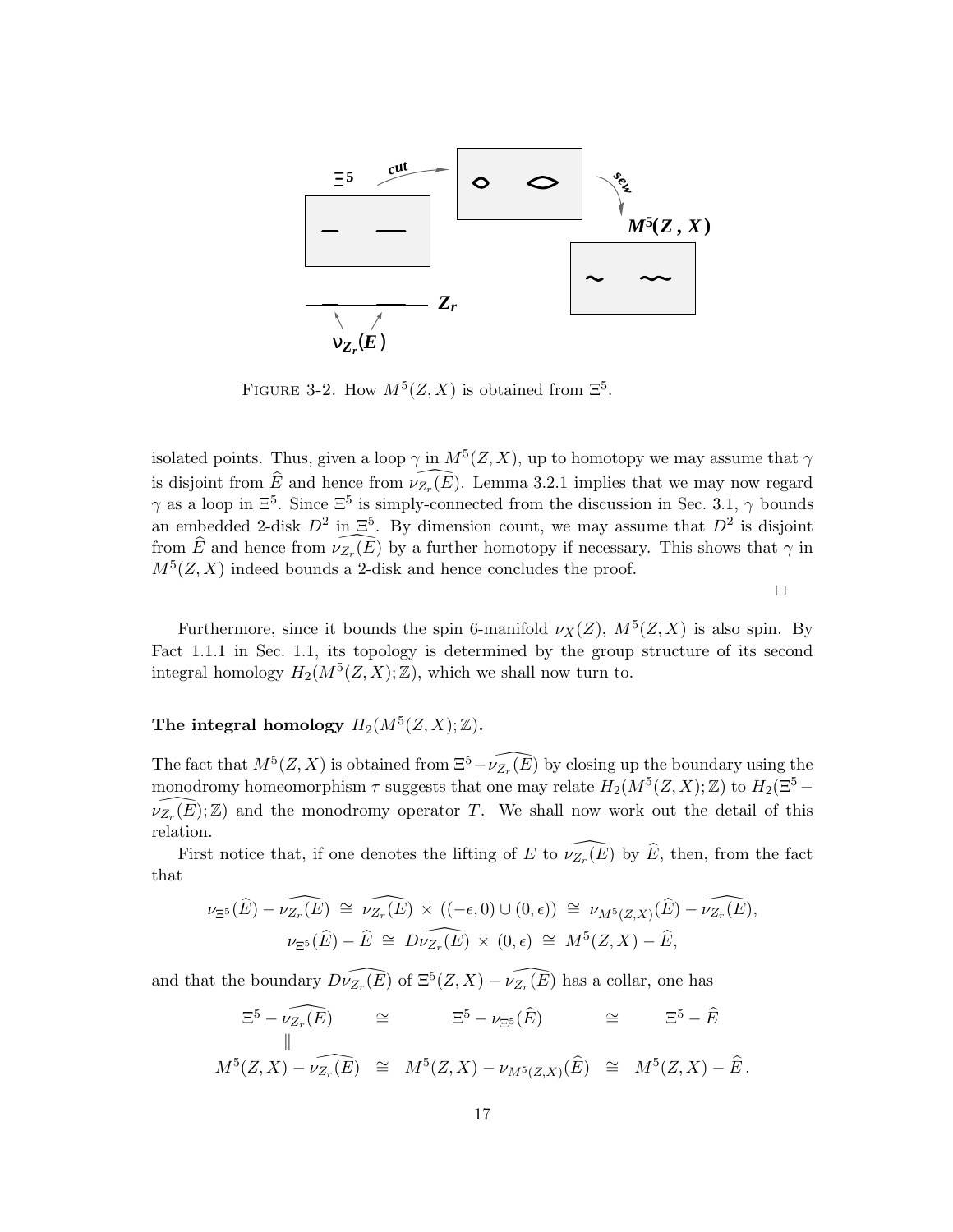FIGURE 3-2. How $M^5(Z,X)$ is obtained from $\Xi^5$.

isolated points. Thus, given a loop $\gamma$ in $M^5(Z,X)$, up to homotopy we may assume that $\gamma$ is disjoint from $\widehat{E}$ and hence from $\widehat{\nu_{Z_r}(E)}$. Lemma 3.2.1 implies that we may now regard $\gamma$ as a loop in $\Xi^5$. Since $\Xi^5$ is simply-connected from the discussion in Sec. 3.1, $\gamma$ bounds an embedded 2-disk $D^2$ in $\Xi^5$. By dimension count, we may assume that $D^2$ is disjoint from $\widehat{E}$ and hence from $\widehat{\nu_{Z_r}(E)}$ by a further homotopy if necessary. This shows that $\gamma$ in $M^5(Z,X)$ indeed bounds a 2-disk and hence concludes the proof.

□

Furthermore, since it bounds the spin 6-manifold $\nu_X(Z)$, $M^5(Z,X)$ is also spin. By Fact 1.1.1 in Sec. 1.1, its topology is determined by the group structure of its second integral homology $H_2(M^5(Z,X);\mathbb{Z})$, which we shall now turn to.

**The integral homology $H_2(M^5(Z,X);\mathbb{Z})$.**

The fact that $M^5(Z,X)$ is obtained from $\Xi^5 - \widehat{\nu_{Z_r}(E)}$ by closing up the boundary using the monodromy homeomorphism $\tau$ suggests that one may relate $H_2(M^5(Z,X);\mathbb{Z})$ to $H_2(\Xi^5 - \widehat{\nu_{Z_r}(E)};\mathbb{Z})$ and the monodromy operator $T$. We shall now work out the detail of this relation.

First notice that, if one denotes the lifting of $E$ to $\widehat{\nu_{Z_r}(E)}$ by $\widehat{E}$, then, from the fact that

$$\nu_{\Xi^5}(\widehat{E}) - \widehat{\nu_{Z_r}(E)} \;\cong\; \widehat{\nu_{Z_r}(E)} \times ((-\epsilon,0)\cup(0,\epsilon)) \;\cong\; \nu_{M^5(Z,X)}(\widehat{E}) - \widehat{\nu_{Z_r}(E)},$$
$$\nu_{\Xi^5}(\widehat{E}) - \widehat{E} \;\cong\; D\widehat{\nu_{Z_r}(E)} \times (0,\epsilon) \;\cong\; M^5(Z,X) - \widehat{E},$$

and that the boundary $D\widehat{\nu_{Z_r}(E)}$ of $\Xi^5(Z,X) - \widehat{\nu_{Z_r}(E)}$ has a collar, one has

$$\begin{array}{ccccc}
\Xi^5 - \widehat{\nu_{Z_r}(E)} & \cong & \Xi^5 - \nu_{\Xi^5}(\widehat{E}) & \cong & \Xi^5 - \widehat{E} \\
\| & & & & \\
M^5(Z,X) - \widehat{\nu_{Z_r}(E)} & \cong & M^5(Z,X) - \nu_{M^5(Z,X)}(\widehat{E}) & \cong & M^5(Z,X) - \widehat{E}\,.
\end{array}$$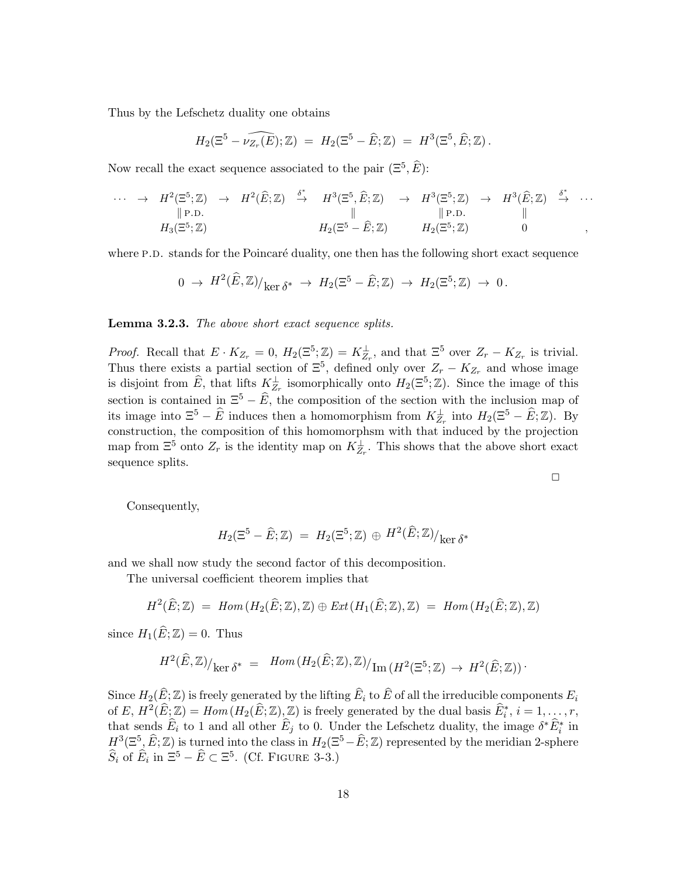Thus by the Lefschetz duality one obtains

$$H_2(\Xi^5 - \widehat{\nu_{Z_r}(E)};\mathbb{Z}) \;=\; H_2(\Xi^5 - \widehat{E};\mathbb{Z}) \;=\; H^3(\Xi^5, \widehat{E};\mathbb{Z})\,.$$

Now recall the exact sequence associated to the pair $(\Xi^5, \widehat{E})$:

$$\begin{array}{ccccccccccc}
\cdots & \rightarrow & H^2(\Xi^5;\mathbb{Z}) & \rightarrow & H^2(\widehat{E};\mathbb{Z}) & \stackrel{\delta^*}{\rightarrow} & H^3(\Xi^5,\widehat{E};\mathbb{Z}) & \rightarrow & H^3(\Xi^5;\mathbb{Z}) & \rightarrow & H^3(\widehat{E};\mathbb{Z}) & \stackrel{\delta^*}{\rightarrow} & \cdots \\
 & & \|\,\text{P.D.} & & & & \| & & \|\,\text{P.D.} & & \| & & \\
 & & H_3(\Xi^5;\mathbb{Z}) & & & & H_2(\Xi^5 - \widehat{E};\mathbb{Z}) & & H_2(\Xi^5;\mathbb{Z}) & & 0 & & ,
\end{array}$$

where P.D. stands for the Poincaré duality, one then has the following short exact sequence

$$0 \;\rightarrow\; H^2(\widehat{E},\mathbb{Z})/_{\ker \delta^*} \;\rightarrow\; H_2(\Xi^5 - \widehat{E};\mathbb{Z}) \;\rightarrow\; H_2(\Xi^5;\mathbb{Z}) \;\rightarrow\; 0\,.$$

**Lemma 3.2.3.** *The above short exact sequence splits.*

*Proof.* Recall that $E \cdot K_{Z_r} = 0$, $H_2(\Xi^5;\mathbb{Z}) = K_{Z_r}^{\perp}$, and that $\Xi^5$ over $Z_r - K_{Z_r}$ is trivial. Thus there exists a partial section of $\Xi^5$, defined only over $Z_r - K_{Z_r}$ and whose image is disjoint from $\widehat{E}$, that lifts $K_{Z_r}^{\perp}$ isomorphically onto $H_2(\Xi^5;\mathbb{Z})$. Since the image of this section is contained in $\Xi^5 - \widehat{E}$, the composition of the section with the inclusion map of its image into $\Xi^5 - \widehat{E}$ induces then a homomorphism from $K_{Z_r}^{\perp}$ into $H_2(\Xi^5 - \widehat{E};\mathbb{Z})$. By construction, the composition of this homomorphsm with that induced by the projection map from $\Xi^5$ onto $Z_r$ is the identity map on $K_{Z_r}^{\perp}$. This shows that the above short exact sequence splits.

□

Consequently,

$$H_2(\Xi^5 - \widehat{E};\mathbb{Z}) \;=\; H_2(\Xi^5;\mathbb{Z}) \oplus H^2(\widehat{E};\mathbb{Z})/_{\ker \delta^*}$$

and we shall now study the second factor of this decomposition.

The universal coefficient theorem implies that

$$H^2(\widehat{E};\mathbb{Z}) \;=\; \mathit{Hom}\,(H_2(\widehat{E};\mathbb{Z}),\mathbb{Z}) \oplus \mathit{Ext}\,(H_1(\widehat{E};\mathbb{Z}),\mathbb{Z}) \;=\; \mathit{Hom}\,(H_2(\widehat{E};\mathbb{Z}),\mathbb{Z})$$

since $H_1(\widehat{E};\mathbb{Z}) = 0$. Thus

$$H^2(\widehat{E},\mathbb{Z})/_{\ker \delta^*} \;=\; \mathit{Hom}\,(H_2(\widehat{E};\mathbb{Z}),\mathbb{Z})/_{\mathrm{Im}\,(H^2(\Xi^5;\mathbb{Z}) \,\rightarrow\, H^2(\widehat{E};\mathbb{Z}))}\,.$$

Since $H_2(\widehat{E};\mathbb{Z})$ is freely generated by the lifting $\widehat{E}_i$ to $\widehat{E}$ of all the irreducible components $E_i$ of $E$, $H^2(\widehat{E};\mathbb{Z}) = \mathit{Hom}\,(H_2(\widehat{E};\mathbb{Z}),\mathbb{Z})$ is freely generated by the dual basis $\widehat{E}_i^*$, $i = 1,\ldots,r$, that sends $\widehat{E}_i$ to 1 and all other $\widehat{E}_j$ to 0. Under the Lefschetz duality, the image $\delta^*\widehat{E}_i^*$ in $H^3(\Xi^5,\widehat{E};\mathbb{Z})$ is turned into the class in $H_2(\Xi^5 - \widehat{E};\mathbb{Z})$ represented by the meridian 2-sphere $\widehat{S}_i$ of $\widehat{E}_i$ in $\Xi^5 - \widehat{E} \subset \Xi^5$. (Cf. FIGURE 3-3.)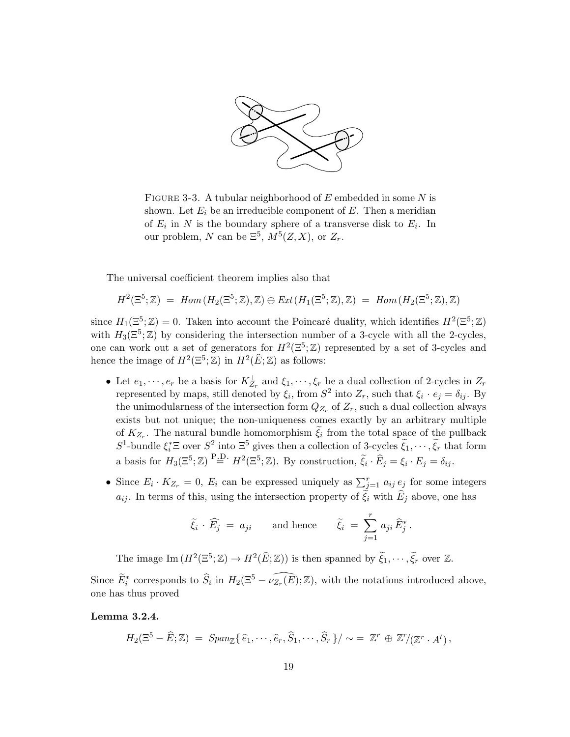FIGURE 3-3. A tubular neighborhood of $E$ embedded in some $N$ is shown. Let $E_i$ be an irreducible component of $E$. Then a meridian of $E_i$ in $N$ is the boundary sphere of a transverse disk to $E_i$. In our problem, $N$ can be $\Xi^5$, $M^5(Z,X)$, or $Z_r$.

The universal coefficient theorem implies also that

$$H^2(\Xi^5;\mathbb{Z}) \;=\; \mathit{Hom}\,(H_2(\Xi^5;\mathbb{Z}),\mathbb{Z}) \oplus \mathit{Ext}\,(H_1(\Xi^5;\mathbb{Z}),\mathbb{Z}) \;=\; \mathit{Hom}\,(H_2(\Xi^5;\mathbb{Z}),\mathbb{Z})$$

since $H_1(\Xi^5;\mathbb{Z})=0$. Taken into account the Poincaré duality, which identifies $H^2(\Xi^5;\mathbb{Z})$ with $H_3(\Xi^5;\mathbb{Z})$ by considering the intersection number of a 3-cycle with all the 2-cycles, one can work out a set of generators for $H^2(\Xi^5;\mathbb{Z})$ represented by a set of 3-cycles and hence the image of $H^2(\Xi^5;\mathbb{Z})$ in $H^2(\widehat{E};\mathbb{Z})$ as follows:

- Let $e_1,\cdots,e_r$ be a basis for $K_{Z_r}^{\perp}$ and $\xi_1,\cdots,\xi_r$ be a dual collection of 2-cycles in $Z_r$ represented by maps, still denoted by $\xi_i$, from $S^2$ into $Z_r$, such that $\xi_i\cdot e_j=\delta_{ij}$. By the unimodularness of the intersection form $Q_{Z_r}$ of $Z_r$, such a dual collection always exists but not unique; the non-uniqueness comes exactly by an arbitrary multiple of $K_{Z_r}$. The natural bundle homomorphism $\widetilde{\xi}_i$ from the total space of the pullback $S^1$-bundle $\xi_i^*\Xi$ over $S^2$ into $\Xi^5$ gives then a collection of 3-cycles $\widetilde{\xi}_1,\cdots,\widetilde{\xi}_r$ that form a basis for $H_3(\Xi^5;\mathbb{Z}) \overset{\text{P.D.}}{=} H^2(\Xi^5;\mathbb{Z})$. By construction, $\widetilde{\xi}_i\cdot\widehat{E}_j=\xi_i\cdot E_j=\delta_{ij}$.

- Since $E_i\cdot K_{Z_r}=0$, $E_i$ can be expressed uniquely as $\sum_{j=1}^r a_{ij}\,e_j$ for some integers $a_{ij}$. In terms of this, using the intersection property of $\widetilde{\xi}_i$ with $\widehat{E}_j$ above, one has

$$\widetilde{\xi}_i\cdot\widehat{E_j} \;=\; a_{ji} \qquad\text{and hence}\qquad \widetilde{\xi}_i \;=\; \sum_{j=1}^r a_{ji}\,\widehat{E}_j^*\,.$$

  The image $\operatorname{Im}(H^2(\Xi^5;\mathbb{Z})\to H^2(\widehat{E};\mathbb{Z}))$ is then spanned by $\widetilde{\xi}_1,\cdots,\widetilde{\xi}_r$ over $\mathbb{Z}$.

Since $\widetilde{E}_i^*$ corresponds to $\widehat{S}_i$ in $H_2(\Xi^5-\widehat{\nu_{Z_r}(E)};\mathbb{Z})$, with the notations introduced above, one has thus proved

**Lemma 3.2.4.**

$$H_2(\Xi^5-\widehat{E};\mathbb{Z}) \;=\; \mathit{Span}_{\mathbb{Z}}\{\,\widehat{e}_1,\cdots,\widehat{e}_r,\widehat{S}_1,\cdots,\widehat{S}_r\,\}/\sim \;=\; \mathbb{Z}^r\,\oplus\,\mathbb{Z}^r/(\mathbb{Z}^r\cdot A^t)\,,$$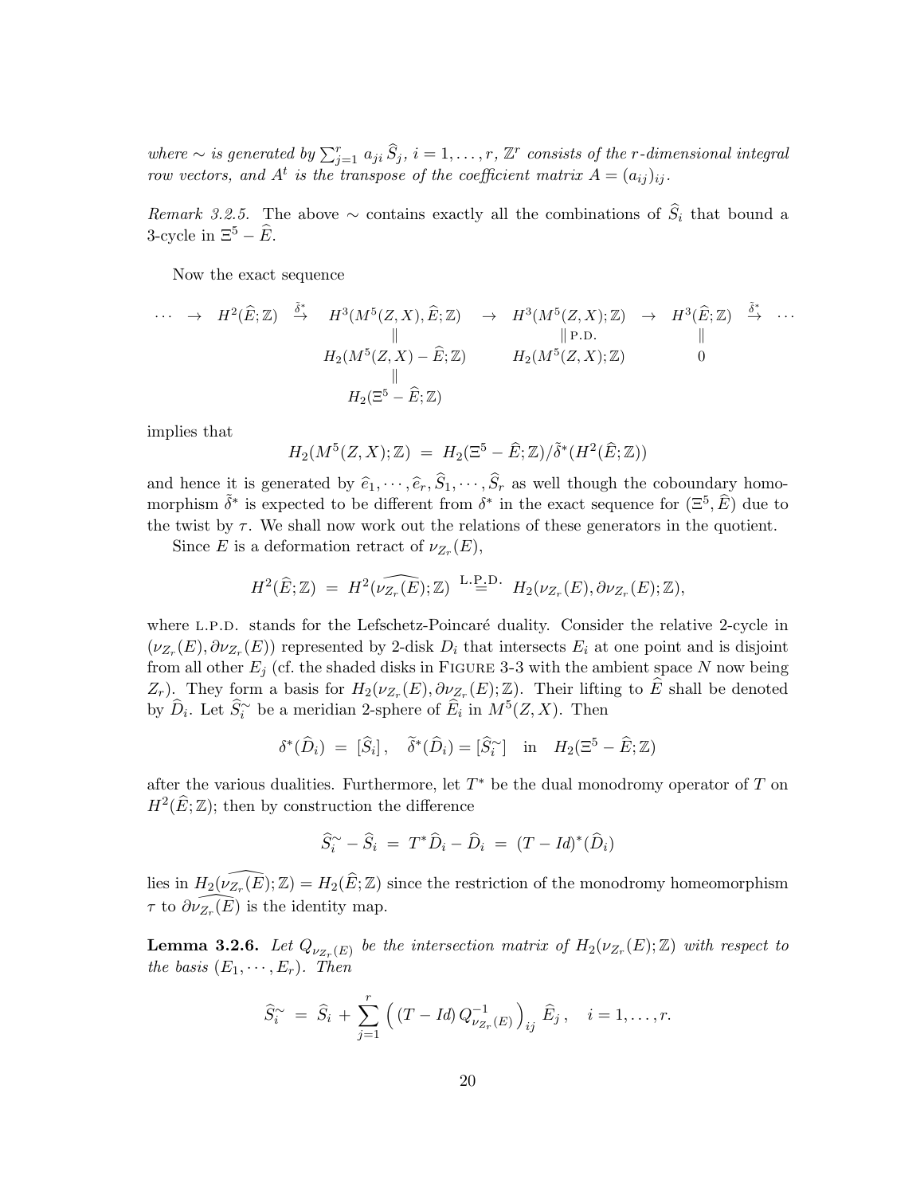*where $\sim$ is generated by $\sum_{j=1}^{r} a_{ji}\,\widehat{S}_j$, $i=1,\ldots,r$, $\mathbb{Z}^r$ consists of the $r$-dimensional integral row vectors, and $A^t$ is the transpose of the coefficient matrix $A=(a_{ij})_{ij}$.*

*Remark 3.2.5.* The above $\sim$ contains exactly all the combinations of $\widehat{S}_i$ that bound a 3-cycle in $\Xi^5-\widehat{E}$.

Now the exact sequence

$$
\begin{array}{ccccccccc}
\cdots & \rightarrow & H^2(\widehat{E};\mathbb{Z}) & \stackrel{\tilde{\delta}^*}{\rightarrow} & H^3(M^5(Z,X),\widehat{E};\mathbb{Z}) & \rightarrow & H^3(M^5(Z,X);\mathbb{Z}) & \rightarrow & H^3(\widehat{E};\mathbb{Z}) & \stackrel{\tilde{\delta}^*}{\rightarrow} & \cdots \\
 & & & & \| & & \|\ \text{P.D.} & & \| & & \\
 & & & & H_2(M^5(Z,X)-\widehat{E};\mathbb{Z}) & & H_2(M^5(Z,X);\mathbb{Z}) & & 0 & & \\
 & & & & \| & & & & & & \\
 & & & & H_2(\Xi^5-\widehat{E};\mathbb{Z}) & & & & & &
\end{array}
$$

implies that

$$
H_2(M^5(Z,X);\mathbb{Z}) \;=\; H_2(\Xi^5-\widehat{E};\mathbb{Z})/\tilde{\delta}^*(H^2(\widehat{E};\mathbb{Z}))
$$

and hence it is generated by $\widehat{e}_1,\cdots,\widehat{e}_r,\widehat{S}_1,\cdots,\widehat{S}_r$ as well though the coboundary homomorphism $\tilde{\delta}^*$ is expected to be different from $\delta^*$ in the exact sequence for $(\Xi^5,\widehat{E})$ due to the twist by $\tau$. We shall now work out the relations of these generators in the quotient.

Since $E$ is a deformation retract of $\nu_{Z_r}(E)$,

$$
H^2(\widehat{E};\mathbb{Z}) \;=\; H^2(\widehat{\nu_{Z_r}(E)};\mathbb{Z}) \;\stackrel{\text{L.P.D.}}{=}\; H_2(\nu_{Z_r}(E),\partial\nu_{Z_r}(E);\mathbb{Z}),
$$

where L.P.D. stands for the Lefschetz-Poincaré duality. Consider the relative 2-cycle in $(\nu_{Z_r}(E),\partial\nu_{Z_r}(E))$ represented by 2-disk $D_i$ that intersects $E_i$ at one point and is disjoint from all other $E_j$ (cf. the shaded disks in FIGURE 3-3 with the ambient space $N$ now being $Z_r$). They form a basis for $H_2(\nu_{Z_r}(E),\partial\nu_{Z_r}(E);\mathbb{Z})$. Their lifting to $\widehat{E}$ shall be denoted by $\widehat{D}_i$. Let $\widehat{S}_i^{\sim}$ be a meridian 2-sphere of $\widehat{E}_i$ in $M^5(Z,X)$. Then

$$
\delta^*(\widehat{D}_i) \;=\; [\widehat{S}_i]\,, \quad \tilde{\delta}^*(\widehat{D}_i)=[\widehat{S}_i^{\sim}] \quad \text{in} \quad H_2(\Xi^5-\widehat{E};\mathbb{Z})
$$

after the various dualities. Furthermore, let $T^*$ be the dual monodromy operator of $T$ on $H^2(\widehat{E};\mathbb{Z})$; then by construction the difference

$$
\widehat{S}_i^{\sim}-\widehat{S}_i \;=\; T^*\widehat{D}_i-\widehat{D}_i \;=\; (T-Id)^*(\widehat{D}_i)
$$

lies in $H_2(\widehat{\nu_{Z_r}(E)};\mathbb{Z})=H_2(\widehat{E};\mathbb{Z})$ since the restriction of the monodromy homeomorphism $\tau$ to $\partial\widehat{\nu_{Z_r}(E)}$ is the identity map.

**Lemma 3.2.6.** *Let $Q_{\nu_{Z_r}(E)}$ be the intersection matrix of $H_2(\nu_{Z_r}(E);\mathbb{Z})$ with respect to the basis $(E_1,\cdots,E_r)$. Then*

$$
\widehat{S}_i^{\sim} \;=\; \widehat{S}_i \,+\, \sum_{j=1}^{r}\Big((T-Id)\,Q_{\nu_{Z_r}(E)}^{-1}\Big)_{ij}\,\widehat{E}_j\,, \quad i=1,\ldots,r.
$$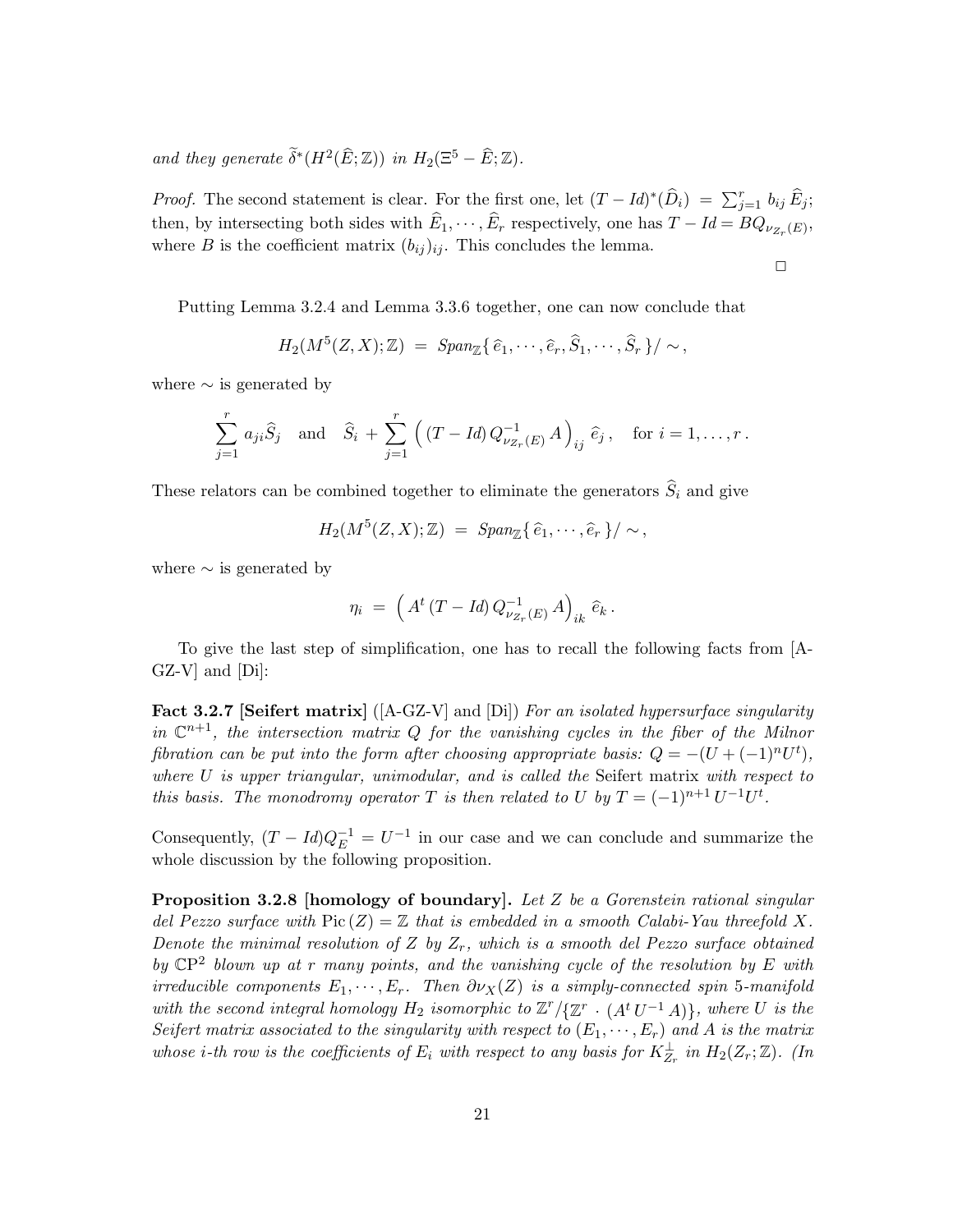*and they generate* $\widetilde{\delta}^*(H^2(\widehat{E};\mathbb{Z}))$ *in* $H_2(\Xi^5 - \widehat{E};\mathbb{Z})$.

*Proof.* The second statement is clear. For the first one, let $(T - Id)^*(\widehat{D}_i) = \sum_{j=1}^r b_{ij}\,\widehat{E}_j$; then, by intersecting both sides with $\widehat{E}_1, \cdots, \widehat{E}_r$ respectively, one has $T - Id = BQ_{\nu_{Z_r}(E)}$, where $B$ is the coefficient matrix $(b_{ij})_{ij}$. This concludes the lemma.

□

Putting Lemma 3.2.4 and Lemma 3.3.6 together, one can now conclude that

$$H_2(M^5(Z,X);\mathbb{Z}) \;=\; Span_{\mathbb{Z}}\{\,\widehat{e}_1, \cdots, \widehat{e}_r, \widehat{S}_1, \cdots, \widehat{S}_r\,\}/\sim\,,$$

where $\sim$ is generated by

$$\sum_{j=1}^r a_{ji}\widehat{S}_j \quad \text{and} \quad \widehat{S}_i + \sum_{j=1}^r \Big( (T - Id)\, Q_{\nu_{Z_r}(E)}^{-1}\, A \Big)_{ij}\, \widehat{e}_j\,, \quad \text{for } i = 1, \ldots, r\,.$$

These relators can be combined together to eliminate the generators $\widehat{S}_i$ and give

$$H_2(M^5(Z,X);\mathbb{Z}) \;=\; Span_{\mathbb{Z}}\{\,\widehat{e}_1, \cdots, \widehat{e}_r\,\}/\sim\,,$$

where $\sim$ is generated by

$$\eta_i \;=\; \Big( A^t\,(T - Id)\, Q_{\nu_{Z_r}(E)}^{-1}\, A \Big)_{ik}\, \widehat{e}_k\,.$$

To give the last step of simplification, one has to recall the following facts from [A-GZ-V] and [Di]:

**Fact 3.2.7 [Seifert matrix]** ([A-GZ-V] and [Di]) *For an isolated hypersurface singularity in* $\mathbb{C}^{n+1}$*, the intersection matrix* $Q$ *for the vanishing cycles in the fiber of the Milnor fibration can be put into the form after choosing appropriate basis:* $Q = -(U + (-1)^n U^t)$*, where* $U$ *is upper triangular, unimodular, and is called the* Seifert matrix *with respect to this basis. The monodromy operator* $T$ *is then related to* $U$ *by* $T = (-1)^{n+1}\, U^{-1} U^t$.

Consequently, $(T - Id)Q_E^{-1} = U^{-1}$ in our case and we can conclude and summarize the whole discussion by the following proposition.

**Proposition 3.2.8 [homology of boundary].** *Let* $Z$ *be a Gorenstein rational singular del Pezzo surface with* $\mathrm{Pic}\,(Z) = \mathbb{Z}$ *that is embedded in a smooth Calabi-Yau threefold* $X$*. Denote the minimal resolution of* $Z$ *by* $Z_r$*, which is a smooth del Pezzo surface obtained by* $\mathbb{CP}^2$ *blown up at* $r$ *many points, and the vanishing cycle of the resolution by* $E$ *with irreducible components* $E_1, \cdots, E_r$*. Then* $\partial\nu_X(Z)$ *is a simply-connected spin 5-manifold with the second integral homology* $H_2$ *isomorphic to* $\mathbb{Z}^r/\{\mathbb{Z}^r \cdot (A^t\, U^{-1}\, A)\}$*, where* $U$ *is the Seifert matrix associated to the singularity with respect to* $(E_1, \cdots, E_r)$ *and* $A$ *is the matrix whose i-th row is the coefficients of* $E_i$ *with respect to any basis for* $K_{Z_r}^{\perp}$ *in* $H_2(Z_r;\mathbb{Z})$*. (In*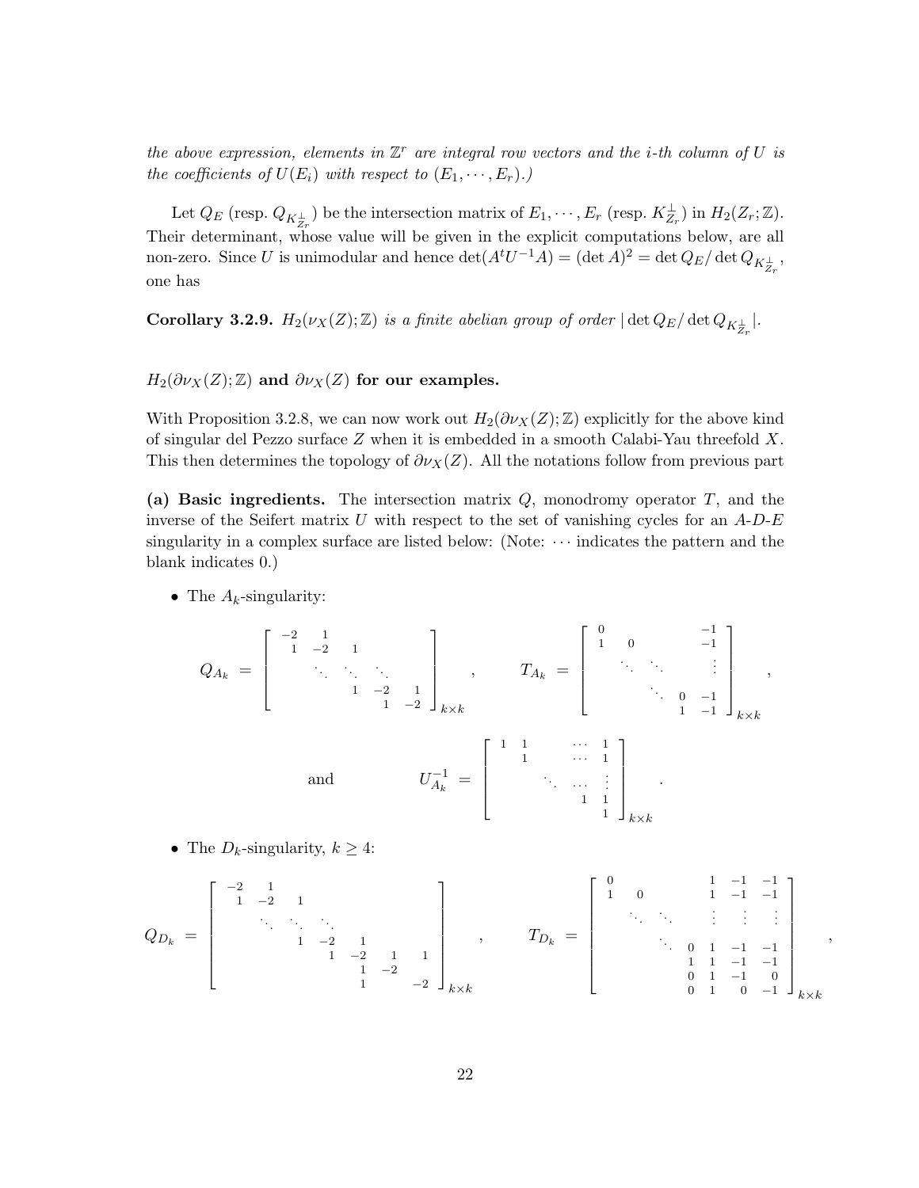*the above expression, elements in $\mathbb{Z}^r$ are integral row vectors and the $i$-th column of $U$ is the coefficients of $U(E_i)$ with respect to $(E_1, \cdots, E_r)$.)*

Let $Q_E$ (resp. $Q_{K_{Z_r}^\perp}$) be the intersection matrix of $E_1, \cdots, E_r$ (resp. $K_{Z_r}^\perp$) in $H_2(Z_r;\mathbb{Z})$. Their determinant, whose value will be given in the explicit computations below, are all non-zero. Since $U$ is unimodular and hence $\det(A^t U^{-1} A) = (\det A)^2 = \det Q_E / \det Q_{K_{Z_r}^\perp}$, one has

**Corollary 3.2.9.** *$H_2(\nu_X(Z);\mathbb{Z})$ is a finite abelian group of order $|\det Q_E / \det Q_{K_{Z_r}^\perp}|$.*

**$H_2(\partial\nu_X(Z);\mathbb{Z})$ and $\partial\nu_X(Z)$ for our examples.**

With Proposition 3.2.8, we can now work out $H_2(\partial\nu_X(Z);\mathbb{Z})$ explicitly for the above kind of singular del Pezzo surface $Z$ when it is embedded in a smooth Calabi-Yau threefold $X$. This then determines the topology of $\partial\nu_X(Z)$. All the notations follow from previous part

**(a) Basic ingredients.** The intersection matrix $Q$, monodromy operator $T$, and the inverse of the Seifert matrix $U$ with respect to the set of vanishing cycles for an $A$-$D$-$E$ singularity in a complex surface are listed below: (Note: $\cdots$ indicates the pattern and the blank indicates 0.)

- The $A_k$-singularity:

$$Q_{A_k} = \begin{bmatrix} -2 & 1 & & & \\ 1 & -2 & 1 & & \\ & \ddots & \ddots & \ddots & \\ & & 1 & -2 & 1 \\ & & & 1 & -2 \end{bmatrix}_{k\times k}, \qquad T_{A_k} = \begin{bmatrix} 0 & & & & -1 \\ 1 & 0 & & & -1 \\ & \ddots & \ddots & & \vdots \\ & & \ddots & 0 & -1 \\ & & & 1 & -1 \end{bmatrix}_{k\times k},$$

$$\text{and} \qquad U_{A_k}^{-1} = \begin{bmatrix} 1 & 1 & & \cdots & 1 \\ & 1 & & \cdots & 1 \\ & & \ddots & \cdots & \vdots \\ & & & 1 & 1 \\ & & & & 1 \end{bmatrix}_{k\times k}.$$

- The $D_k$-singularity, $k \geq 4$:

$$Q_{D_k} = \begin{bmatrix} -2 & 1 & & & & & \\ 1 & -2 & 1 & & & & \\ & \ddots & \ddots & \ddots & & & \\ & & 1 & -2 & 1 & & \\ & & & 1 & -2 & 1 & 1 \\ & & & & 1 & -2 & \\ & & & & 1 & & -2 \end{bmatrix}_{k\times k}, \qquad T_{D_k} = \begin{bmatrix} 0 & & & & 1 & -1 & -1 \\ 1 & 0 & & & 1 & -1 & -1 \\ & \ddots & \ddots & & \vdots & \vdots & \vdots \\ & & \ddots & 0 & 1 & -1 & -1 \\ & & & 1 & 1 & -1 & -1 \\ & & & 0 & 1 & -1 & 0 \\ & & & 0 & 1 & 0 & -1 \end{bmatrix}_{k\times k},$$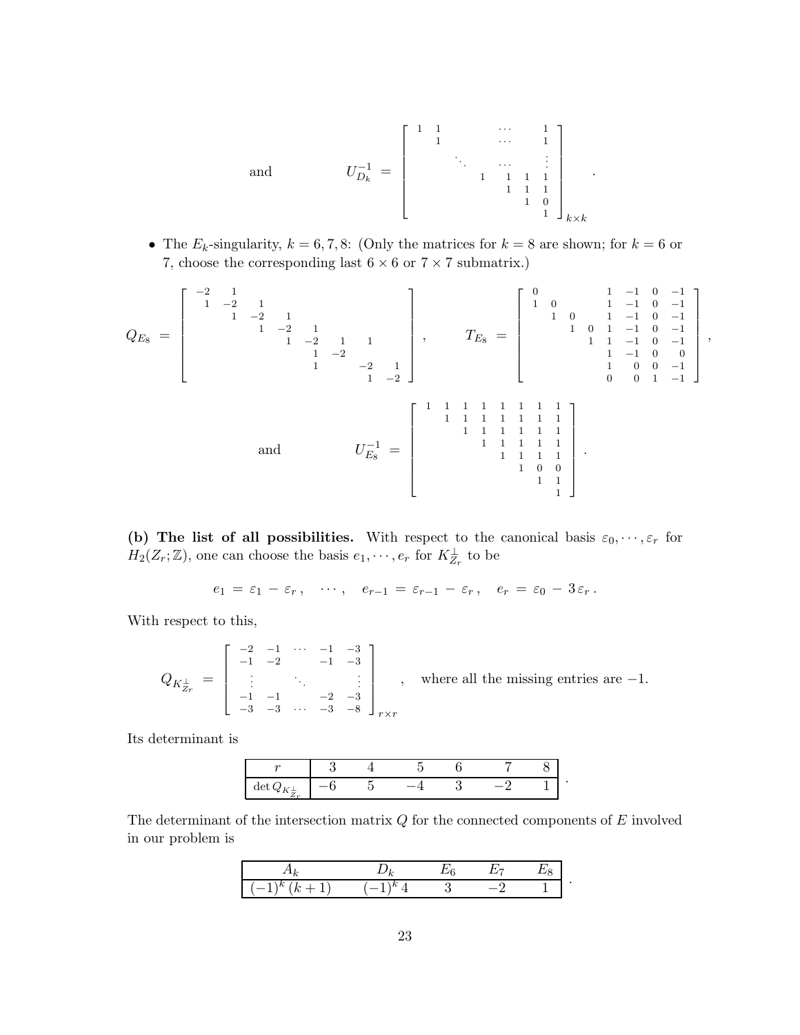$$\text{and} \qquad U_{D_k}^{-1} \;=\; \begin{bmatrix} 1 & 1 & & & \cdots & & 1 \\ & 1 & & & \cdots & & 1 \\ & & \ddots & & \cdots & & \vdots \\ & & & 1 & 1 & 1 & 1 \\ & & & & 1 & 1 & 1 \\ & & & & & 1 & 0 \\ & & & & & & 1 \end{bmatrix}_{k\times k} .$$

- The $E_k$-singularity, $k = 6, 7, 8$: (Only the matrices for $k = 8$ are shown; for $k = 6$ or 7, choose the corresponding last $6 \times 6$ or $7 \times 7$ submatrix.)

$$Q_{E_8} \;=\; \begin{bmatrix} -2 & 1 & & & & & & \\ 1 & -2 & 1 & & & & & \\ & 1 & -2 & 1 & & & & \\ & & 1 & -2 & 1 & & & \\ & & & 1 & -2 & 1 & 1 & \\ & & & & 1 & -2 & & \\ & & & & 1 & & -2 & 1 \\ & & & & & & 1 & -2 \end{bmatrix}, \qquad T_{E_8} \;=\; \begin{bmatrix} 0 & & & & 1 & -1 & 0 & -1 \\ 1 & 0 & & & 1 & -1 & 0 & -1 \\ & 1 & 0 & & 1 & -1 & 0 & -1 \\ & & 1 & 0 & 1 & -1 & 0 & -1 \\ & & & 1 & 1 & -1 & 0 & -1 \\ & & & & 1 & -1 & 0 & 0 \\ & & & & 1 & 0 & 0 & -1 \\ & & & & 0 & 0 & 1 & -1 \end{bmatrix},$$

$$\text{and} \qquad U_{E_8}^{-1} \;=\; \begin{bmatrix} 1 & 1 & 1 & 1 & 1 & 1 & 1 & 1 \\ & 1 & 1 & 1 & 1 & 1 & 1 & 1 \\ & & 1 & 1 & 1 & 1 & 1 & 1 \\ & & & 1 & 1 & 1 & 1 & 1 \\ & & & & 1 & 1 & 1 & 1 \\ & & & & & 1 & 0 & 0 \\ & & & & & & 1 & 1 \\ & & & & & & & 1 \end{bmatrix}.$$

**(b) The list of all possibilities.** With respect to the canonical basis $\varepsilon_0, \cdots, \varepsilon_r$ for $H_2(Z_r;\mathbb{Z})$, one can choose the basis $e_1, \cdots, e_r$ for $K_{Z_r}^{\perp}$ to be

$$e_1 \;=\; \varepsilon_1 - \varepsilon_r\,, \quad \cdots\,, \quad e_{r-1} \;=\; \varepsilon_{r-1} - \varepsilon_r\,, \quad e_r \;=\; \varepsilon_0 - 3\,\varepsilon_r\,.$$

With respect to this,

$$Q_{K_{Z_r}^{\perp}} \;=\; \begin{bmatrix} -2 & -1 & \cdots & -1 & -3 \\ -1 & -2 & & -1 & -3 \\ \vdots & & \ddots & & \vdots \\ -1 & -1 & & -2 & -3 \\ -3 & -3 & \cdots & -3 & -8 \end{bmatrix}_{r\times r}, \quad \text{where all the missing entries are } -1.$$

Its determinant is

| $r$ | 3 | 4 | 5 | 6 | 7 | 8 |
|---|---|---|---|---|---|---|
| $\det Q_{K_{Z_r}^{\perp}}$ | $-6$ | 5 | $-4$ | 3 | $-2$ | 1 |

The determinant of the intersection matrix $Q$ for the connected components of $E$ involved in our problem is

| $A_k$ | $D_k$ | $E_6$ | $E_7$ | $E_8$ |
|---|---|---|---|---|
| $(-1)^k\,(k+1)$ | $(-1)^k\,4$ | 3 | $-2$ | 1 |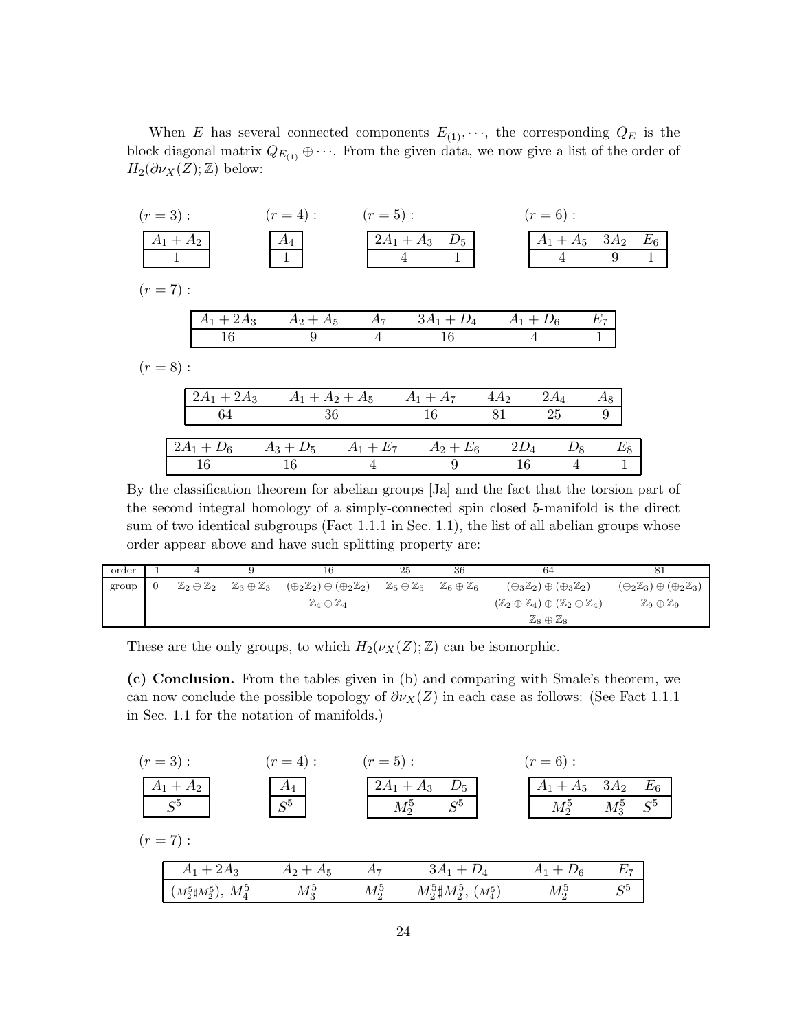When $E$ has several connected components $E_{(1)}, \cdots$, the corresponding $Q_E$ is the block diagonal matrix $Q_{E_{(1)}} \oplus \cdots$. From the given data, we now give a list of the order of $H_2(\partial\nu_X(Z);\mathbb{Z})$ below:

$(r = 3)$ :

| $A_1 + A_2$ |
|---|
| 1 |

$(r = 4)$ :

| $A_4$ |
|---|
| 1 |

$(r = 5)$ :

| $2A_1 + A_3$ | $D_5$ |
|---|---|
| 4 | 1 |

$(r = 6)$ :

| $A_1 + A_5$ | $3A_2$ | $E_6$ |
|---|---|---|
| 4 | 9 | 1 |

$(r = 7)$ :

| $A_1 + 2A_3$ | $A_2 + A_5$ | $A_7$ | $3A_1 + D_4$ | $A_1 + D_6$ | $E_7$ |
|---|---|---|---|---|---|
| 16 | 9 | 4 | 16 | 4 | 1 |

$(r = 8)$ :

| $2A_1 + 2A_3$ | $A_1 + A_2 + A_5$ | $A_1 + A_7$ | $4A_2$ | $2A_4$ | $A_8$ |
|---|---|---|---|---|---|
| 64 | 36 | 16 | 81 | 25 | 9 |

| $2A_1 + D_6$ | $A_3 + D_5$ | $A_1 + E_7$ | $A_2 + E_6$ | $2D_4$ | $D_8$ | $E_8$ |
|---|---|---|---|---|---|---|
| 16 | 16 | 4 | 9 | 16 | 4 | 1 |

By the classification theorem for abelian groups [Ja] and the fact that the torsion part of the second integral homology of a simply-connected spin closed 5-manifold is the direct sum of two identical subgroups (Fact 1.1.1 in Sec. 1.1), the list of all abelian groups whose order appear above and have such splitting property are:

| order | 1 | 4 | 9 | 16 | 25 | 36 | 64 | 81 |
|---|---|---|---|---|---|---|---|---|
| group | 0 | $\mathbb{Z}_2 \oplus \mathbb{Z}_2$ | $\mathbb{Z}_3 \oplus \mathbb{Z}_3$ | $(\oplus_2\mathbb{Z}_2) \oplus (\oplus_2\mathbb{Z}_2)$ | $\mathbb{Z}_5 \oplus \mathbb{Z}_5$ | $\mathbb{Z}_6 \oplus \mathbb{Z}_6$ | $(\oplus_3\mathbb{Z}_2) \oplus (\oplus_3\mathbb{Z}_2)$ | $(\oplus_2\mathbb{Z}_3) \oplus (\oplus_2\mathbb{Z}_3)$ |
| | | | | $\mathbb{Z}_4 \oplus \mathbb{Z}_4$ | | | $(\mathbb{Z}_2 \oplus \mathbb{Z}_4) \oplus (\mathbb{Z}_2 \oplus \mathbb{Z}_4)$ | $\mathbb{Z}_9 \oplus \mathbb{Z}_9$ |
| | | | | | | | $\mathbb{Z}_8 \oplus \mathbb{Z}_8$ | |

These are the only groups, to which $H_2(\nu_X(Z);\mathbb{Z})$ can be isomorphic.

**(c) Conclusion.** From the tables given in (b) and comparing with Smale's theorem, we can now conclude the possible topology of $\partial\nu_X(Z)$ in each case as follows: (See Fact 1.1.1 in Sec. 1.1 for the notation of manifolds.)

$(r = 3)$ :

| $A_1 + A_2$ |
|---|
| $S^5$ |

$(r = 4)$ :

| $A_4$ |
|---|
| $S^5$ |

$(r = 5)$ :

| $2A_1 + A_3$ | $D_5$ |
|---|---|
| $M_2^5$ | $S^5$ |

$(r = 6)$ :

| $A_1 + A_5$ | $3A_2$ | $E_6$ |
|---|---|---|
| $M_2^5$ | $M_3^5$ | $S^5$ |

$(r = 7)$ :

| $A_1 + 2A_3$ | $A_2 + A_5$ | $A_7$ | $3A_1 + D_4$ | $A_1 + D_6$ | $E_7$ |
|---|---|---|---|---|---|
| $(M_2^5 \sharp M_2^5)$, $M_4^5$ | $M_3^5$ | $M_2^5$ | $M_2^5 \sharp M_2^5$, $(M_4^5)$ | $M_2^5$ | $S^5$ |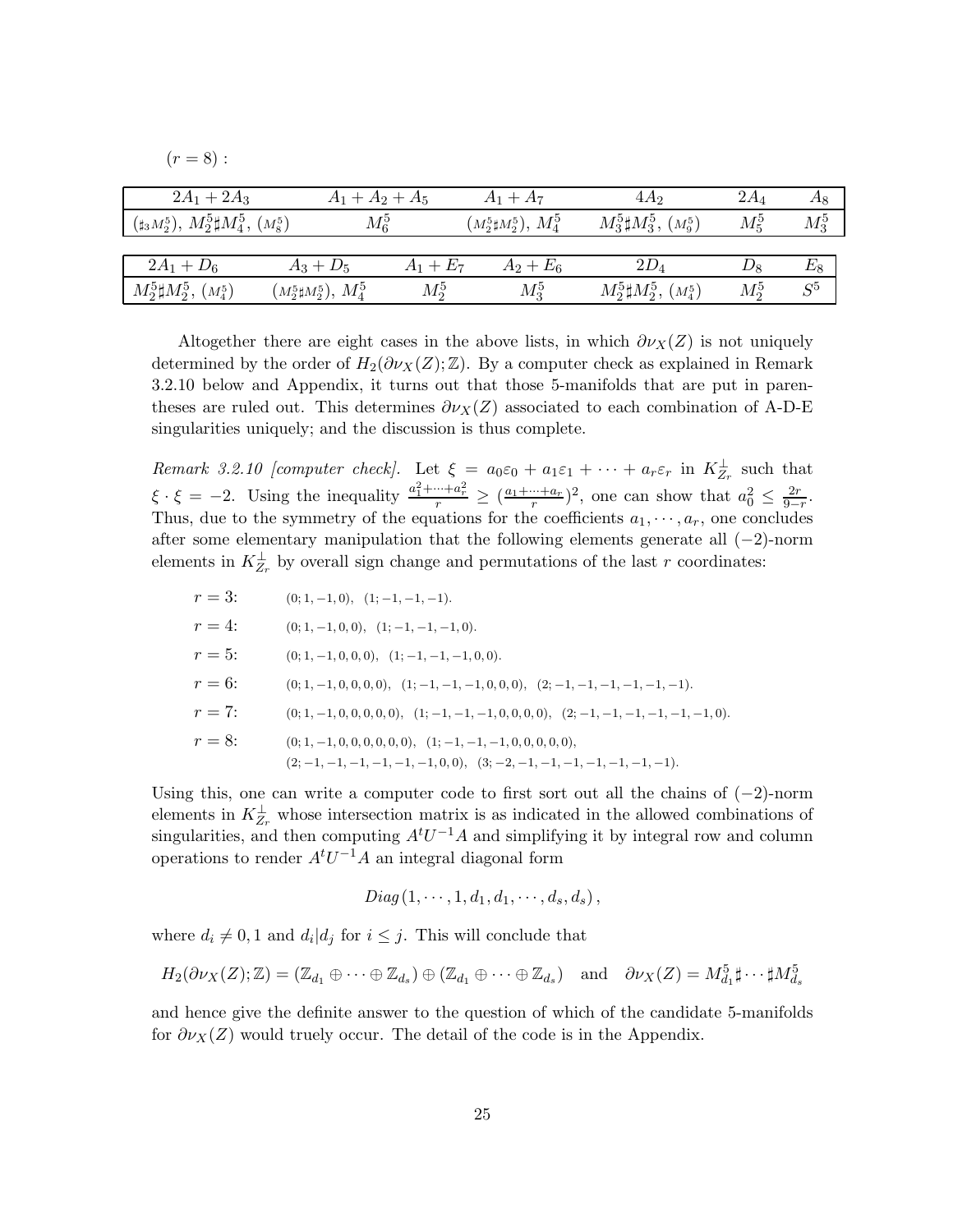$(r = 8)$ :

| $2A_1 + 2A_3$ | $A_1 + A_2 + A_5$ | $A_1 + A_7$ | $4A_2$ | $2A_4$ | $A_8$ |
|---|---|---|---|---|---|
| $(\sharp_3 M_2^5)$, $M_2^5 \sharp M_4^5$, $(M_8^5)$ | $M_6^5$ | $(M_2^5 \sharp M_2^5)$, $M_4^5$ | $M_3^5 \sharp M_3^5$, $(M_9^5)$ | $M_5^5$ | $M_3^5$ |

| $2A_1 + D_6$ | $A_3 + D_5$ | $A_1 + E_7$ | $A_2 + E_6$ | $2D_4$ | $D_8$ | $E_8$ |
|---|---|---|---|---|---|---|
| $M_2^5 \sharp M_2^5$, $(M_4^5)$ | $(M_2^5 \sharp M_2^5)$, $M_4^5$ | $M_2^5$ | $M_3^5$ | $M_2^5 \sharp M_2^5$, $(M_4^5)$ | $M_2^5$ | $S^5$ |

Altogether there are eight cases in the above lists, in which $\partial \nu_X(Z)$ is not uniquely determined by the order of $H_2(\partial \nu_X(Z); \mathbb{Z})$. By a computer check as explained in Remark 3.2.10 below and Appendix, it turns out that those 5-manifolds that are put in parentheses are ruled out. This determines $\partial \nu_X(Z)$ associated to each combination of A-D-E singularities uniquely; and the discussion is thus complete.

*Remark 3.2.10 [computer check].* Let $\xi = a_0 \varepsilon_0 + a_1 \varepsilon_1 + \cdots + a_r \varepsilon_r$ in $K_{Z_r}^{\perp}$ such that $\xi \cdot \xi = -2$. Using the inequality $\frac{a_1^2 + \cdots + a_r^2}{r} \geq (\frac{a_1 + \cdots + a_r}{r})^2$, one can show that $a_0^2 \leq \frac{2r}{9-r}$. Thus, due to the symmetry of the equations for the coefficients $a_1, \cdots, a_r$, one concludes after some elementary manipulation that the following elements generate all $(-2)$-norm elements in $K_{Z_r}^{\perp}$ by overall sign change and permutations of the last $r$ coordinates:

- $r = 3$: $(0; 1, -1, 0)$, $(1; -1, -1, -1)$.
- $r = 4$: $(0; 1, -1, 0, 0)$, $(1; -1, -1, -1, 0)$.
- $r = 5$: $(0; 1, -1, 0, 0, 0)$, $(1; -1, -1, -1, 0, 0)$.
- $r = 6$: $(0; 1, -1, 0, 0, 0, 0)$, $(1; -1, -1, -1, 0, 0, 0)$, $(2; -1, -1, -1, -1, -1, -1)$.
- $r = 7$: $(0; 1, -1, 0, 0, 0, 0, 0)$, $(1; -1, -1, -1, 0, 0, 0, 0)$, $(2; -1, -1, -1, -1, -1, -1, 0)$.
- $r = 8$: $(0; 1, -1, 0, 0, 0, 0, 0, 0)$, $(1; -1, -1, -1, 0, 0, 0, 0, 0)$, $(2; -1, -1, -1, -1, -1, -1, 0, 0)$, $(3; -2, -1, -1, -1, -1, -1, -1, -1)$.

Using this, one can write a computer code to first sort out all the chains of $(-2)$-norm elements in $K_{Z_r}^{\perp}$ whose intersection matrix is as indicated in the allowed combinations of singularities, and then computing $A^t U^{-1} A$ and simplifying it by integral row and column operations to render $A^t U^{-1} A$ an integral diagonal form

$$Diag(1, \cdots, 1, d_1, d_1, \cdots, d_s, d_s),$$

where $d_i \neq 0, 1$ and $d_i | d_j$ for $i \leq j$. This will conclude that

$$H_2(\partial \nu_X(Z); \mathbb{Z}) = (\mathbb{Z}_{d_1} \oplus \cdots \oplus \mathbb{Z}_{d_s}) \oplus (\mathbb{Z}_{d_1} \oplus \cdots \oplus \mathbb{Z}_{d_s}) \quad \text{and} \quad \partial \nu_X(Z) = M_{d_1}^5 \sharp \cdots \sharp M_{d_s}^5$$

and hence give the definite answer to the question of which of the candidate 5-manifolds for $\partial \nu_X(Z)$ would truely occur. The detail of the code is in the Appendix.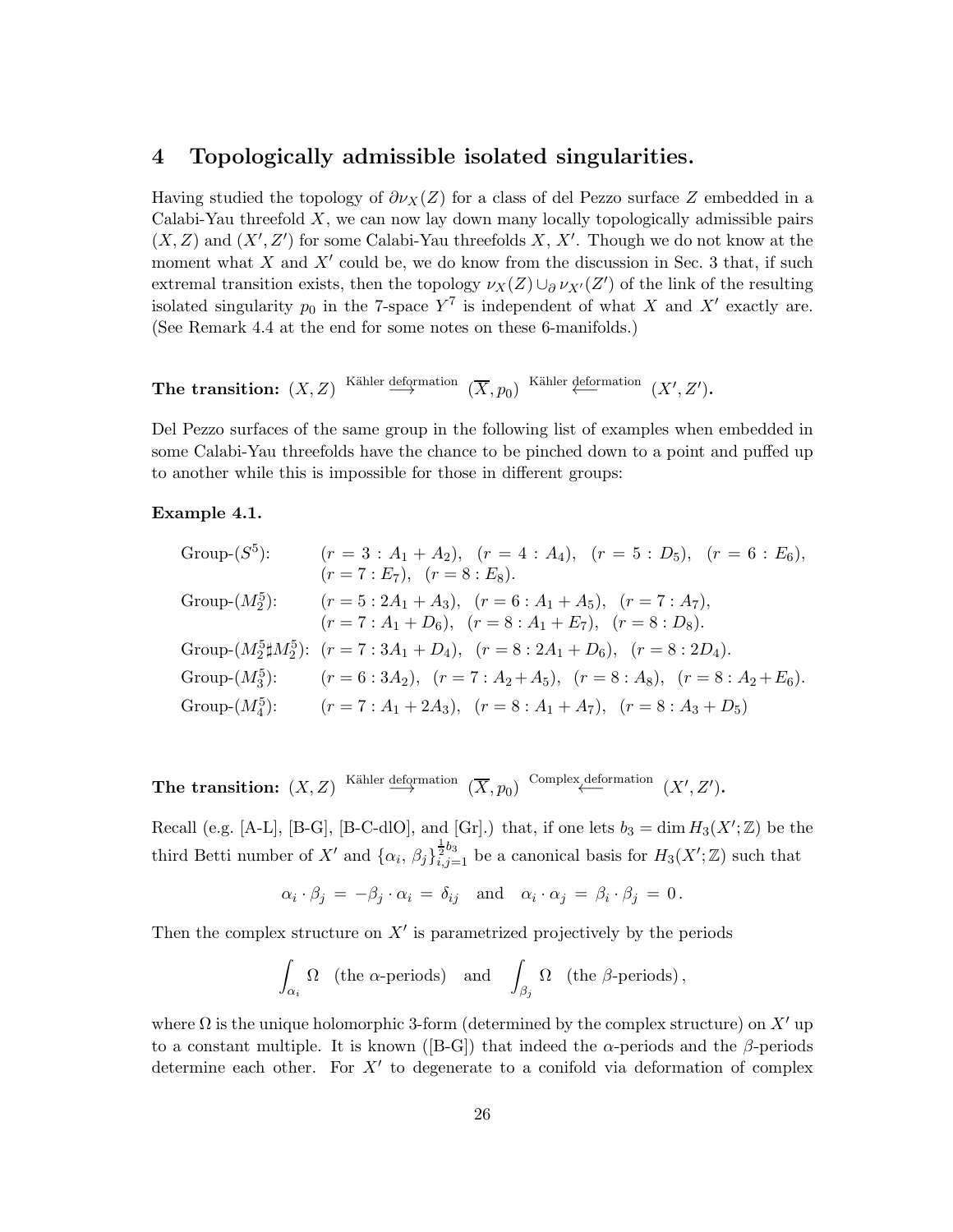## 4 Topologically admissible isolated singularities.

Having studied the topology of $\partial\nu_X(Z)$ for a class of del Pezzo surface $Z$ embedded in a Calabi-Yau threefold $X$, we can now lay down many locally topologically admissible pairs $(X, Z)$ and $(X', Z')$ for some Calabi-Yau threefolds $X$, $X'$. Though we do not know at the moment what $X$ and $X'$ could be, we do know from the discussion in Sec. 3 that, if such extremal transition exists, then the topology $\nu_X(Z) \cup_\partial \nu_{X'}(Z')$ of the link of the resulting isolated singularity $p_0$ in the 7-space $Y^7$ is independent of what $X$ and $X'$ exactly are. (See Remark 4.4 at the end for some notes on these 6-manifolds.)

**The transition:** $(X, Z) \overset{\text{Kähler deformation}}{\longrightarrow} (\overline{X}, p_0) \overset{\text{Kähler deformation}}{\longleftarrow} (X', Z')$.

Del Pezzo surfaces of the same group in the following list of examples when embedded in some Calabi-Yau threefolds have the chance to be pinched down to a point and puffed up to another while this is impossible for those in different groups:

**Example 4.1.**

Group-($S^5$): $(r = 3 : A_1 + A_2)$, $(r = 4 : A_4)$, $(r = 5 : D_5)$, $(r = 6 : E_6)$, $(r = 7 : E_7)$, $(r = 8 : E_8)$.

Group-($M_2^5$): $(r = 5 : 2A_1 + A_3)$, $(r = 6 : A_1 + A_5)$, $(r = 7 : A_7)$, $(r = 7 : A_1 + D_6)$, $(r = 8 : A_1 + E_7)$, $(r = 8 : D_8)$.

Group-($M_2^5 \sharp M_2^5$): $(r = 7 : 3A_1 + D_4)$, $(r = 8 : 2A_1 + D_6)$, $(r = 8 : 2D_4)$.

Group-($M_3^5$): $(r = 6 : 3A_2)$, $(r = 7 : A_2 + A_5)$, $(r = 8 : A_8)$, $(r = 8 : A_2 + E_6)$.

Group-($M_4^5$): $(r = 7 : A_1 + 2A_3)$, $(r = 8 : A_1 + A_7)$, $(r = 8 : A_3 + D_5)$

**The transition:** $(X, Z) \overset{\text{Kähler deformation}}{\longrightarrow} (\overline{X}, p_0) \overset{\text{Complex deformation}}{\longleftarrow} (X', Z')$.

Recall (e.g. [A-L], [B-G], [B-C-dlO], and [Gr].) that, if one lets $b_3 = \dim H_3(X'; \mathbb{Z})$ be the third Betti number of $X'$ and $\{\alpha_i, \beta_j\}_{i,j=1}^{\frac{1}{2}b_3}$ be a canonical basis for $H_3(X'; \mathbb{Z})$ such that

$$\alpha_i \cdot \beta_j = -\beta_j \cdot \alpha_i = \delta_{ij} \quad \text{and} \quad \alpha_i \cdot \alpha_j = \beta_i \cdot \beta_j = 0 .$$

Then the complex structure on $X'$ is parametrized projectively by the periods

$$\int_{\alpha_i} \Omega \quad (\text{the } \alpha\text{-periods}) \quad \text{and} \quad \int_{\beta_j} \Omega \quad (\text{the } \beta\text{-periods}) ,$$

where $\Omega$ is the unique holomorphic 3-form (determined by the complex structure) on $X'$ up to a constant multiple. It is known ([B-G]) that indeed the $\alpha$-periods and the $\beta$-periods determine each other. For $X'$ to degenerate to a conifold via deformation of complex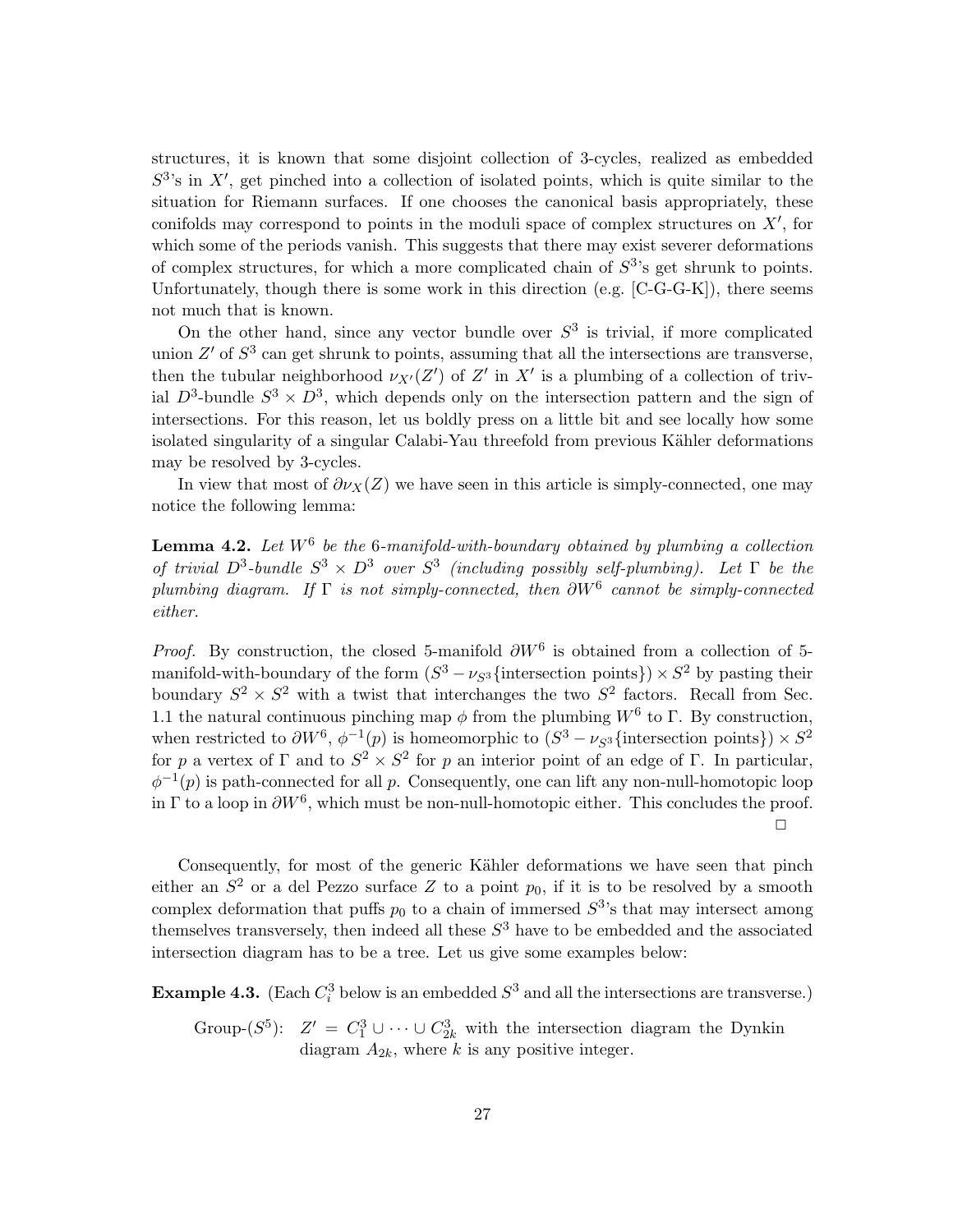structures, it is known that some disjoint collection of 3-cycles, realized as embedded $S^3$'s in $X'$, get pinched into a collection of isolated points, which is quite similar to the situation for Riemann surfaces. If one chooses the canonical basis appropriately, these conifolds may correspond to points in the moduli space of complex structures on $X'$, for which some of the periods vanish. This suggests that there may exist severer deformations of complex structures, for which a more complicated chain of $S^3$'s get shrunk to points. Unfortunately, though there is some work in this direction (e.g. [C-G-G-K]), there seems not much that is known.

On the other hand, since any vector bundle over $S^3$ is trivial, if more complicated union $Z'$ of $S^3$ can get shrunk to points, assuming that all the intersections are transverse, then the tubular neighborhood $\nu_{X'}(Z')$ of $Z'$ in $X'$ is a plumbing of a collection of trivial $D^3$-bundle $S^3 \times D^3$, which depends only on the intersection pattern and the sign of intersections. For this reason, let us boldly press on a little bit and see locally how some isolated singularity of a singular Calabi-Yau threefold from previous Kähler deformations may be resolved by 3-cycles.

In view that most of $\partial\nu_X(Z)$ we have seen in this article is simply-connected, one may notice the following lemma:

**Lemma 4.2.** *Let $W^6$ be the 6-manifold-with-boundary obtained by plumbing a collection of trivial $D^3$-bundle $S^3 \times D^3$ over $S^3$ (including possibly self-plumbing). Let $\Gamma$ be the plumbing diagram. If $\Gamma$ is not simply-connected, then $\partial W^6$ cannot be simply-connected either.*

*Proof.* By construction, the closed 5-manifold $\partial W^6$ is obtained from a collection of 5-manifold-with-boundary of the form $(S^3 - \nu_{S^3}\{\text{intersection points}\}) \times S^2$ by pasting their boundary $S^2 \times S^2$ with a twist that interchanges the two $S^2$ factors. Recall from Sec. 1.1 the natural continuous pinching map $\phi$ from the plumbing $W^6$ to $\Gamma$. By construction, when restricted to $\partial W^6$, $\phi^{-1}(p)$ is homeomorphic to $(S^3 - \nu_{S^3}\{\text{intersection points}\}) \times S^2$ for $p$ a vertex of $\Gamma$ and to $S^2 \times S^2$ for $p$ an interior point of an edge of $\Gamma$. In particular, $\phi^{-1}(p)$ is path-connected for all $p$. Consequently, one can lift any non-null-homotopic loop in $\Gamma$ to a loop in $\partial W^6$, which must be non-null-homotopic either. This concludes the proof. □

Consequently, for most of the generic Kähler deformations we have seen that pinch either an $S^2$ or a del Pezzo surface $Z$ to a point $p_0$, if it is to be resolved by a smooth complex deformation that puffs $p_0$ to a chain of immersed $S^3$'s that may intersect among themselves transversely, then indeed all these $S^3$ have to be embedded and the associated intersection diagram has to be a tree. Let us give some examples below:

**Example 4.3.** (Each $C_i^3$ below is an embedded $S^3$ and all the intersections are transverse.)

Group-($S^5$): $Z' = C_1^3 \cup \cdots \cup C_{2k}^3$ with the intersection diagram the Dynkin diagram $A_{2k}$, where $k$ is any positive integer.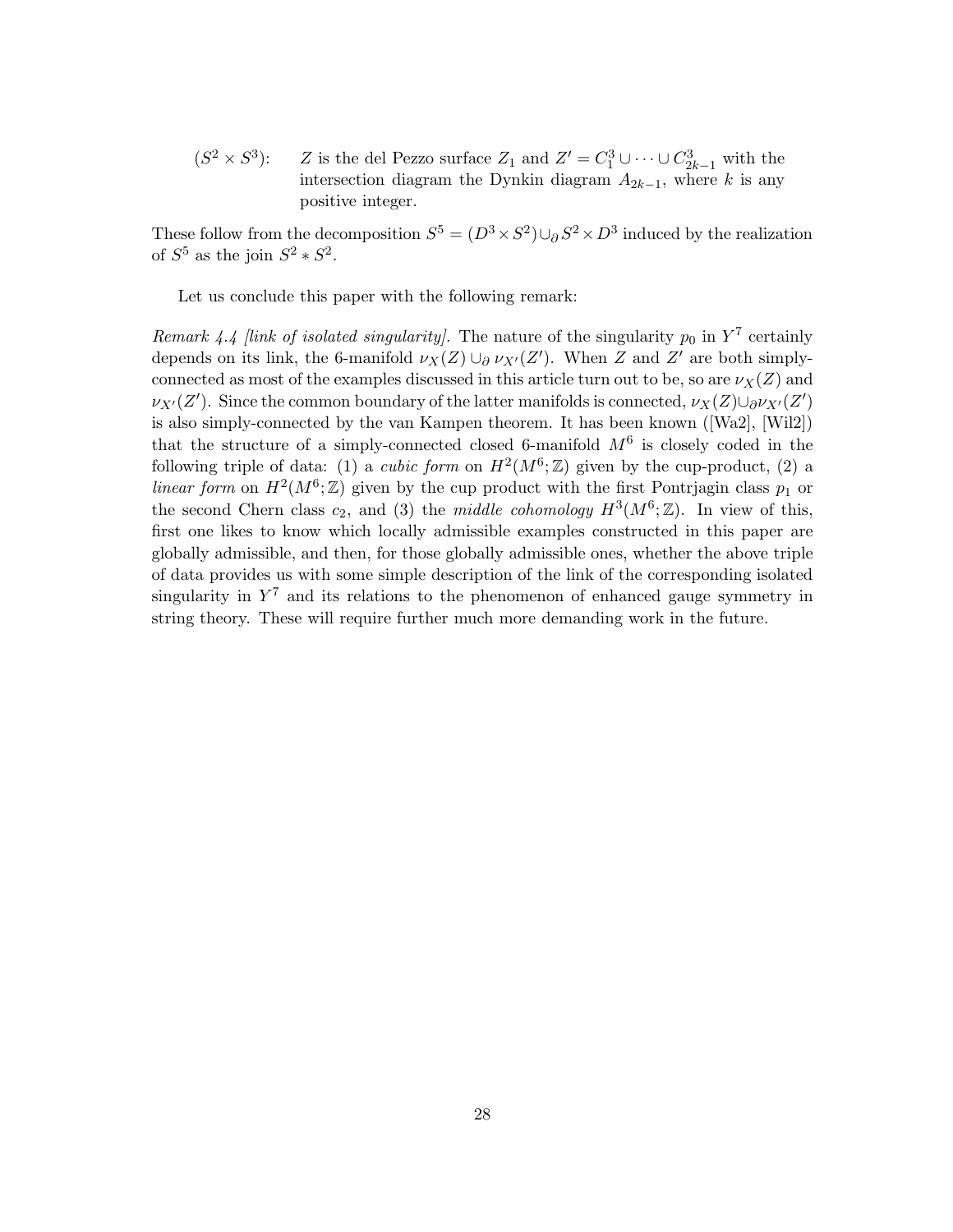($S^2 \times S^3$): $Z$ is the del Pezzo surface $Z_1$ and $Z' = C_1^3 \cup \cdots \cup C_{2k-1}^3$ with the intersection diagram the Dynkin diagram $A_{2k-1}$, where $k$ is any positive integer.

These follow from the decomposition $S^5 = (D^3 \times S^2) \cup_\partial S^2 \times D^3$ induced by the realization of $S^5$ as the join $S^2 * S^2$.

Let us conclude this paper with the following remark:

*Remark 4.4 [link of isolated singularity].* The nature of the singularity $p_0$ in $Y^7$ certainly depends on its link, the 6-manifold $\nu_X(Z) \cup_\partial \nu_{X'}(Z')$. When $Z$ and $Z'$ are both simply-connected as most of the examples discussed in this article turn out to be, so are $\nu_X(Z)$ and $\nu_{X'}(Z')$. Since the common boundary of the latter manifolds is connected, $\nu_X(Z) \cup_\partial \nu_{X'}(Z')$ is also simply-connected by the van Kampen theorem. It has been known ([Wa2], [Wil2]) that the structure of a simply-connected closed 6-manifold $M^6$ is closely coded in the following triple of data: (1) a *cubic form* on $H^2(M^6;\mathbb{Z})$ given by the cup-product, (2) a *linear form* on $H^2(M^6;\mathbb{Z})$ given by the cup product with the first Pontrjagin class $p_1$ or the second Chern class $c_2$, and (3) the *middle cohomology* $H^3(M^6;\mathbb{Z})$. In view of this, first one likes to know which locally admissible examples constructed in this paper are globally admissible, and then, for those globally admissible ones, whether the above triple of data provides us with some simple description of the link of the corresponding isolated singularity in $Y^7$ and its relations to the phenomenon of enhanced gauge symmetry in string theory. These will require further much more demanding work in the future.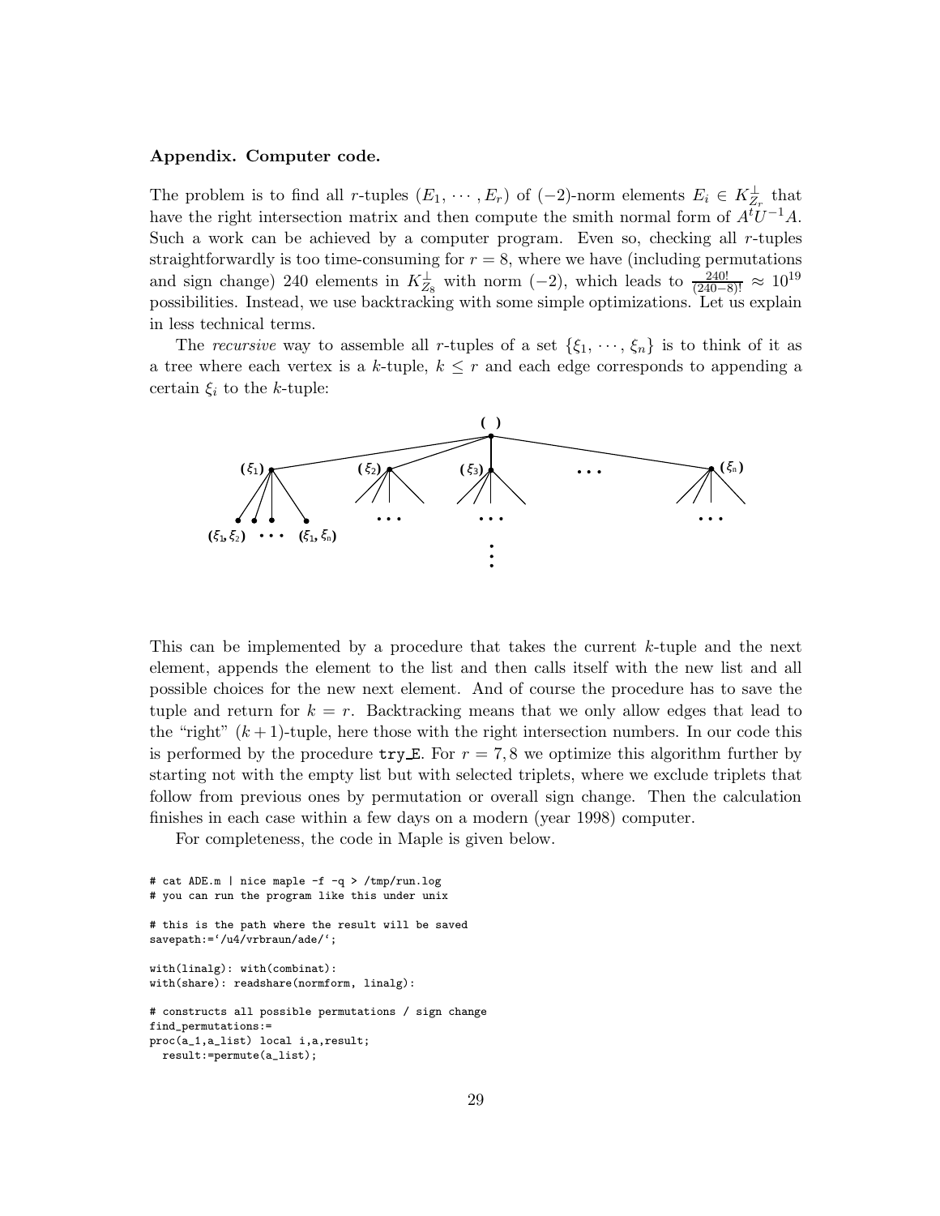**Appendix. Computer code.**

The problem is to find all $r$-tuples $(E_1, \cdots, E_r)$ of $(-2)$-norm elements $E_i \in K_{Z_r}^{\perp}$ that have the right intersection matrix and then compute the smith normal form of $A^t U^{-1} A$. Such a work can be achieved by a computer program. Even so, checking all $r$-tuples straightforwardly is too time-consuming for $r = 8$, where we have (including permutations and sign change) 240 elements in $K_{Z_8}^{\perp}$ with norm $(-2)$, which leads to $\frac{240!}{(240-8)!} \approx 10^{19}$ possibilities. Instead, we use backtracking with some simple optimizations. Let us explain in less technical terms.

The *recursive* way to assemble all $r$-tuples of a set $\{\xi_1, \cdots, \xi_n\}$ is to think of it as a tree where each vertex is a $k$-tuple, $k \leq r$ and each edge corresponds to appending a certain $\xi_i$ to the $k$-tuple:

$$
\begin{array}{c}
(\ ) \\
(\xi_1) \quad (\xi_2) \quad (\xi_3) \quad \cdots \quad (\xi_n) \\
(\xi_1, \xi_2) \ \cdots \ (\xi_1, \xi_n) \quad \cdots \quad \cdots \quad \cdots \\
\vdots
\end{array}
$$

This can be implemented by a procedure that takes the current $k$-tuple and the next element, appends the element to the list and then calls itself with the new list and all possible choices for the new next element. And of course the procedure has to save the tuple and return for $k = r$. Backtracking means that we only allow edges that lead to the "right" $(k+1)$-tuple, here those with the right intersection numbers. In our code this is performed by the procedure `try_E`. For $r = 7, 8$ we optimize this algorithm further by starting not with the empty list but with selected triplets, where we exclude triplets that follow from previous ones by permutation or overall sign change. Then the calculation finishes in each case within a few days on a modern (year 1998) computer.

For completeness, the code in Maple is given below.

```
# cat ADE.m | nice maple -f -q > /tmp/run.log
# you can run the program like this under unix

# this is the path where the result will be saved
savepath:=`/u4/vrbraun/ade/`;

with(linalg): with(combinat):
with(share): readshare(normform, linalg):

# constructs all possible permutations / sign change
find_permutations:=
proc(a_1,a_list) local i,a,result;
  result:=permute(a_list);
```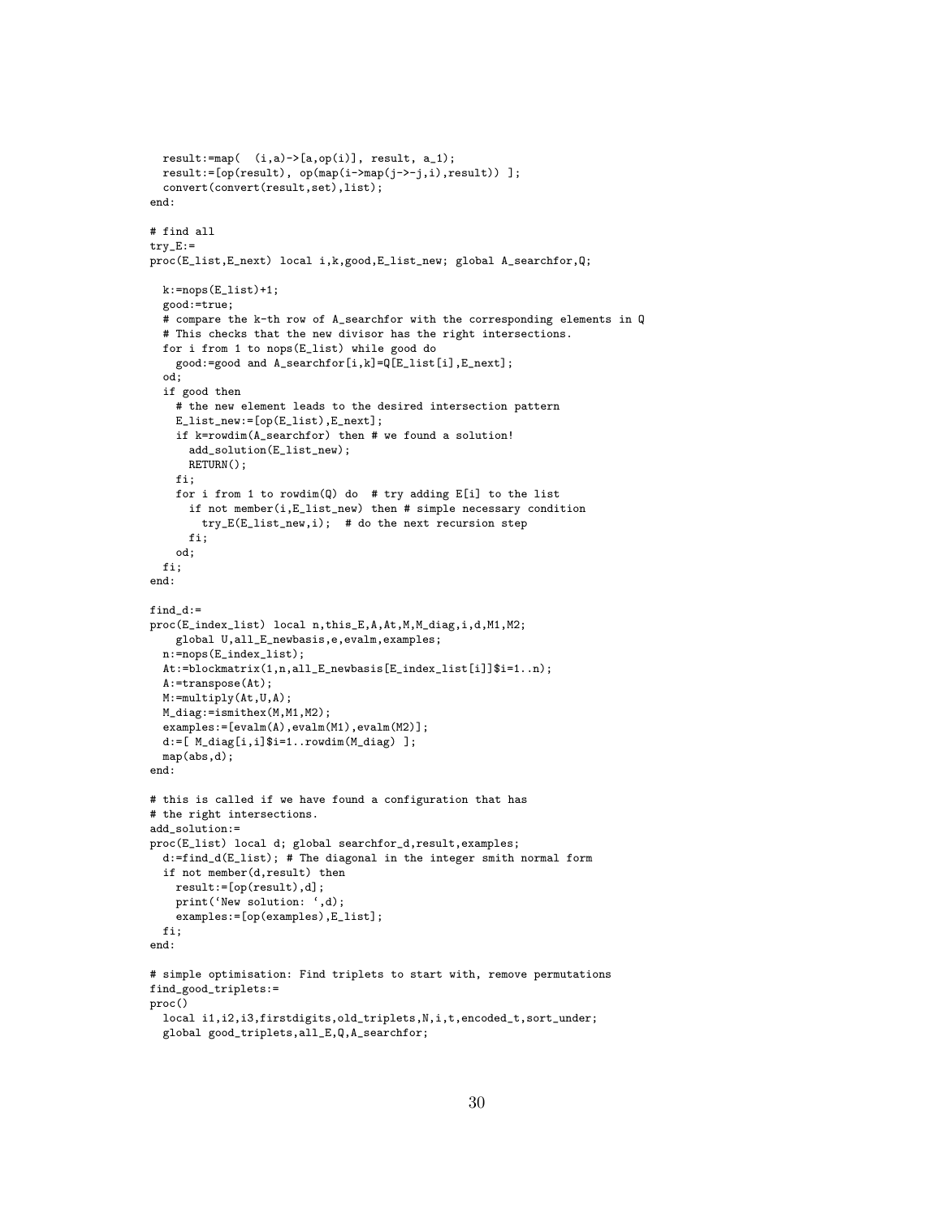```
  result:=map(  (i,a)->[a,op(i)], result, a_1);
  result:=[op(result), op(map(i->map(j->-j,i),result)) ];
  convert(convert(result,set),list);
end:

# find all
try_E:=
proc(E_list,E_next) local i,k,good,E_list_new; global A_searchfor,Q;

  k:=nops(E_list)+1;
  good:=true;
  # compare the k-th row of A_searchfor with the corresponding elements in Q
  # This checks that the new divisor has the right intersections.
  for i from 1 to nops(E_list) while good do
    good:=good and A_searchfor[i,k]=Q[E_list[i],E_next];
  od;
  if good then
    # the new element leads to the desired intersection pattern
    E_list_new:=[op(E_list),E_next];
    if k=rowdim(A_searchfor) then # we found a solution!
      add_solution(E_list_new);
      RETURN();
    fi;
    for i from 1 to rowdim(Q) do  # try adding E[i] to the list
      if not member(i,E_list_new) then # simple necessary condition
        try_E(E_list_new,i);  # do the next recursion step
      fi;
    od;
  fi;
end:

find_d:=
proc(E_index_list) local n,this_E,A,At,M,M_diag,i,d,M1,M2;
    global U,all_E_newbasis,e,evalm,examples;
  n:=nops(E_index_list);
  At:=blockmatrix(1,n,all_E_newbasis[E_index_list[i]]$i=1..n);
  A:=transpose(At);
  M:=multiply(At,U,A);
  M_diag:=ismithex(M,M1,M2);
  examples:=[evalm(A),evalm(M1),evalm(M2)];
  d:=[ M_diag[i,i]$i=1..rowdim(M_diag) ];
  map(abs,d);
end:

# this is called if we have found a configuration that has
# the right intersections.
add_solution:=
proc(E_list) local d; global searchfor_d,result,examples;
  d:=find_d(E_list); # The diagonal in the integer smith normal form
  if not member(d,result) then
    result:=[op(result),d];
    print(`New solution: `,d);
    examples:=[op(examples),E_list];
  fi;
end:

# simple optimisation: Find triplets to start with, remove permutations
find_good_triplets:=
proc()
  local i1,i2,i3,firstdigits,old_triplets,N,i,t,encoded_t,sort_under;
  global good_triplets,all_E,Q,A_searchfor;
```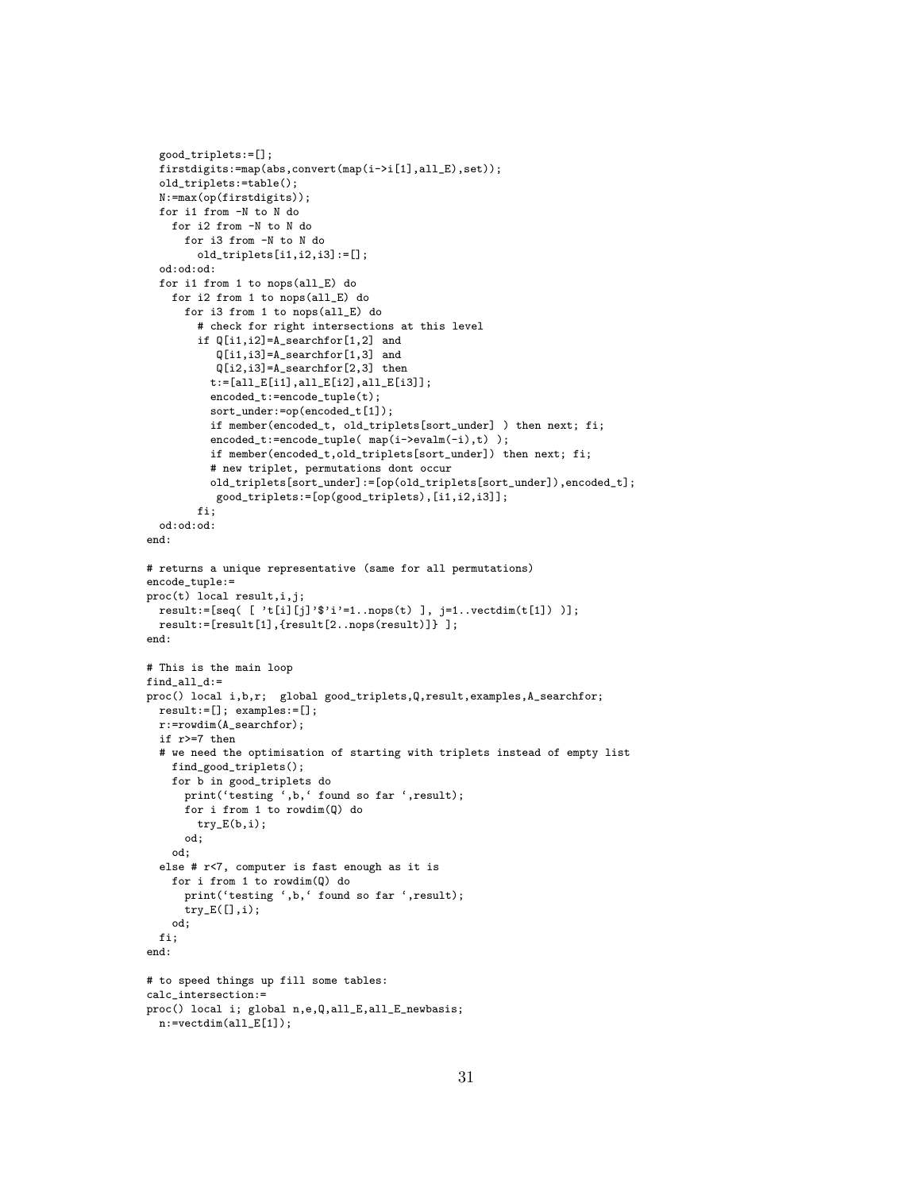```
  good_triplets:=[];
  firstdigits:=map(abs,convert(map(i->i[1],all_E),set));
  old_triplets:=table();
  N:=max(op(firstdigits));
  for i1 from -N to N do
    for i2 from -N to N do
      for i3 from -N to N do
        old_triplets[i1,i2,i3]:=[];
  od:od:od:
  for i1 from 1 to nops(all_E) do
    for i2 from 1 to nops(all_E) do
      for i3 from 1 to nops(all_E) do
        # check for right intersections at this level
        if Q[i1,i2]=A_searchfor[1,2] and
           Q[i1,i3]=A_searchfor[1,3] and
           Q[i2,i3]=A_searchfor[2,3] then
          t:=[all_E[i1],all_E[i2],all_E[i3]];
          encoded_t:=encode_tuple(t);
          sort_under:=op(encoded_t[1]);
          if member(encoded_t, old_triplets[sort_under] ) then next; fi;
          encoded_t:=encode_tuple( map(i->evalm(-i),t) );
          if member(encoded_t,old_triplets[sort_under]) then next; fi;
          # new triplet, permutations dont occur
          old_triplets[sort_under]:=[op(old_triplets[sort_under]),encoded_t];
           good_triplets:=[op(good_triplets),[i1,i2,i3]];
        fi;
  od:od:od:
end:

# returns a unique representative (same for all permutations)
encode_tuple:=
proc(t) local result,i,j;
  result:=[seq( [ 't[i][j]'$'i'=1..nops(t) ], j=1..vectdim(t[1]) )];
  result:=[result[1],{result[2..nops(result)]} ];
end:

# This is the main loop
find_all_d:=
proc() local i,b,r;  global good_triplets,Q,result,examples,A_searchfor;
  result:=[]; examples:=[];
  r:=rowdim(A_searchfor);
  if r>=7 then
  # we need the optimisation of starting with triplets instead of empty list
    find_good_triplets();
    for b in good_triplets do
      print(`testing `,b,` found so far `,result);
      for i from 1 to rowdim(Q) do
        try_E(b,i);
      od;
    od;
  else # r<7, computer is fast enough as it is
    for i from 1 to rowdim(Q) do
      print(`testing `,b,` found so far `,result);
      try_E([],i);
    od;
  fi;
end:

# to speed things up fill some tables:
calc_intersection:=
proc() local i; global n,e,Q,all_E,all_E_newbasis;
  n:=vectdim(all_E[1]);
```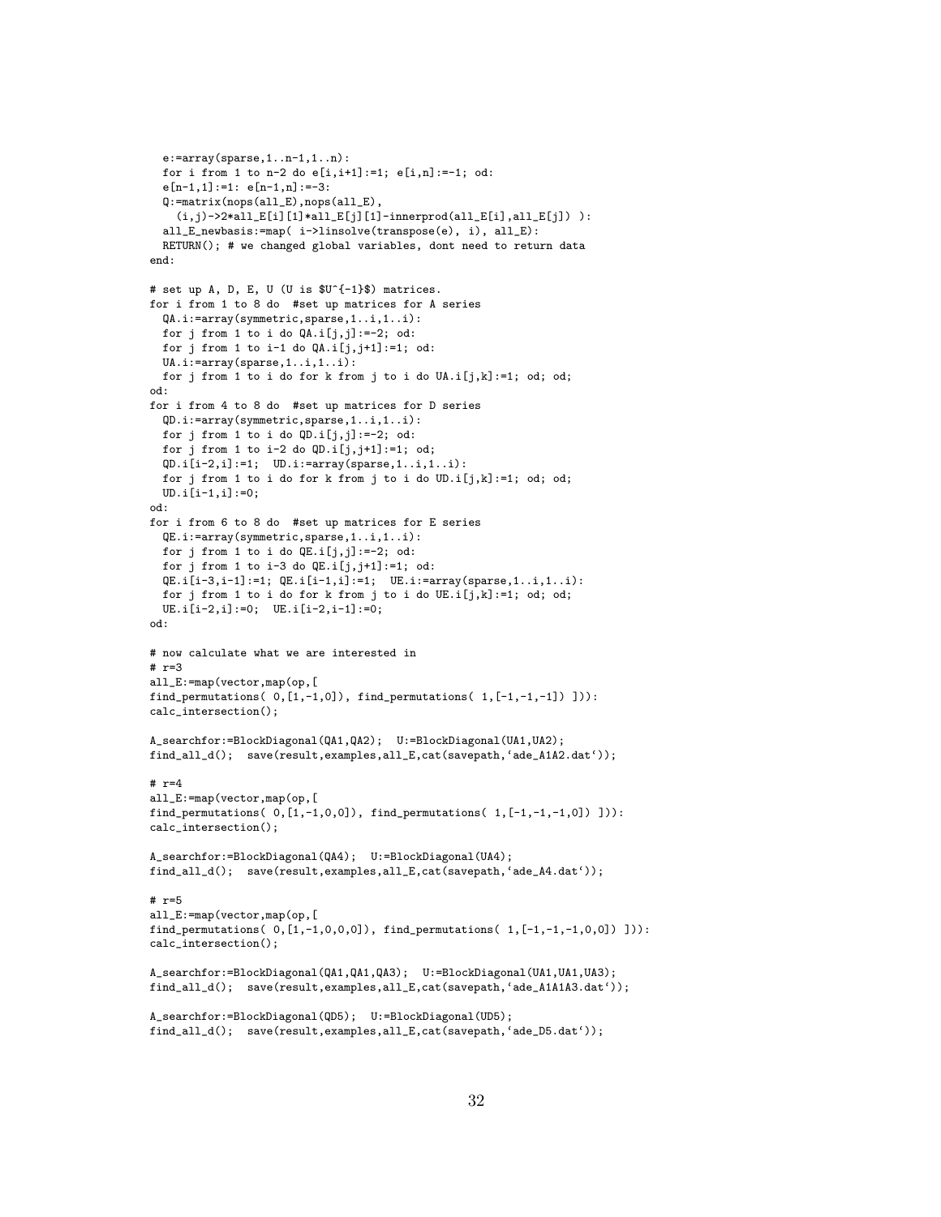```
  e:=array(sparse,1..n-1,1..n):
  for i from 1 to n-2 do e[i,i+1]:=1; e[i,n]:=-1; od:
  e[n-1,1]:=1: e[n-1,n]:=-3:
  Q:=matrix(nops(all_E),nops(all_E),
    (i,j)->2*all_E[i][1]*all_E[j][1]-innerprod(all_E[i],all_E[j]) ):
  all_E_newbasis:=map( i->linsolve(transpose(e), i), all_E):
  RETURN(); # we changed global variables, dont need to return data
end:

# set up A, D, E, U (U is $U^{-1}$) matrices.
for i from 1 to 8 do  #set up matrices for A series
  QA.i:=array(symmetric,sparse,1..i,1..i):
  for j from 1 to i do QA.i[j,j]:=-2; od:
  for j from 1 to i-1 do QA.i[j,j+1]:=1; od:
  UA.i:=array(sparse,1..i,1..i):
  for j from 1 to i do for k from j to i do UA.i[j,k]:=1; od; od;
od:
for i from 4 to 8 do  #set up matrices for D series
  QD.i:=array(symmetric,sparse,1..i,1..i):
  for j from 1 to i do QD.i[j,j]:=-2; od:
  for j from 1 to i-2 do QD.i[j,j+1]:=1; od;
  QD.i[i-2,i]:=1;  UD.i:=array(sparse,1..i,1..i):
  for j from 1 to i do for k from j to i do UD.i[j,k]:=1; od; od;
  UD.i[i-1,i]:=0;
od:
for i from 6 to 8 do  #set up matrices for E series
  QE.i:=array(symmetric,sparse,1..i,1..i):
  for j from 1 to i do QE.i[j,j]:=-2; od:
  for j from 1 to i-3 do QE.i[j,j+1]:=1; od:
  QE.i[i-3,i-1]:=1; QE.i[i-1,i]:=1;  UE.i:=array(sparse,1..i,1..i):
  for j from 1 to i do for k from j to i do UE.i[j,k]:=1; od; od;
  UE.i[i-2,i]:=0;  UE.i[i-2,i-1]:=0;
od:

# now calculate what we are interested in
# r=3
all_E:=map(vector,map(op,[
find_permutations( 0,[1,-1,0]), find_permutations( 1,[-1,-1,-1]) ])):
calc_intersection();

A_searchfor:=BlockDiagonal(QA1,QA2);  U:=BlockDiagonal(UA1,UA2);
find_all_d();  save(result,examples,all_E,cat(savepath,`ade_A1A2.dat`));

# r=4
all_E:=map(vector,map(op,[
find_permutations( 0,[1,-1,0,0]), find_permutations( 1,[-1,-1,-1,0]) ])):
calc_intersection();

A_searchfor:=BlockDiagonal(QA4);  U:=BlockDiagonal(UA4);
find_all_d();  save(result,examples,all_E,cat(savepath,`ade_A4.dat`));

# r=5
all_E:=map(vector,map(op,[
find_permutations( 0,[1,-1,0,0,0]), find_permutations( 1,[-1,-1,-1,0,0]) ])):
calc_intersection();

A_searchfor:=BlockDiagonal(QA1,QA1,QA3);  U:=BlockDiagonal(UA1,UA1,UA3);
find_all_d();  save(result,examples,all_E,cat(savepath,`ade_A1A1A3.dat`));

A_searchfor:=BlockDiagonal(QD5);  U:=BlockDiagonal(UD5);
find_all_d();  save(result,examples,all_E,cat(savepath,`ade_D5.dat`));
```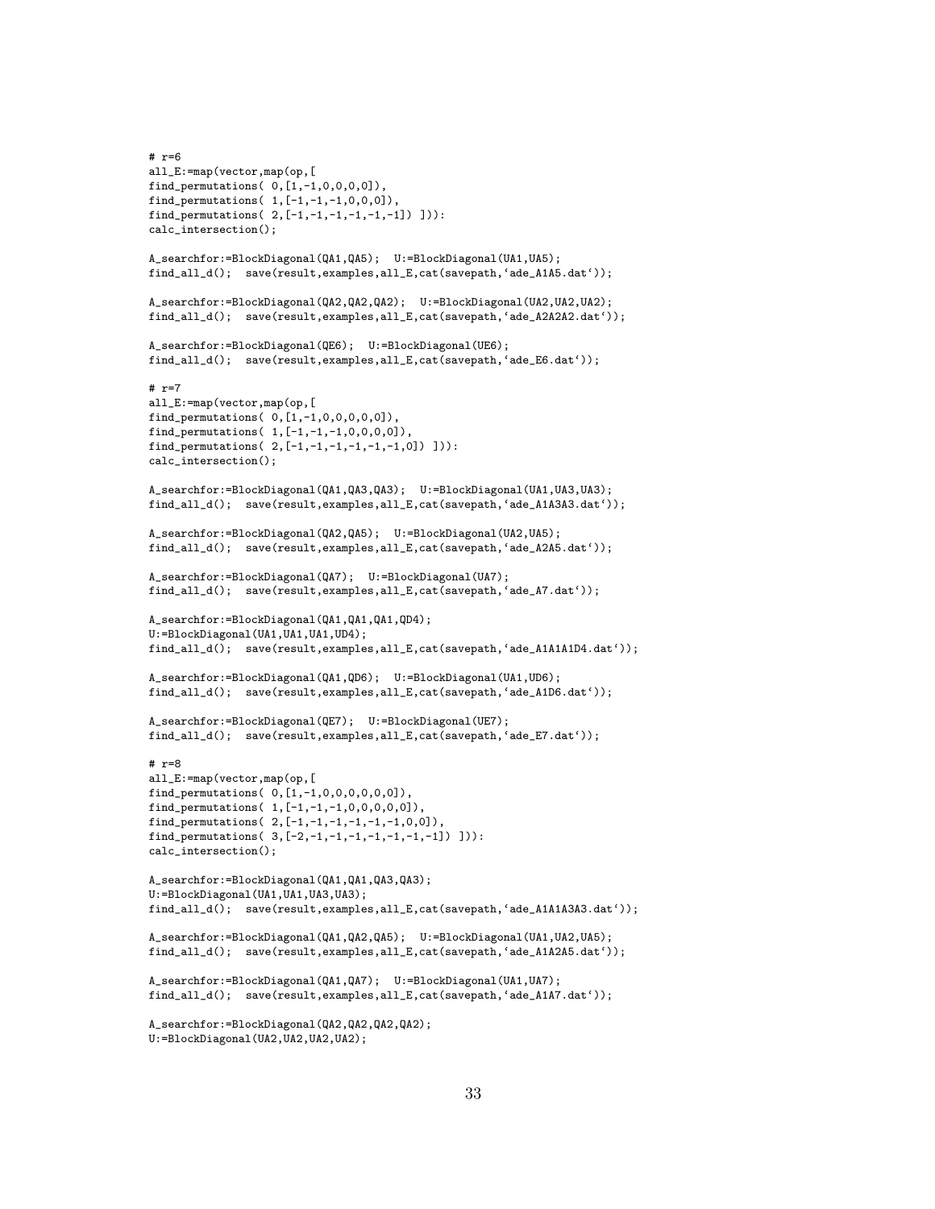```
# r=6
all_E:=map(vector,map(op,[
find_permutations( 0,[1,-1,0,0,0,0]),
find_permutations( 1,[-1,-1,-1,0,0,0]),
find_permutations( 2,[-1,-1,-1,-1,-1,-1]) ])):
calc_intersection();

A_searchfor:=BlockDiagonal(QA1,QA5);  U:=BlockDiagonal(UA1,UA5);
find_all_d();  save(result,examples,all_E,cat(savepath,`ade_A1A5.dat`));

A_searchfor:=BlockDiagonal(QA2,QA2,QA2);  U:=BlockDiagonal(UA2,UA2,UA2);
find_all_d();  save(result,examples,all_E,cat(savepath,`ade_A2A2A2.dat`));

A_searchfor:=BlockDiagonal(QE6);  U:=BlockDiagonal(UE6);
find_all_d();  save(result,examples,all_E,cat(savepath,`ade_E6.dat`));

# r=7
all_E:=map(vector,map(op,[
find_permutations( 0,[1,-1,0,0,0,0,0]),
find_permutations( 1,[-1,-1,-1,0,0,0,0]),
find_permutations( 2,[-1,-1,-1,-1,-1,-1,0]) ])):
calc_intersection();

A_searchfor:=BlockDiagonal(QA1,QA3,QA3);  U:=BlockDiagonal(UA1,UA3,UA3);
find_all_d();  save(result,examples,all_E,cat(savepath,`ade_A1A3A3.dat`));

A_searchfor:=BlockDiagonal(QA2,QA5);  U:=BlockDiagonal(UA2,UA5);
find_all_d();  save(result,examples,all_E,cat(savepath,`ade_A2A5.dat`));

A_searchfor:=BlockDiagonal(QA7);  U:=BlockDiagonal(UA7);
find_all_d();  save(result,examples,all_E,cat(savepath,`ade_A7.dat`));

A_searchfor:=BlockDiagonal(QA1,QA1,QA1,QD4);
U:=BlockDiagonal(UA1,UA1,UA1,UD4);
find_all_d();  save(result,examples,all_E,cat(savepath,`ade_A1A1A1D4.dat`));

A_searchfor:=BlockDiagonal(QA1,QD6);  U:=BlockDiagonal(UA1,UD6);
find_all_d();  save(result,examples,all_E,cat(savepath,`ade_A1D6.dat`));

A_searchfor:=BlockDiagonal(QE7);  U:=BlockDiagonal(UE7);
find_all_d();  save(result,examples,all_E,cat(savepath,`ade_E7.dat`));

# r=8
all_E:=map(vector,map(op,[
find_permutations( 0,[1,-1,0,0,0,0,0,0]),
find_permutations( 1,[-1,-1,-1,0,0,0,0,0]),
find_permutations( 2,[-1,-1,-1,-1,-1,-1,0,0]),
find_permutations( 3,[-2,-1,-1,-1,-1,-1,-1,-1]) ])):
calc_intersection();

A_searchfor:=BlockDiagonal(QA1,QA1,QA3,QA3);
U:=BlockDiagonal(UA1,UA1,UA3,UA3);
find_all_d();  save(result,examples,all_E,cat(savepath,`ade_A1A1A3A3.dat`));

A_searchfor:=BlockDiagonal(QA1,QA2,QA5);  U:=BlockDiagonal(UA1,UA2,UA5);
find_all_d();  save(result,examples,all_E,cat(savepath,`ade_A1A2A5.dat`));

A_searchfor:=BlockDiagonal(QA1,QA7);  U:=BlockDiagonal(UA1,UA7);
find_all_d();  save(result,examples,all_E,cat(savepath,`ade_A1A7.dat`));

A_searchfor:=BlockDiagonal(QA2,QA2,QA2,QA2);
U:=BlockDiagonal(UA2,UA2,UA2,UA2);
```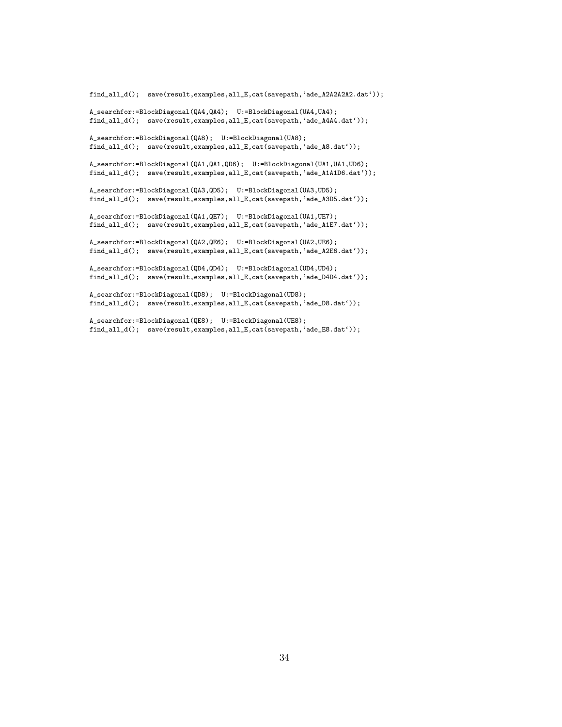```
find_all_d();  save(result,examples,all_E,cat(savepath,`ade_A2A2A2A2.dat`));

A_searchfor:=BlockDiagonal(QA4,QA4);  U:=BlockDiagonal(UA4,UA4);
find_all_d();  save(result,examples,all_E,cat(savepath,`ade_A4A4.dat`));

A_searchfor:=BlockDiagonal(QA8);  U:=BlockDiagonal(UA8);
find_all_d();  save(result,examples,all_E,cat(savepath,`ade_A8.dat`));

A_searchfor:=BlockDiagonal(QA1,QA1,QD6);  U:=BlockDiagonal(UA1,UA1,UD6);
find_all_d();  save(result,examples,all_E,cat(savepath,`ade_A1A1D6.dat`));

A_searchfor:=BlockDiagonal(QA3,QD5);  U:=BlockDiagonal(UA3,UD5);
find_all_d();  save(result,examples,all_E,cat(savepath,`ade_A3D5.dat`));

A_searchfor:=BlockDiagonal(QA1,QE7);  U:=BlockDiagonal(UA1,UE7);
find_all_d();  save(result,examples,all_E,cat(savepath,`ade_A1E7.dat`));

A_searchfor:=BlockDiagonal(QA2,QE6);  U:=BlockDiagonal(UA2,UE6);
find_all_d();  save(result,examples,all_E,cat(savepath,`ade_A2E6.dat`));

A_searchfor:=BlockDiagonal(QD4,QD4);  U:=BlockDiagonal(UD4,UD4);
find_all_d();  save(result,examples,all_E,cat(savepath,`ade_D4D4.dat`));

A_searchfor:=BlockDiagonal(QD8);  U:=BlockDiagonal(UD8);
find_all_d();  save(result,examples,all_E,cat(savepath,`ade_D8.dat`));

A_searchfor:=BlockDiagonal(QE8);  U:=BlockDiagonal(UE8);
find_all_d();  save(result,examples,all_E,cat(savepath,`ade_E8.dat`));
```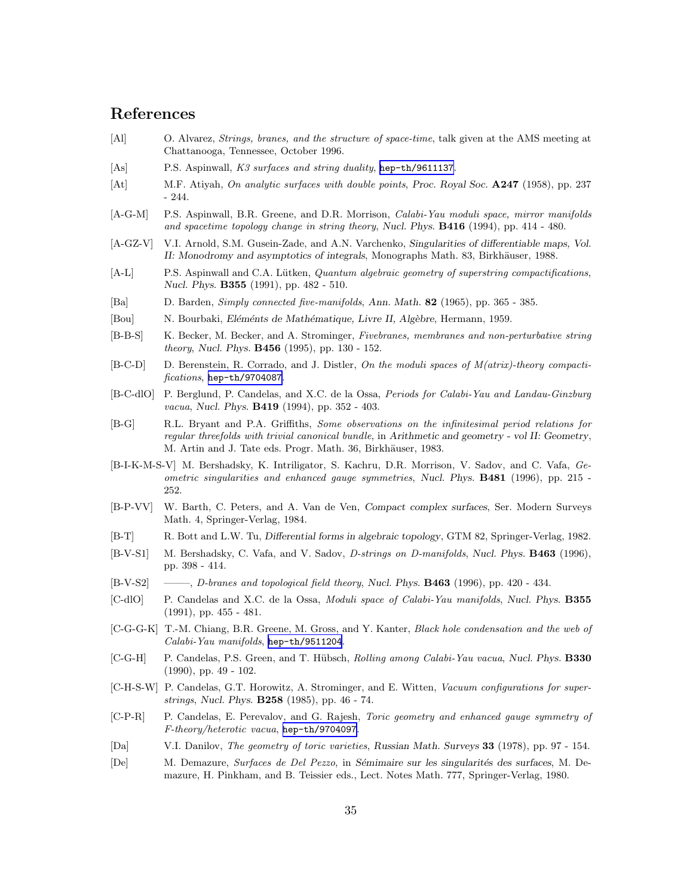## References

[Al] O. Alvarez, *Strings, branes, and the structure of space-time*, talk given at the AMS meeting at Chattanooga, Tennessee, October 1996.

[As] P.S. Aspinwall, *K3 surfaces and string duality*, hep-th/9611137.

[At] M.F. Atiyah, *On analytic surfaces with double points*, *Proc. Royal Soc.* **A247** (1958), pp. 237 - 244.

[A-G-M] P.S. Aspinwall, B.R. Greene, and D.R. Morrison, *Calabi-Yau moduli space, mirror manifolds and spacetime topology change in string theory*, *Nucl. Phys.* **B416** (1994), pp. 414 - 480.

[A-GZ-V] V.I. Arnold, S.M. Gusein-Zade, and A.N. Varchenko, *Singularities of differentiable maps, Vol. II: Monodromy and asymptotics of integrals*, Monographs Math. 83, Birkhäuser, 1988.

[A-L] P.S. Aspinwall and C.A. Lütken, *Quantum algebraic geometry of superstring compactifications*, *Nucl. Phys.* **B355** (1991), pp. 482 - 510.

[Ba] D. Barden, *Simply connected five-manifolds*, *Ann. Math.* **82** (1965), pp. 365 - 385.

[Bou] N. Bourbaki, *Eléménts de Mathématique, Livre II, Algèbre*, Hermann, 1959.

[B-B-S] K. Becker, M. Becker, and A. Strominger, *Fivebranes, membranes and non-perturbative string theory*, *Nucl. Phys.* **B456** (1995), pp. 130 - 152.

[B-C-D] D. Berenstein, R. Corrado, and J. Distler, *On the moduli spaces of M(atrix)-theory compactifications*, hep-th/9704087.

[B-C-dlO] P. Berglund, P. Candelas, and X.C. de la Ossa, *Periods for Calabi-Yau and Landau-Ginzburg vacua*, *Nucl. Phys.* **B419** (1994), pp. 352 - 403.

[B-G] R.L. Bryant and P.A. Griffiths, *Some observations on the infinitesimal period relations for regular threefolds with trivial canonical bundle*, in *Arithmetic and geometry - vol II: Geometry*, M. Artin and J. Tate eds. Progr. Math. 36, Birkhäuser, 1983.

[B-I-K-M-S-V] M. Bershadsky, K. Intriligator, S. Kachru, D.R. Morrison, V. Sadov, and C. Vafa, *Geometric singularities and enhanced gauge symmetries*, *Nucl. Phys.* **B481** (1996), pp. 215 - 252.

[B-P-VV] W. Barth, C. Peters, and A. Van de Ven, *Compact complex surfaces*, Ser. Modern Surveys Math. 4, Springer-Verlag, 1984.

[B-T] R. Bott and L.W. Tu, *Differential forms in algebraic topology*, GTM 82, Springer-Verlag, 1982.

[B-V-S1] M. Bershadsky, C. Vafa, and V. Sadov, *D-strings on D-manifolds*, *Nucl. Phys.* **B463** (1996), pp. 398 - 414.

[B-V-S2] ——, *D-branes and topological field theory*, *Nucl. Phys.* **B463** (1996), pp. 420 - 434.

[C-dlO] P. Candelas and X.C. de la Ossa, *Moduli space of Calabi-Yau manifolds*, *Nucl. Phys.* **B355** (1991), pp. 455 - 481.

[C-G-G-K] T.-M. Chiang, B.R. Greene, M. Gross, and Y. Kanter, *Black hole condensation and the web of Calabi-Yau manifolds*, hep-th/9511204.

[C-G-H] P. Candelas, P.S. Green, and T. Hübsch, *Rolling among Calabi-Yau vacua*, *Nucl. Phys.* **B330** (1990), pp. 49 - 102.

[C-H-S-W] P. Candelas, G.T. Horowitz, A. Strominger, and E. Witten, *Vacuum configurations for superstrings*, *Nucl. Phys.* **B258** (1985), pp. 46 - 74.

[C-P-R] P. Candelas, E. Perevalov, and G. Rajesh, *Toric geometry and enhanced gauge symmetry of F-theory/heterotic vacua*, hep-th/9704097.

[Da] V.I. Danilov, *The geometry of toric varieties*, Russian Math. Surveys **33** (1978), pp. 97 - 154.

[De] M. Demazure, *Surfaces de Del Pezzo*, in *Sémimaire sur les singularités des surfaces*, M. Demazure, H. Pinkham, and B. Teissier eds., Lect. Notes Math. 777, Springer-Verlag, 1980.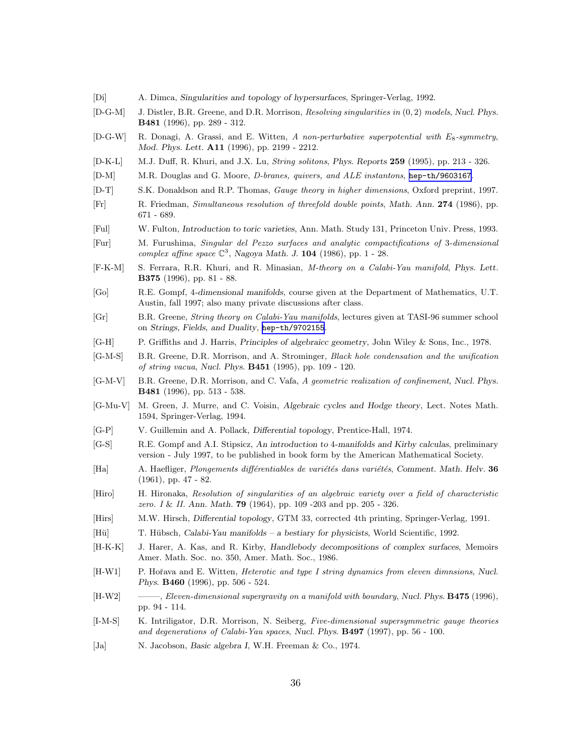[Di] A. Dimca, *Singularities and topology of hypersurfaces*, Springer-Verlag, 1992.

[D-G-M] J. Distler, B.R. Greene, and D.R. Morrison, *Resolving singularities in* $(0,2)$ *models*, *Nucl. Phys.* **B481** (1996), pp. 289 - 312.

[D-G-W] R. Donagi, A. Grassi, and E. Witten, *A non-perturbative superpotential with* $E_8$*-symmetry*, *Mod. Phys. Lett.* **A11** (1996), pp. 2199 - 2212.

[D-K-L] M.J. Duff, R. Khuri, and J.X. Lu, *String solitons*, *Phys. Reports* **259** (1995), pp. 213 - 326.

[D-M] M.R. Douglas and G. Moore, *D-branes, quivers, and ALE instantons*, hep-th/9603167.

[D-T] S.K. Donaldson and R.P. Thomas, *Gauge theory in higher dimensions*, Oxford preprint, 1997.

[Fr] R. Friedman, *Simultaneous resolution of threefold double points*, *Math. Ann.* **274** (1986), pp. 671 - 689.

[Ful] W. Fulton, *Introduction to toric varieties*, Ann. Math. Study 131, Princeton Univ. Press, 1993.

[Fur] M. Furushima, *Singular del Pezzo surfaces and analytic compactifications of* 3*-dimensional complex affine space* $\mathbb{C}^3$, *Nagoya Math. J.* **104** (1986), pp. 1 - 28.

[F-K-M] S. Ferrara, R.R. Khuri, and R. Minasian, *M-theory on a Calabi-Yau manifold*, *Phys. Lett.* **B375** (1996), pp. 81 - 88.

[Go] R.E. Gompf, *4-dimensional manifolds*, course given at the Department of Mathematics, U.T. Austin, fall 1997; also many private discussions after class.

[Gr] B.R. Greene, *String theory on Calabi-Yau manifolds*, lectures given at TASI-96 summer school on *Strings, Fields, and Duality*, hep-th/9702155.

[G-H] P. Griffiths and J. Harris, *Principles of algebraicc geometry*, John Wiley & Sons, Inc., 1978.

[G-M-S] B.R. Greene, D.R. Morrison, and A. Strominger, *Black hole condensation and the unification of string vacua*, *Nucl. Phys.* **B451** (1995), pp. 109 - 120.

[G-M-V] B.R. Greene, D.R. Morrison, and C. Vafa, *A geometric realization of confinement*, *Nucl. Phys.* **B481** (1996), pp. 513 - 538.

[G-Mu-V] M. Green, J. Murre, and C. Voisin, *Algebraic cycles and Hodge theory*, Lect. Notes Math. 1594, Springer-Verlag, 1994.

[G-P] V. Guillemin and A. Pollack, *Differential topology*, Prentice-Hall, 1974.

[G-S] R.E. Gompf and A.I. Stipsicz, *An introduction to 4-manifolds and Kirby calculas*, preliminary version - July 1997, to be published in book form by the American Mathematical Society.

[Ha] A. Haefliger, *Plongements différentiables de variétés dans variétés*, *Comment. Math. Helv.* **36** (1961), pp. 47 - 82.

[Hiro] H. Hironaka, *Resolution of singularities of an algebraic variety over a field of characteristic zero. I & II. Ann. Math.* **79** (1964), pp. 109 -203 and pp. 205 - 326.

[Hirs] M.W. Hirsch, *Differential topology*, GTM 33, corrected 4th printing, Springer-Verlag, 1991.

[Hü] T. Hübsch, *Calabi-Yau manifolds – a bestiary for physicists*, World Scientific, 1992.

[H-K-K] J. Harer, A. Kas, and R. Kirby, *Handlebody decompositions of complex surfaces*, Memoirs Amer. Math. Soc. no. 350, Amer. Math. Soc., 1986.

[H-W1] P. Hořava and E. Witten, *Heterotic and type I string dynamics from eleven dimnsions*, *Nucl. Phys.* **B460** (1996), pp. 506 - 524.

[H-W2] ———, *Eleven-dimensional supergravity on a manifold with boundary*, *Nucl. Phys.* **B475** (1996), pp. 94 - 114.

[I-M-S] K. Intriligator, D.R. Morrison, N. Seiberg, *Five-dimensional supersymmetric gauge theories and degenerations of Calabi-Yau spaces*, *Nucl. Phys.* **B497** (1997), pp. 56 - 100.

[Ja] N. Jacobson, *Basic algebra I*, W.H. Freeman & Co., 1974.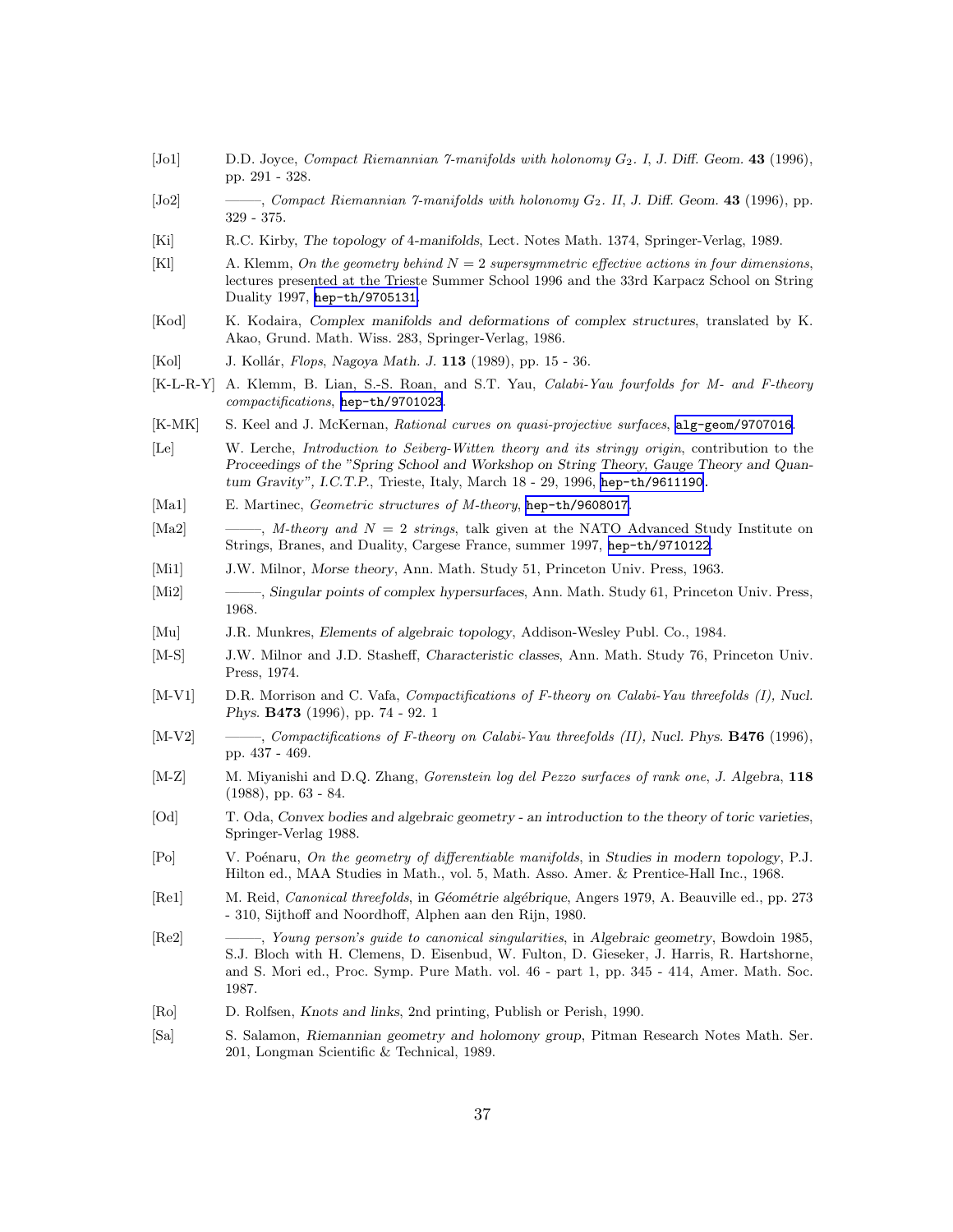[Jo1] D.D. Joyce, *Compact Riemannian 7-manifolds with holonomy $G_2$. I*, *J. Diff. Geom.* **43** (1996), pp. 291 - 328.

[Jo2] ———, *Compact Riemannian 7-manifolds with holonomy $G_2$. II*, *J. Diff. Geom.* **43** (1996), pp. 329 - 375.

[Ki] R.C. Kirby, *The topology of 4-manifolds*, Lect. Notes Math. 1374, Springer-Verlag, 1989.

[Kl] A. Klemm, *On the geometry behind $N = 2$ supersymmetric effective actions in four dimensions*, lectures presented at the Trieste Summer School 1996 and the 33rd Karpacz School on String Duality 1997, hep-th/9705131.

[Kod] K. Kodaira, *Complex manifolds and deformations of complex structures*, translated by K. Akao, Grund. Math. Wiss. 283, Springer-Verlag, 1986.

[Kol] J. Kollár, *Flops*, *Nagoya Math. J.* **113** (1989), pp. 15 - 36.

[K-L-R-Y] A. Klemm, B. Lian, S.-S. Roan, and S.T. Yau, *Calabi-Yau fourfolds for M- and F-theory compactifications*, hep-th/9701023.

[K-MK] S. Keel and J. McKernan, *Rational curves on quasi-projective surfaces*, alg-geom/9707016.

[Le] W. Lerche, *Introduction to Seiberg-Witten theory and its stringy origin*, contribution to the *Proceedings of the "Spring School and Workshop on String Theory, Gauge Theory and Quantum Gravity", I.C.T.P.*, Trieste, Italy, March 18 - 29, 1996, hep-th/9611190.

[Ma1] E. Martinec, *Geometric structures of M-theory*, hep-th/9608017.

[Ma2] ———, *M-theory and $N = 2$ strings*, talk given at the NATO Advanced Study Institute on Strings, Branes, and Duality, Cargese France, summer 1997, hep-th/9710122.

[Mi1] J.W. Milnor, *Morse theory*, Ann. Math. Study 51, Princeton Univ. Press, 1963.

[Mi2] ———, *Singular points of complex hypersurfaces*, Ann. Math. Study 61, Princeton Univ. Press, 1968.

[Mu] J.R. Munkres, *Elements of algebraic topology*, Addison-Wesley Publ. Co., 1984.

[M-S] J.W. Milnor and J.D. Stasheff, *Characteristic classes*, Ann. Math. Study 76, Princeton Univ. Press, 1974.

[M-V1] D.R. Morrison and C. Vafa, *Compactifications of F-theory on Calabi-Yau threefolds (I)*, *Nucl. Phys.* **B473** (1996), pp. 74 - 92. 1

[M-V2] ———, *Compactifications of F-theory on Calabi-Yau threefolds (II)*, *Nucl. Phys.* **B476** (1996), pp. 437 - 469.

[M-Z] M. Miyanishi and D.Q. Zhang, *Gorenstein log del Pezzo surfaces of rank one*, *J. Algebra*, **118** (1988), pp. 63 - 84.

[Od] T. Oda, *Convex bodies and algebraic geometry - an introduction to the theory of toric varieties*, Springer-Verlag 1988.

[Po] V. Poénaru, *On the geometry of differentiable manifolds*, in *Studies in modern topology*, P.J. Hilton ed., MAA Studies in Math., vol. 5, Math. Asso. Amer. & Prentice-Hall Inc., 1968.

[Re1] M. Reid, *Canonical threefolds*, in *Géométrie algébrique*, Angers 1979, A. Beauville ed., pp. 273 - 310, Sijthoff and Noordhoff, Alphen aan den Rijn, 1980.

[Re2] ———, *Young person's guide to canonical singularities*, in *Algebraic geometry*, Bowdoin 1985, S.J. Bloch with H. Clemens, D. Eisenbud, W. Fulton, D. Gieseker, J. Harris, R. Hartshorne, and S. Mori ed., Proc. Symp. Pure Math. vol. 46 - part 1, pp. 345 - 414, Amer. Math. Soc. 1987.

[Ro] D. Rolfsen, *Knots and links*, 2nd printing, Publish or Perish, 1990.

[Sa] S. Salamon, *Riemannian geometry and holomony group*, Pitman Research Notes Math. Ser. 201, Longman Scientific & Technical, 1989.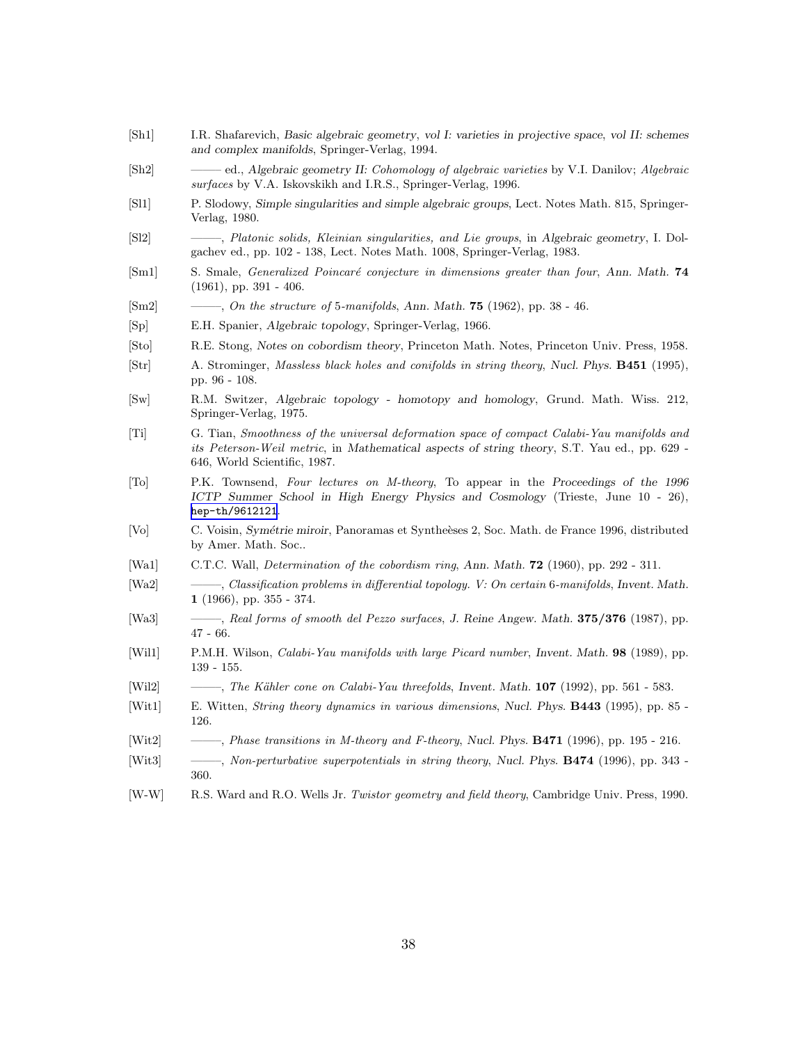[Sh1] I.R. Shafarevich, *Basic algebraic geometry, vol I: varieties in projective space, vol II: schemes and complex manifolds*, Springer-Verlag, 1994.

[Sh2] ——— ed., *Algebraic geometry II: Cohomology of algebraic varieties* by V.I. Danilov; *Algebraic surfaces* by V.A. Iskovskikh and I.R.S., Springer-Verlag, 1996.

[Sl1] P. Slodowy, *Simple singularities and simple algebraic groups*, Lect. Notes Math. 815, Springer-Verlag, 1980.

[Sl2] ———, *Platonic solids, Kleinian singularities, and Lie groups*, in *Algebraic geometry*, I. Dolgachev ed., pp. 102 - 138, Lect. Notes Math. 1008, Springer-Verlag, 1983.

[Sm1] S. Smale, *Generalized Poincaré conjecture in dimensions greater than four*, Ann. Math. **74** (1961), pp. 391 - 406.

[Sm2] ———, *On the structure of 5-manifolds*, Ann. Math. **75** (1962), pp. 38 - 46.

[Sp] E.H. Spanier, *Algebraic topology*, Springer-Verlag, 1966.

[Sto] R.E. Stong, *Notes on cobordism theory*, Princeton Math. Notes, Princeton Univ. Press, 1958.

[Str] A. Strominger, *Massless black holes and conifolds in string theory*, Nucl. Phys. **B451** (1995), pp. 96 - 108.

[Sw] R.M. Switzer, *Algebraic topology - homotopy and homology*, Grund. Math. Wiss. 212, Springer-Verlag, 1975.

[Ti] G. Tian, *Smoothness of the universal deformation space of compact Calabi-Yau manifolds and its Peterson-Weil metric*, in *Mathematical aspects of string theory*, S.T. Yau ed., pp. 629 - 646, World Scientific, 1987.

[To] P.K. Townsend, *Four lectures on M-theory*, To appear in the *Proceedings of the 1996 ICTP Summer School in High Energy Physics and Cosmology* (Trieste, June 10 - 26), hep-th/9612121.

[Vo] C. Voisin, *Symétrie miroir*, Panoramas et Syntheèses 2, Soc. Math. de France 1996, distributed by Amer. Math. Soc..

[Wa1] C.T.C. Wall, *Determination of the cobordism ring*, Ann. Math. **72** (1960), pp. 292 - 311.

[Wa2] ———, *Classification problems in differential topology. V: On certain 6-manifolds*, Invent. Math. **1** (1966), pp. 355 - 374.

[Wa3] ———, *Real forms of smooth del Pezzo surfaces*, J. Reine Angew. Math. **375/376** (1987), pp. 47 - 66.

[Wil1] P.M.H. Wilson, *Calabi-Yau manifolds with large Picard number*, Invent. Math. **98** (1989), pp. 139 - 155.

[Wil2] ———, *The Kähler cone on Calabi-Yau threefolds*, Invent. Math. **107** (1992), pp. 561 - 583.

[Wit1] E. Witten, *String theory dynamics in various dimensions*, Nucl. Phys. **B443** (1995), pp. 85 - 126.

[Wit2] ———, *Phase transitions in M-theory and F-theory*, Nucl. Phys. **B471** (1996), pp. 195 - 216.

[Wit3] ———, *Non-perturbative superpotentials in string theory*, Nucl. Phys. **B474** (1996), pp. 343 - 360.

[W-W] R.S. Ward and R.O. Wells Jr. *Twistor geometry and field theory*, Cambridge Univ. Press, 1990.